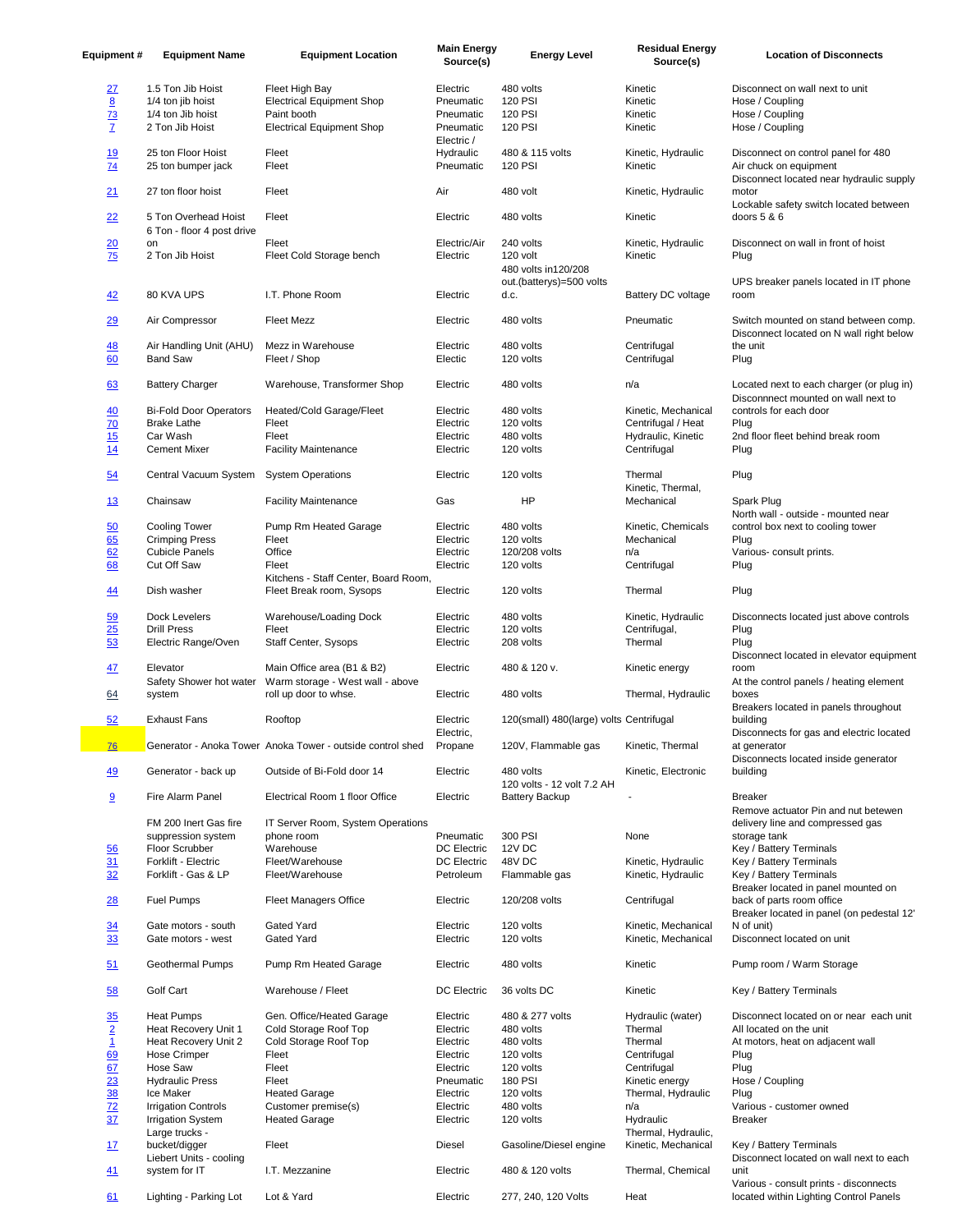| Equipment # | Equipment Name | Equipment Location | Main Energy Source(s) | Energy Level | Residual Energy Source(s) | Location of Disconnects |
|---|---|---|---|---|---|---|
| 27 | 1.5 Ton Jib Hoist | Fleet High Bay | Electric | 480 volts | Kinetic | Disconnect on wall next to unit |
| 8 | 1/4 ton jib hoist | Electrical Equipment Shop | Pneumatic | 120 PSI | Kinetic | Hose / Coupling |
| 73 | 1/4 ton Jib hoist | Paint booth | Pneumatic | 120 PSI | Kinetic | Hose / Coupling |
| 7 | 2 Ton Jib Hoist | Electrical Equipment Shop | Pneumatic | 120 PSI | Kinetic | Hose / Coupling |
| 19 | 25 ton Floor Hoist | Fleet | Electric / Hydraulic | 480 & 115 volts | Kinetic, Hydraulic | Disconnect on control panel for 480 |
| 74 | 25 ton bumper jack | Fleet | Pneumatic | 120 PSI | Kinetic | Air chuck on equipment |
| 21 | 27 ton floor hoist | Fleet | Air | 480 volt | Kinetic, Hydraulic | Disconnect located near hydraulic supply motor |
| 22 | 5 Ton Overhead Hoist | Fleet | Electric | 480 volts | Kinetic | Lockable safety switch located between doors 5 & 6 |
| 20 | 6 Ton - floor 4 post drive on | Fleet | Electric/Air | 240 volts | Kinetic, Hydraulic | Disconnect on wall in front of hoist |
| 75 | 2 Ton Jib Hoist | Fleet Cold Storage bench | Electric | 120 volt | Kinetic | Plug |
| 42 | 80 KVA UPS | I.T. Phone Room | Electric | 480 volts in120/208 out.(batterys)=500 volts d.c. | Battery DC voltage | UPS breaker panels located in IT phone room |
| 29 | Air Compressor | Fleet Mezz | Electric | 480 volts | Pneumatic | Switch mounted on stand between comp. |
| 48 | Air Handling Unit (AHU) | Mezz in Warehouse | Electric | 480 volts | Centrifugal | Disconnect located on N wall right below the unit |
| 60 | Band Saw | Fleet / Shop | Electic | 120 volts | Centrifugal | Plug |
| 63 | Battery Charger | Warehouse, Transformer Shop | Electric | 480 volts | n/a | Located next to each charger (or plug in) |
| 40 | Bi-Fold Door Operators | Heated/Cold Garage/Fleet | Electric | 480 volts | Kinetic, Mechanical | Disconnnect mounted on wall next to controls for each door |
| 70 | Brake Lathe | Fleet | Electric | 120 volts | Centrifugal / Heat | Plug |
| 15 | Car Wash | Fleet | Electric | 480 volts | Hydraulic, Kinetic | 2nd floor fleet behind break room |
| 14 | Cement Mixer | Facility Maintenance | Electric | 120 volts | Centrifugal | Plug |
| 54 | Central Vacuum System | System Operations | Electric | 120 volts | Thermal | Plug |
| 13 | Chainsaw | Facility Maintenance | Gas | HP | Kinetic, Thermal, Mechanical | Spark Plug |
| 50 | Cooling Tower | Pump Rm Heated Garage | Electric | 480 volts | Kinetic, Chemicals | North wall - outside - mounted near control box next to cooling tower |
| 65 | Crimping Press | Fleet | Electric | 120 volts | Mechanical | Plug |
| 62 | Cubicle Panels | Office | Electric | 120/208 volts | n/a | Various- consult prints. |
| 68 | Cut Off Saw | Fleet | Electric | 120 volts | Centrifugal | Plug |
| 44 | Dish washer | Kitchens - Staff Center, Board Room, Fleet Break room, Sysops | Electric | 120 volts | Thermal | Plug |
| 59 | Dock Levelers | Warehouse/Loading Dock | Electric | 480 volts | Kinetic, Hydraulic | Disconnects located just above controls |
| 25 | Drill Press | Fleet | Electric | 120 volts | Centrifugal, | Plug |
| 53 | Electric Range/Oven | Staff Center, Sysops | Electric | 208 volts | Thermal | Plug |
| 47 | Elevator | Main Office area (B1 & B2) | Electric | 480 & 120 v. | Kinetic energy | Disconnect located in elevator equipment room |
| 64 | Safety Shower hot water system | Warm storage - West wall - above roll up door to whse. | Electric | 480 volts | Thermal, Hydraulic | At the control panels / heating element boxes |
| 52 | Exhaust Fans | Rooftop | Electric | 120(small) 480(large) volts | Centrifugal | Breakers located in panels throughout building |
| 76 | Generator - Anoka Tower | Anoka Tower - outside control shed | Electric, Propane | 120V, Flammable gas | Kinetic, Thermal | Disconnects for gas and electric located at generator |
| 49 | Generator - back up | Outside of Bi-Fold door 14 | Electric | 480 volts | Kinetic, Electronic | Disconnects located inside generator building |
| 9 | Fire Alarm Panel | Electrical Room 1 floor Office | Electric | 120 volts - 12 volt 7.2 AH Battery Backup | - | Breaker |
| | FM 200 Inert Gas fire suppression system | IT Server Room, System Operations phone room | Pneumatic | 300 PSI | None | Remove actuator Pin and nut betewen delivery line and compressed gas storage tank |
| 56 | Floor Scrubber | Warehouse | DC Electric | 12V DC | | Key / Battery Terminals |
| 31 | Forklift - Electric | Fleet/Warehouse | DC Electric | 48V DC | Kinetic, Hydraulic | Key / Battery Terminals |
| 32 | Forklift - Gas & LP | Fleet/Warehouse | Petroleum | Flammable gas | Kinetic, Hydraulic | Key / Battery Terminals |
| 28 | Fuel Pumps | Fleet Managers Office | Electric | 120/208 volts | Centrifugal | Breaker located in panel mounted on back of parts room office |
| 34 | Gate motors - south | Gated Yard | Electric | 120 volts | Kinetic, Mechanical | Breaker located in panel (on pedestal 12' N of unit) |
| 33 | Gate motors - west | Gated Yard | Electric | 120 volts | Kinetic, Mechanical | Disconnect located on unit |
| 51 | Geothermal Pumps | Pump Rm Heated Garage | Electric | 480 volts | Kinetic | Pump room / Warm Storage |
| 58 | Golf Cart | Warehouse / Fleet | DC Electric | 36 volts DC | Kinetic | Key / Battery Terminals |
| 35 | Heat Pumps | Gen. Office/Heated Garage | Electric | 480 & 277 volts | Hydraulic (water) | Disconnect located on or near each unit |
| 2 | Heat Recovery Unit 1 | Cold Storage Roof Top | Electric | 480 volts | Thermal | All located on the unit |
| 1 | Heat Recovery Unit 2 | Cold Storage Roof Top | Electric | 480 volts | Thermal | At motors, heat on adjacent wall |
| 69 | Hose Crimper | Fleet | Electric | 120 volts | Centrifugal | Plug |
| 67 | Hose Saw | Fleet | Electric | 120 volts | Centrifugal | Plug |
| 23 | Hydraulic Press | Fleet | Pneumatic | 180 PSI | Kinetic energy | Hose / Coupling |
| 38 | Ice Maker | Heated Garage | Electric | 120 volts | Thermal, Hydraulic | Plug |
| 72 | Irrigation Controls | Customer premise(s) | Electric | 480 volts | n/a | Various - customer owned |
| 37 | Irrigation System | Heated Garage | Electric | 120 volts | Hydraulic | Breaker |
| 17 | Large trucks - bucket/digger | Fleet | Diesel | Gasoline/Diesel engine | Thermal, Hydraulic, Kinetic, Mechanical | Key / Battery Terminals |
| 41 | Liebert Units - cooling system for IT | I.T. Mezzanine | Electric | 480 & 120 volts | Thermal, Chemical | Disconnect located on wall next to each unit |
| 61 | Lighting - Parking Lot | Lot & Yard | Electric | 277, 240, 120 Volts | Heat | Various - consult prints - disconnects located within Lighting Control Panels |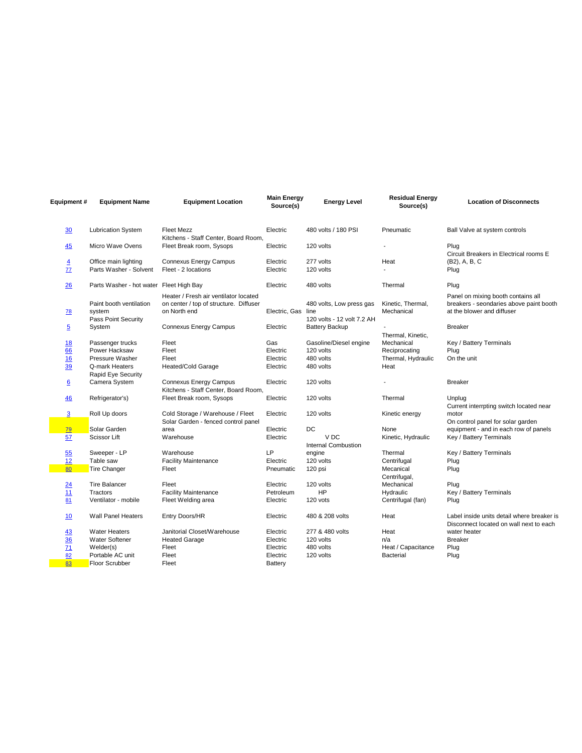| Equipment # | Equipment Name | Equipment Location | Main Energy Source(s) | Energy Level | Residual Energy Source(s) | Location of Disconnects |
|---|---|---|---|---|---|---|
| 30 | Lubrication System | Fleet Mezz | Electric | 480 volts / 180 PSI | Pneumatic | Ball Valve at system controls |
| 45 | Micro Wave Ovens | Kitchens - Staff Center, Board Room, Fleet Break room, Sysops | Electric | 120 volts | - | Plug |
| 4 | Office main lighting | Connexus Energy Campus | Electric | 277 volts | Heat | Circuit Breakers in Electrical rooms E (B2), A, B, C |
| 77 | Parts Washer - Solvent | Fleet - 2 locations | Electric | 120 volts | - | Plug |
| 26 | Parts Washer - hot water | Fleet High Bay | Electric | 480 volts | Thermal | Plug |
| 78 | Paint booth ventilation system | Heater / Fresh air ventilator located on center / top of structure. Diffuser on North end | Electric, Gas | 480 volts, Low press gas line | Kinetic, Thermal, Mechanical | Panel on mixing booth contains all breakers - seondaries above paint booth at the blower and diffuser |
| 5 | Pass Point Security System | Connexus Energy Campus | Electric | 120 volts - 12 volt 7.2 AH Battery Backup | - | Breaker |
| 18 | Passenger trucks | Fleet | Gas | Gasoline/Diesel engine | Thermal, Kinetic, Mechanical | Key / Battery Terminals |
| 66 | Power Hacksaw | Fleet | Electric | 120 volts | Reciprocating | Plug |
| 16 | Pressure Washer | Fleet | Electric | 480 volts | Thermal, Hydraulic | On the unit |
| 39 | Q-mark Heaters | Heated/Cold Garage | Electric | 480 volts | Heat | |
| 6 | Rapid Eye Security Camera System | Connexus Energy Campus | Electric | 120 volts | - | Breaker |
| 46 | Refrigerator's) | Kitchens - Staff Center, Board Room, Fleet Break room, Sysops | Electric | 120 volts | Thermal | Unplug |
| 3 | Roll Up doors | Cold Storage / Warehouse / Fleet | Electric | 120 volts | Kinetic energy | Current interrpting switch located near motor |
| 79 | Solar Garden | Solar Garden - fenced control panel area | Electric | DC | None | On control panel for solar garden equipment - and in each row of panels |
| 57 | Scissor Lift | Warehouse | Electric | V DC | Kinetic, Hydraulic | Key / Battery Terminals |
| 55 | Sweeper - LP | Warehouse | LP | Internal Combustion engine | Thermal | Key / Battery Terminals |
| 12 | Table saw | Facility Maintenance | Electric | 120 volts | Centrifugal | Plug |
| 80 | Tire Changer | Fleet | Pneumatic | 120 psi | Mecanical | Plug |
| 24 | Tire Balancer | Fleet | Electric | 120 volts | Centrifugal, Mechanical | Plug |
| 11 | Tractors | Facility Maintenance | Petroleum | HP | Hydraulic | Key / Battery Terminals |
| 81 | Ventilator - mobile | Fleet Welding area | Electric | 120 vots | Centrifugal (fan) | Plug |
| 10 | Wall Panel Heaters | Entry Doors/HR | Electric | 480 & 208 volts | Heat | Label inside units detail where breaker is |
| 43 | Water Heaters | Janitorial Closet/Warehouse | Electric | 277 & 480 volts | Heat | Disconnect located on wall next to each water heater |
| 36 | Water Softener | Heated Garage | Electric | 120 volts | n/a | Breaker |
| 71 | Welder(s) | Fleet | Electric | 480 volts | Heat / Capacitance | Plug |
| 82 | Portable AC unit | Fleet | Electric | 120 volts | Bacterial | Plug |
| 83 | Floor Scrubber | Fleet | Battery | | | |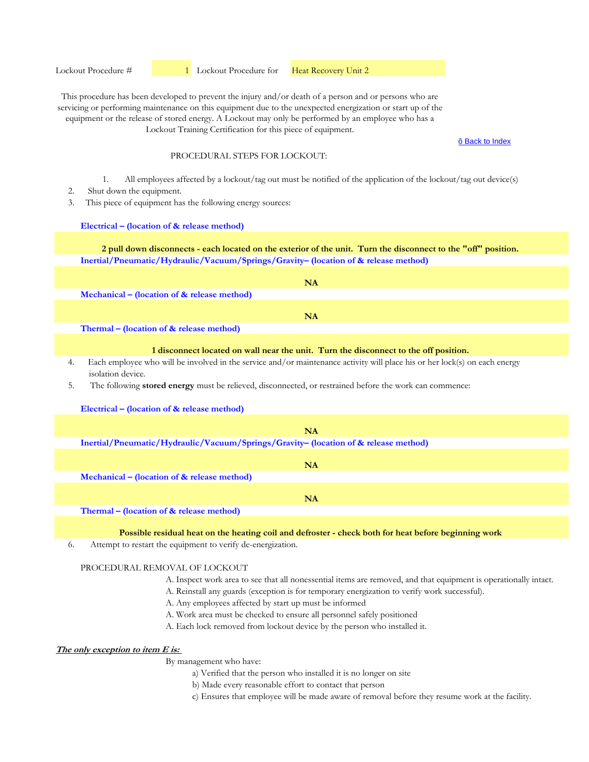Lockout Procedure # 1 Lockout Procedure for Heat Recovery Unit 2

This procedure has been developed to prevent the injury and/or death of a person and or persons who are servicing or performing maintenance on this equipment due to the unexpected energization or start up of the equipment or the release of stored energy. A Lockout may only be performed by an employee who has a Lockout Training Certification for this piece of equipment.

ô Back to Index

PROCEDURAL STEPS FOR LOCKOUT:

1. All employees affected by a lockout/tag out must be notified of the application of the lockout/tag out device(s)
2. Shut down the equipment.
3. This piece of equipment has the following energy sources:

**Electrical – (location of & release method)**

**2 pull down disconnects - each located on the exterior of the unit. Turn the disconnect to the "off" position.**

**Inertial/Pneumatic/Hydraulic/Vacuum/Springs/Gravity– (location of & release method)**

**NA**

**Mechanical – (location of & release method)**

**NA**

**Thermal – (location of & release method)**

**1 disconnect located on wall near the unit. Turn the disconnect to the off position.**

4. Each employee who will be involved in the service and/or maintenance activity will place his or her lock(s) on each energy isolation device.
5. The following **stored energy** must be relieved, disconnected, or restrained before the work can commence:

**Electrical – (location of & release method)**

**NA**

**Inertial/Pneumatic/Hydraulic/Vacuum/Springs/Gravity– (location of & release method)**

**NA**

**Mechanical – (location of & release method)**

**NA**

**Thermal – (location of & release method)**

**Possible residual heat on the heating coil and defroster - check both for heat before beginning work**

6. Attempt to restart the equipment to verify de-energization.

PROCEDURAL REMOVAL OF LOCKOUT

A. Inspect work area to see that all nonessential items are removed, and that equipment is operationally intact.
A. Reinstall any guards (exception is for temporary energization to verify work successful).
A. Any employees affected by start up must be informed
A. Work area must be checked to ensure all personnel safely positioned
A. Each lock removed from lockout device by the person who installed it.

***The only exception to item E is:***

By management who have:

a) Verified that the person who installed it is no longer on site
b) Made every reasonable effort to contact that person
c) Ensures that employee will be made aware of removal before they resume work at the facility.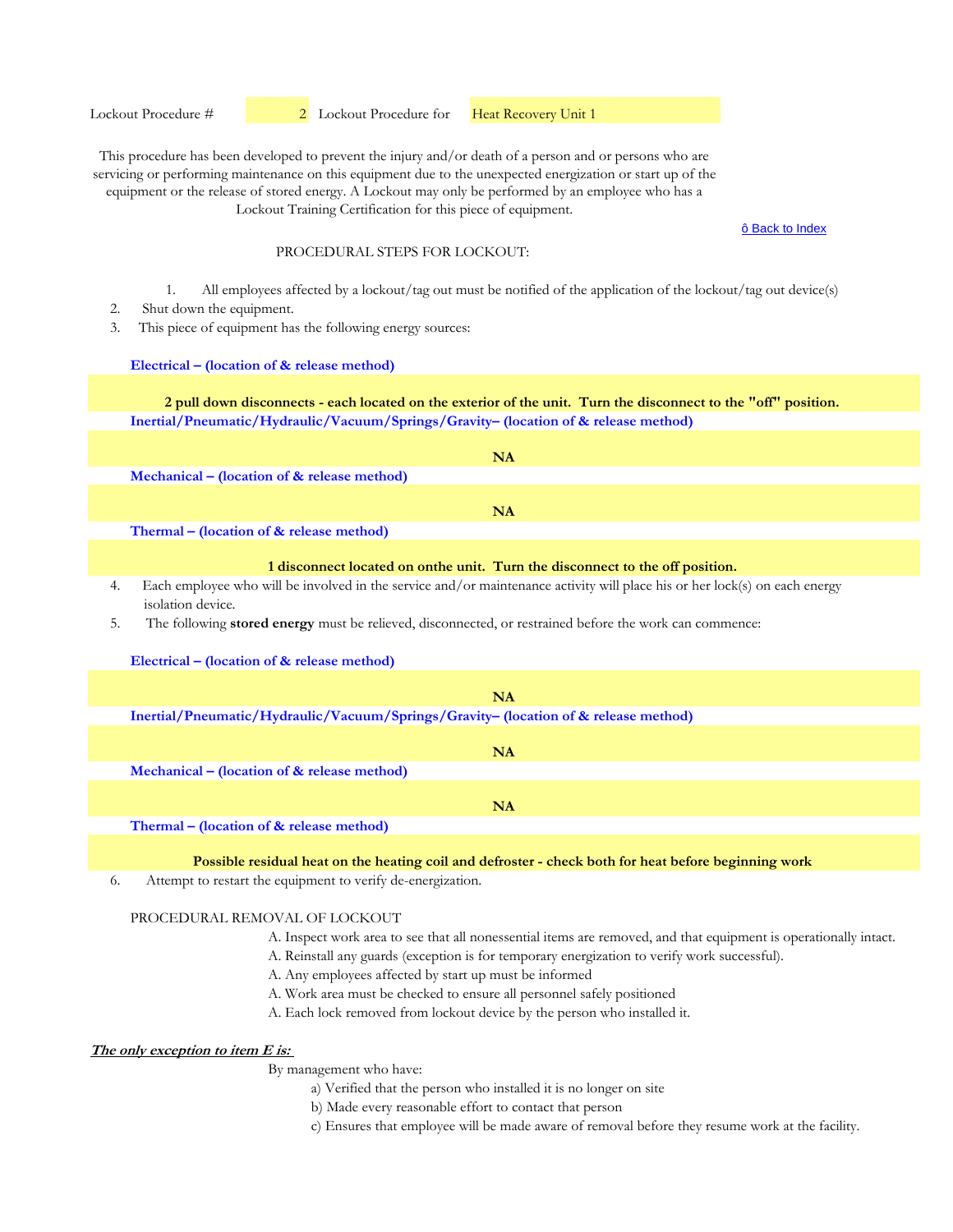Lockout Procedure # 2 Lockout Procedure for Heat Recovery Unit 1

This procedure has been developed to prevent the injury and/or death of a person and or persons who are servicing or performing maintenance on this equipment due to the unexpected energization or start up of the equipment or the release of stored energy. A Lockout may only be performed by an employee who has a Lockout Training Certification for this piece of equipment.

ô Back to Index

PROCEDURAL STEPS FOR LOCKOUT:

1. All employees affected by a lockout/tag out must be notified of the application of the lockout/tag out device(s)
2. Shut down the equipment.
3. This piece of equipment has the following energy sources:

**Electrical – (location of & release method)**

**2 pull down disconnects - each located on the exterior of the unit. Turn the disconnect to the "off" position.**

**Inertial/Pneumatic/Hydraulic/Vacuum/Springs/Gravity– (location of & release method)**

**NA**

**Mechanical – (location of & release method)**

**NA**

**Thermal – (location of & release method)**

**1 disconnect located on onthe unit. Turn the disconnect to the off position.**

4. Each employee who will be involved in the service and/or maintenance activity will place his or her lock(s) on each energy isolation device.
5. The following **stored energy** must be relieved, disconnected, or restrained before the work can commence:

**Electrical – (location of & release method)**

**NA**

**Inertial/Pneumatic/Hydraulic/Vacuum/Springs/Gravity– (location of & release method)**

**NA**

**Mechanical – (location of & release method)**

**NA**

**Thermal – (location of & release method)**

**Possible residual heat on the heating coil and defroster - check both for heat before beginning work**

6. Attempt to restart the equipment to verify de-energization.

PROCEDURAL REMOVAL OF LOCKOUT

A. Inspect work area to see that all nonessential items are removed, and that equipment is operationally intact.
A. Reinstall any guards (exception is for temporary energization to verify work successful).
A. Any employees affected by start up must be informed
A. Work area must be checked to ensure all personnel safely positioned
A. Each lock removed from lockout device by the person who installed it.

***The only exception to item E is:***

By management who have:

a) Verified that the person who installed it is no longer on site
b) Made every reasonable effort to contact that person
c) Ensures that employee will be made aware of removal before they resume work at the facility.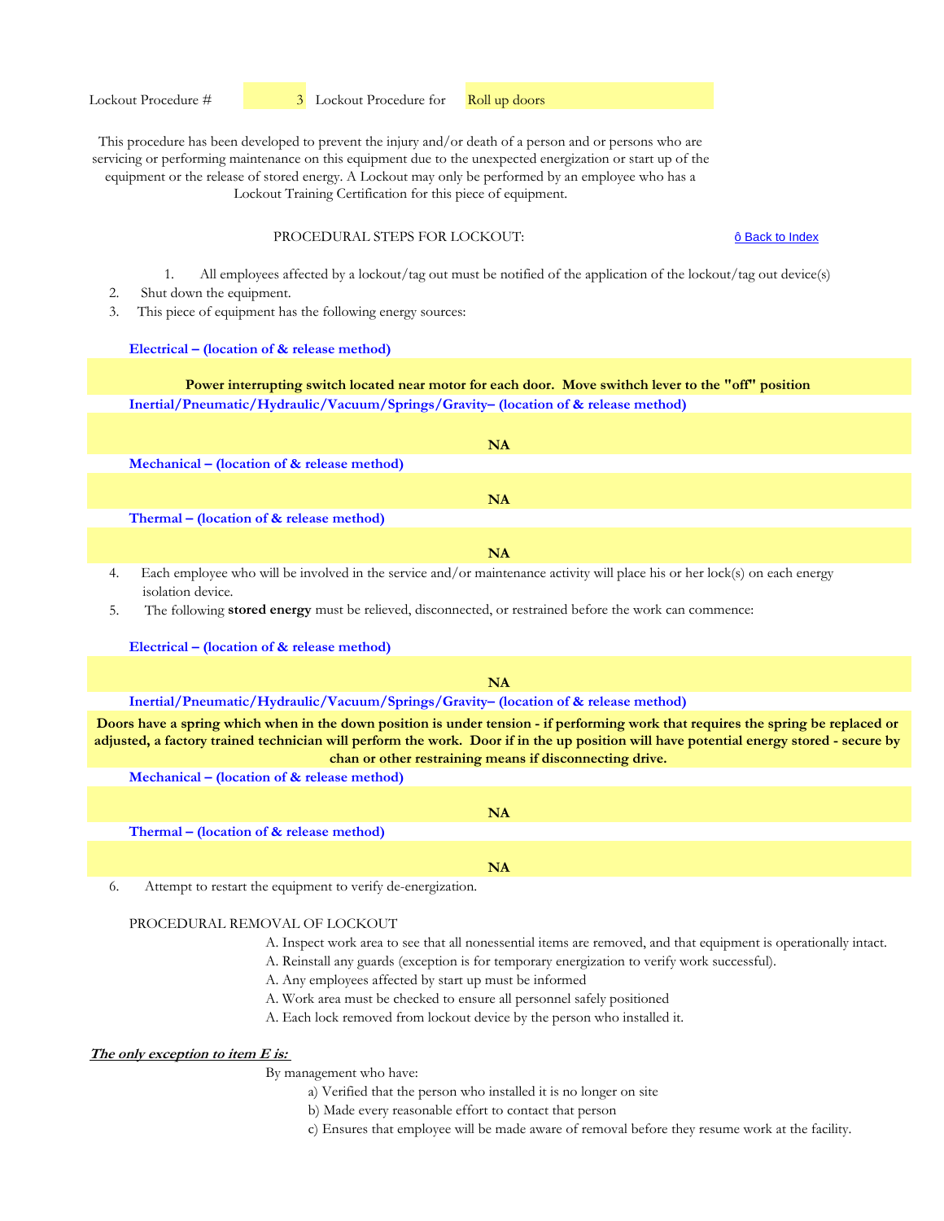Lockout Procedure # 3 Lockout Procedure for Roll up doors

This procedure has been developed to prevent the injury and/or death of a person and or persons who are servicing or performing maintenance on this equipment due to the unexpected energization or start up of the equipment or the release of stored energy. A Lockout may only be performed by an employee who has a Lockout Training Certification for this piece of equipment.

PROCEDURAL STEPS FOR LOCKOUT:

ô Back to Index

1. All employees affected by a lockout/tag out must be notified of the application of the lockout/tag out device(s)
2. Shut down the equipment.
3. This piece of equipment has the following energy sources:

**Electrical – (location of & release method)**

**Power interrupting switch located near motor for each door. Move swithch lever to the "off" position**

**Inertial/Pneumatic/Hydraulic/Vacuum/Springs/Gravity– (location of & release method)**

**NA**

**Mechanical – (location of & release method)**

**NA**

**Thermal – (location of & release method)**

**NA**

4. Each employee who will be involved in the service and/or maintenance activity will place his or her lock(s) on each energy isolation device.
5. The following **stored energy** must be relieved, disconnected, or restrained before the work can commence:

**Electrical – (location of & release method)**

**NA**

**Inertial/Pneumatic/Hydraulic/Vacuum/Springs/Gravity– (location of & release method)**

**Doors have a spring which when in the down position is under tension - if performing work that requires the spring be replaced or adjusted, a factory trained technician will perform the work. Door if in the up position will have potential energy stored - secure by chan or other restraining means if disconnecting drive.**

**Mechanical – (location of & release method)**

**NA**

**Thermal – (location of & release method)**

**NA**

6. Attempt to restart the equipment to verify de-energization.

PROCEDURAL REMOVAL OF LOCKOUT

A. Inspect work area to see that all nonessential items are removed, and that equipment is operationally intact.
A. Reinstall any guards (exception is for temporary energization to verify work successful).
A. Any employees affected by start up must be informed
A. Work area must be checked to ensure all personnel safely positioned
A. Each lock removed from lockout device by the person who installed it.

***The only exception to item E is:***

By management who have:

a) Verified that the person who installed it is no longer on site
b) Made every reasonable effort to contact that person
c) Ensures that employee will be made aware of removal before they resume work at the facility.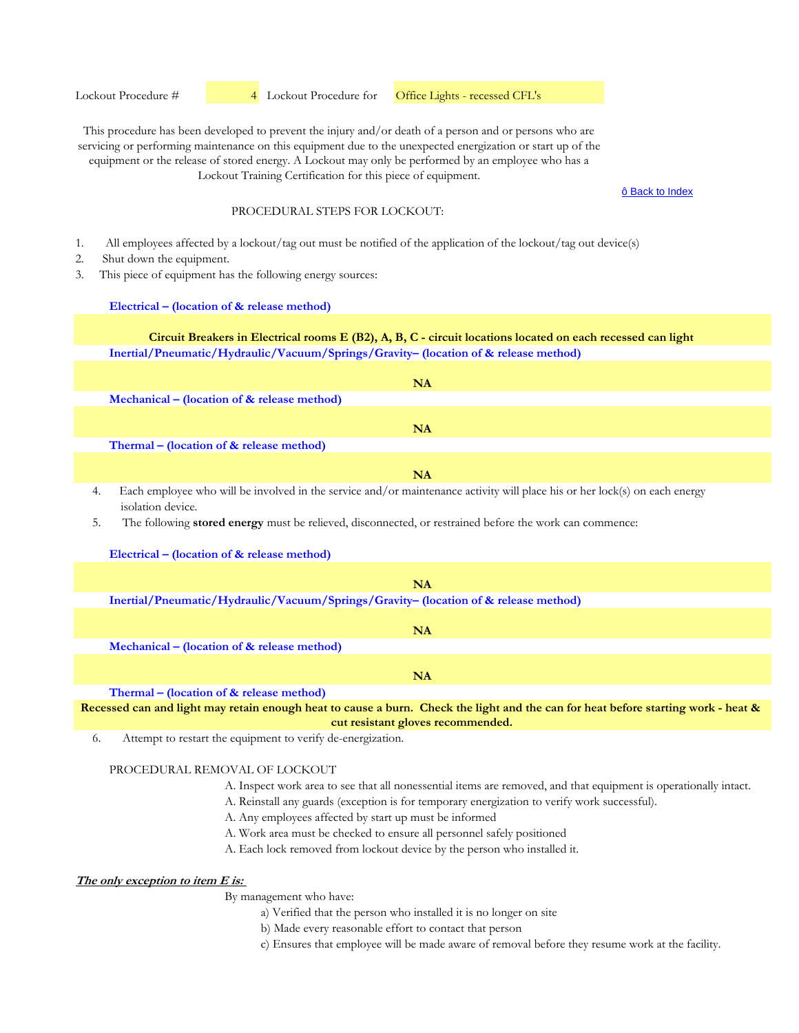Lockout Procedure # 4 Lockout Procedure for Office Lights - recessed CFL's

This procedure has been developed to prevent the injury and/or death of a person and or persons who are servicing or performing maintenance on this equipment due to the unexpected energization or start up of the equipment or the release of stored energy. A Lockout may only be performed by an employee who has a Lockout Training Certification for this piece of equipment.

ô Back to Index

PROCEDURAL STEPS FOR LOCKOUT:

1. All employees affected by a lockout/tag out must be notified of the application of the lockout/tag out device(s)
2. Shut down the equipment.
3. This piece of equipment has the following energy sources:

**Electrical – (location of & release method)**

**Circuit Breakers in Electrical rooms E (B2), A, B, C - circuit locations located on each recessed can light**

**Inertial/Pneumatic/Hydraulic/Vacuum/Springs/Gravity– (location of & release method)**

**NA**

**Mechanical – (location of & release method)**

**NA**

**Thermal – (location of & release method)**

**NA**

4. Each employee who will be involved in the service and/or maintenance activity will place his or her lock(s) on each energy isolation device.
5. The following **stored energy** must be relieved, disconnected, or restrained before the work can commence:

**Electrical – (location of & release method)**

**NA**

**Inertial/Pneumatic/Hydraulic/Vacuum/Springs/Gravity– (location of & release method)**

**NA**

**Mechanical – (location of & release method)**

**NA**

**Thermal – (location of & release method)**

**Recessed can and light may retain enough heat to cause a burn. Check the light and the can for heat before starting work - heat & cut resistant gloves recommended.**

6. Attempt to restart the equipment to verify de-energization.

PROCEDURAL REMOVAL OF LOCKOUT

A. Inspect work area to see that all nonessential items are removed, and that equipment is operationally intact.
A. Reinstall any guards (exception is for temporary energization to verify work successful).
A. Any employees affected by start up must be informed
A. Work area must be checked to ensure all personnel safely positioned
A. Each lock removed from lockout device by the person who installed it.

***The only exception to item E is:***

By management who have:

a) Verified that the person who installed it is no longer on site
b) Made every reasonable effort to contact that person
c) Ensures that employee will be made aware of removal before they resume work at the facility.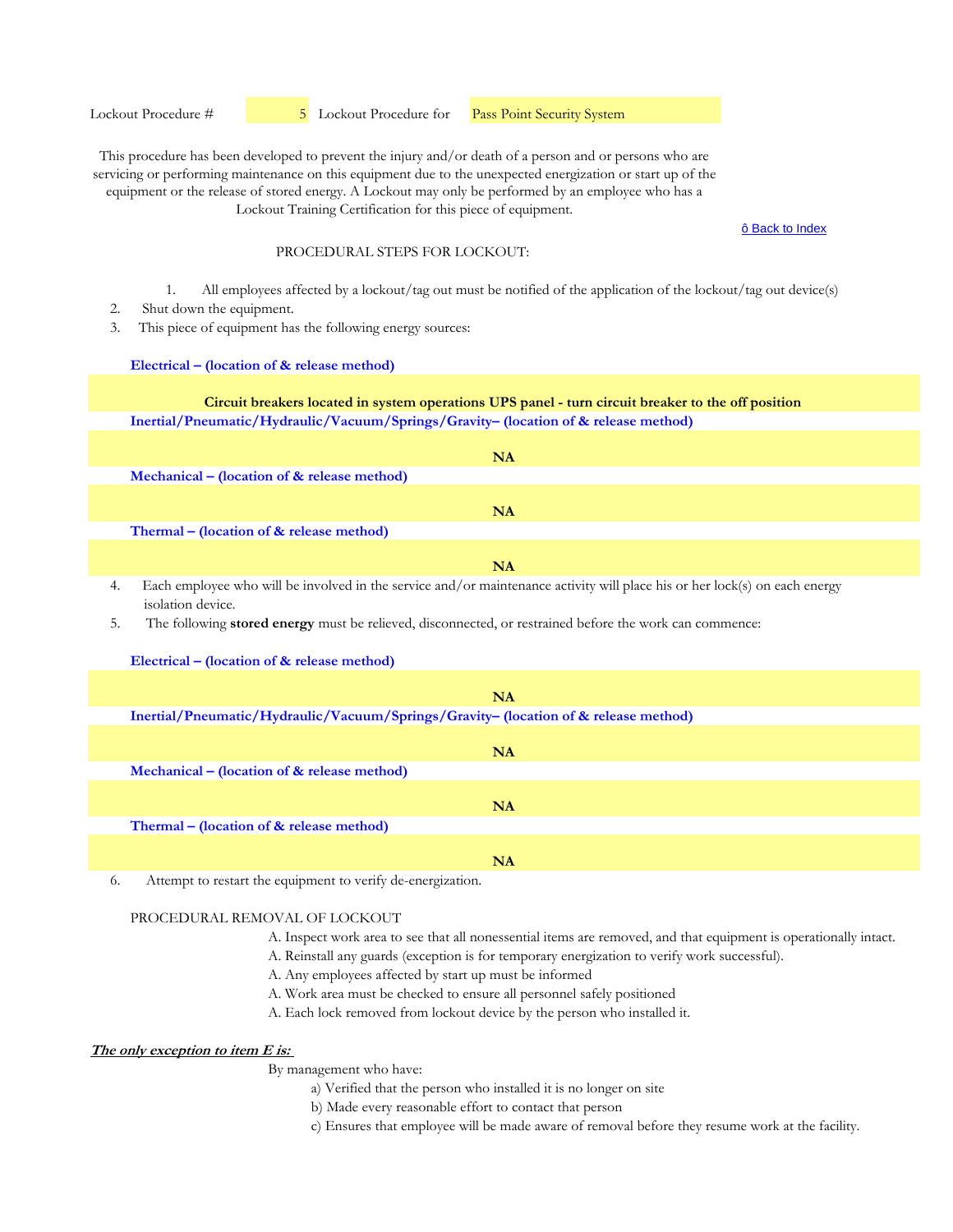Lockout Procedure # 5 Lockout Procedure for Pass Point Security System

This procedure has been developed to prevent the injury and/or death of a person and or persons who are servicing or performing maintenance on this equipment due to the unexpected energization or start up of the equipment or the release of stored energy. A Lockout may only be performed by an employee who has a Lockout Training Certification for this piece of equipment.

ô Back to Index

PROCEDURAL STEPS FOR LOCKOUT:

1. All employees affected by a lockout/tag out must be notified of the application of the lockout/tag out device(s)
2. Shut down the equipment.
3. This piece of equipment has the following energy sources:

**Electrical – (location of & release method)**

**Circuit breakers located in system operations UPS panel - turn circuit breaker to the off position**

**Inertial/Pneumatic/Hydraulic/Vacuum/Springs/Gravity– (location of & release method)**

**NA**

**Mechanical – (location of & release method)**

**NA**

**Thermal – (location of & release method)**

**NA**

4. Each employee who will be involved in the service and/or maintenance activity will place his or her lock(s) on each energy isolation device.
5. The following **stored energy** must be relieved, disconnected, or restrained before the work can commence:

**Electrical – (location of & release method)**

**NA**

**Inertial/Pneumatic/Hydraulic/Vacuum/Springs/Gravity– (location of & release method)**

**NA**

**Mechanical – (location of & release method)**

**NA**

**Thermal – (location of & release method)**

**NA**

6. Attempt to restart the equipment to verify de-energization.

PROCEDURAL REMOVAL OF LOCKOUT

A. Inspect work area to see that all nonessential items are removed, and that equipment is operationally intact.
A. Reinstall any guards (exception is for temporary energization to verify work successful).
A. Any employees affected by start up must be informed
A. Work area must be checked to ensure all personnel safely positioned
A. Each lock removed from lockout device by the person who installed it.

***The only exception to item E is:***

By management who have:

a) Verified that the person who installed it is no longer on site
b) Made every reasonable effort to contact that person
c) Ensures that employee will be made aware of removal before they resume work at the facility.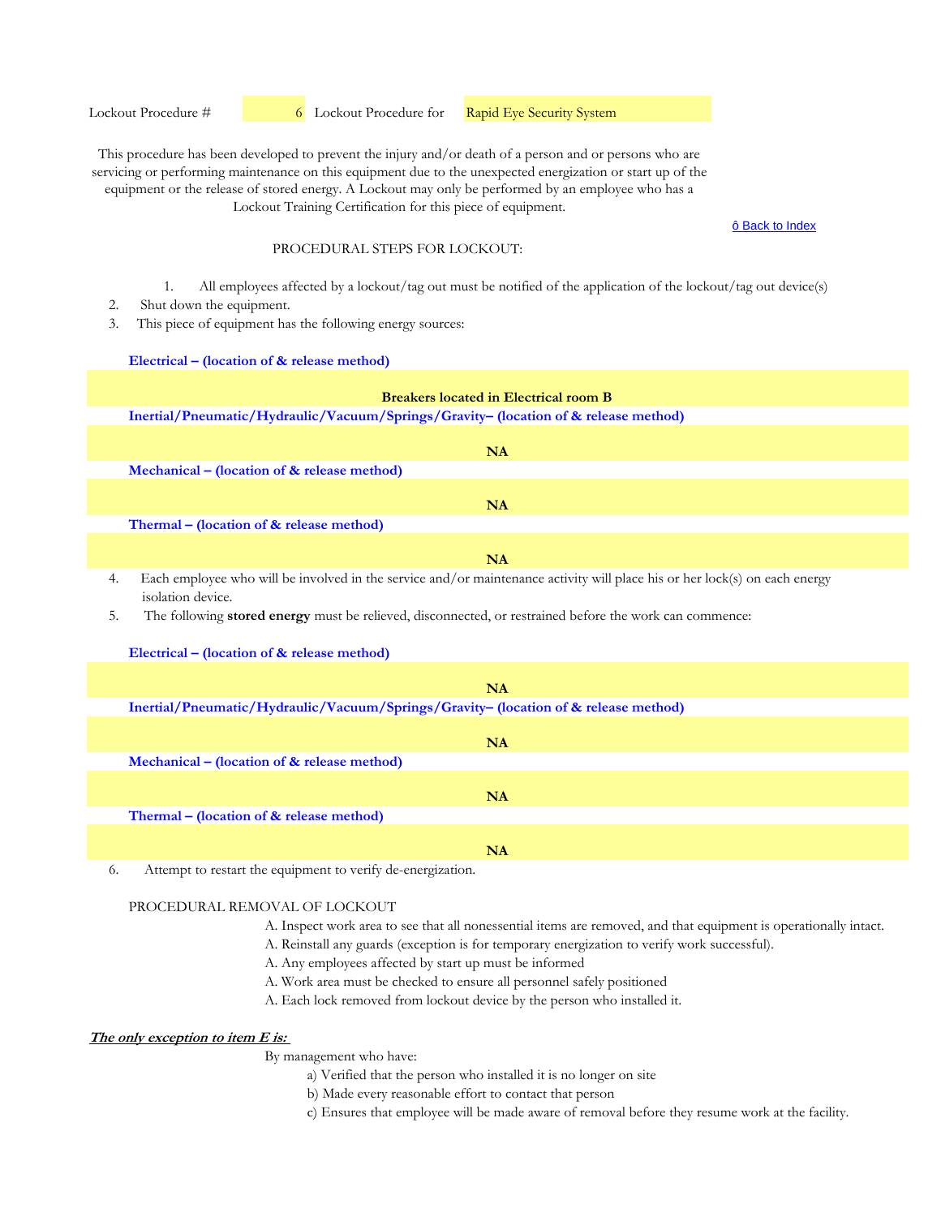Lockout Procedure # 6 Lockout Procedure for Rapid Eye Security System

This procedure has been developed to prevent the injury and/or death of a person and or persons who are servicing or performing maintenance on this equipment due to the unexpected energization or start up of the equipment or the release of stored energy. A Lockout may only be performed by an employee who has a Lockout Training Certification for this piece of equipment.

ô Back to Index

PROCEDURAL STEPS FOR LOCKOUT:

1. All employees affected by a lockout/tag out must be notified of the application of the lockout/tag out device(s)
2. Shut down the equipment.
3. This piece of equipment has the following energy sources:

**Electrical – (location of & release method)**

**Breakers located in Electrical room B**

**Inertial/Pneumatic/Hydraulic/Vacuum/Springs/Gravity– (location of & release method)**

**NA**

**Mechanical – (location of & release method)**

**NA**

**Thermal – (location of & release method)**

**NA**

4. Each employee who will be involved in the service and/or maintenance activity will place his or her lock(s) on each energy isolation device.
5. The following **stored energy** must be relieved, disconnected, or restrained before the work can commence:

**Electrical – (location of & release method)**

**NA**

**Inertial/Pneumatic/Hydraulic/Vacuum/Springs/Gravity– (location of & release method)**

**NA**

**Mechanical – (location of & release method)**

**NA**

**Thermal – (location of & release method)**

**NA**

6. Attempt to restart the equipment to verify de-energization.

PROCEDURAL REMOVAL OF LOCKOUT

A. Inspect work area to see that all nonessential items are removed, and that equipment is operationally intact.
A. Reinstall any guards (exception is for temporary energization to verify work successful).
A. Any employees affected by start up must be informed
A. Work area must be checked to ensure all personnel safely positioned
A. Each lock removed from lockout device by the person who installed it.

***The only exception to item E is:***

By management who have:

a) Verified that the person who installed it is no longer on site
b) Made every reasonable effort to contact that person
c) Ensures that employee will be made aware of removal before they resume work at the facility.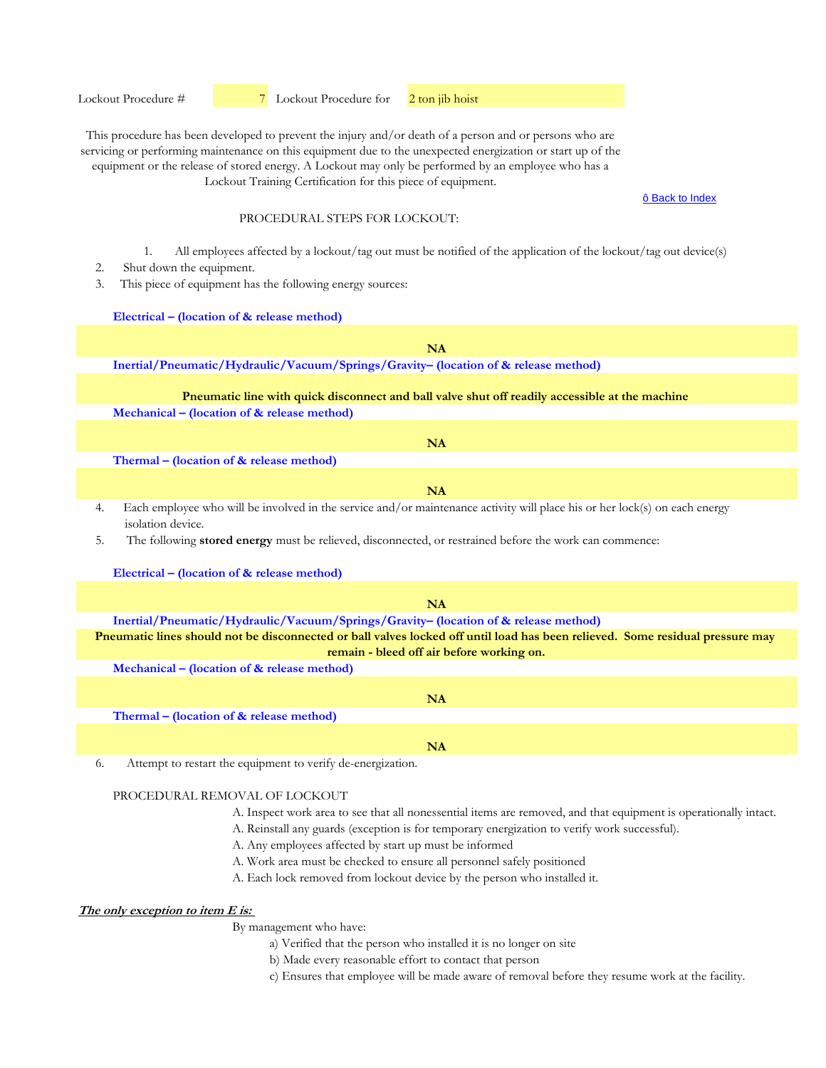Lockout Procedure # 7 Lockout Procedure for 2 ton jib hoist

This procedure has been developed to prevent the injury and/or death of a person and or persons who are servicing or performing maintenance on this equipment due to the unexpected energization or start up of the equipment or the release of stored energy. A Lockout may only be performed by an employee who has a Lockout Training Certification for this piece of equipment.

ô Back to Index

PROCEDURAL STEPS FOR LOCKOUT:

1. All employees affected by a lockout/tag out must be notified of the application of the lockout/tag out device(s)
2. Shut down the equipment.
3. This piece of equipment has the following energy sources:

**Electrical – (location of & release method)**

**NA**

**Inertial/Pneumatic/Hydraulic/Vacuum/Springs/Gravity– (location of & release method)**

**Pneumatic line with quick disconnect and ball valve shut off readily accessible at the machine**

**Mechanical – (location of & release method)**

**NA**

**Thermal – (location of & release method)**

**NA**

4. Each employee who will be involved in the service and/or maintenance activity will place his or her lock(s) on each energy isolation device.
5. The following **stored energy** must be relieved, disconnected, or restrained before the work can commence:

**Electrical – (location of & release method)**

**NA**

**Inertial/Pneumatic/Hydraulic/Vacuum/Springs/Gravity– (location of & release method)**

**Pneumatic lines should not be disconnected or ball valves locked off until load has been relieved. Some residual pressure may remain - bleed off air before working on.**

**Mechanical – (location of & release method)**

**NA**

**Thermal – (location of & release method)**

**NA**

6. Attempt to restart the equipment to verify de-energization.

PROCEDURAL REMOVAL OF LOCKOUT

A. Inspect work area to see that all nonessential items are removed, and that equipment is operationally intact.
A. Reinstall any guards (exception is for temporary energization to verify work successful).
A. Any employees affected by start up must be informed
A. Work area must be checked to ensure all personnel safely positioned
A. Each lock removed from lockout device by the person who installed it.

***The only exception to item E is:***

By management who have:

a) Verified that the person who installed it is no longer on site
b) Made every reasonable effort to contact that person
c) Ensures that employee will be made aware of removal before they resume work at the facility.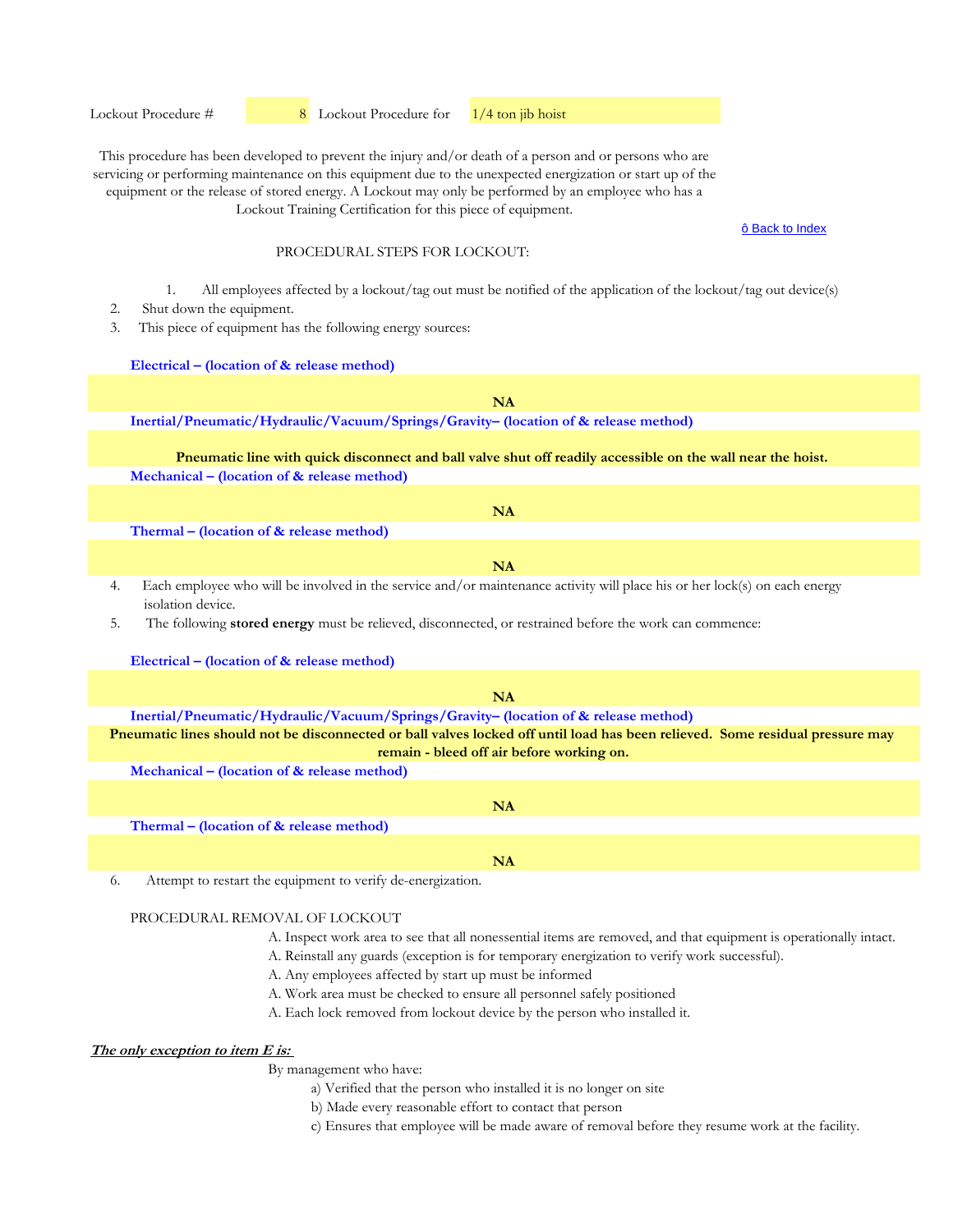Lockout Procedure # 8 Lockout Procedure for 1/4 ton jib hoist

This procedure has been developed to prevent the injury and/or death of a person and or persons who are servicing or performing maintenance on this equipment due to the unexpected energization or start up of the equipment or the release of stored energy. A Lockout may only be performed by an employee who has a Lockout Training Certification for this piece of equipment.

ô Back to Index

PROCEDURAL STEPS FOR LOCKOUT:

1. All employees affected by a lockout/tag out must be notified of the application of the lockout/tag out device(s)
2. Shut down the equipment.
3. This piece of equipment has the following energy sources:

**Electrical – (location of & release method)**

**NA**

**Inertial/Pneumatic/Hydraulic/Vacuum/Springs/Gravity– (location of & release method)**

**Pneumatic line with quick disconnect and ball valve shut off readily accessible on the wall near the hoist.**

**Mechanical – (location of & release method)**

**NA**

**Thermal – (location of & release method)**

**NA**

4. Each employee who will be involved in the service and/or maintenance activity will place his or her lock(s) on each energy isolation device.
5. The following **stored energy** must be relieved, disconnected, or restrained before the work can commence:

**Electrical – (location of & release method)**

**NA**

**Inertial/Pneumatic/Hydraulic/Vacuum/Springs/Gravity– (location of & release method)**

**Pneumatic lines should not be disconnected or ball valves locked off until load has been relieved. Some residual pressure may remain - bleed off air before working on.**

**Mechanical – (location of & release method)**

**NA**

**Thermal – (location of & release method)**

**NA**

6. Attempt to restart the equipment to verify de-energization.

PROCEDURAL REMOVAL OF LOCKOUT

A. Inspect work area to see that all nonessential items are removed, and that equipment is operationally intact.
A. Reinstall any guards (exception is for temporary energization to verify work successful).
A. Any employees affected by start up must be informed
A. Work area must be checked to ensure all personnel safely positioned
A. Each lock removed from lockout device by the person who installed it.

***The only exception to item E is:***

By management who have:

a) Verified that the person who installed it is no longer on site
b) Made every reasonable effort to contact that person
c) Ensures that employee will be made aware of removal before they resume work at the facility.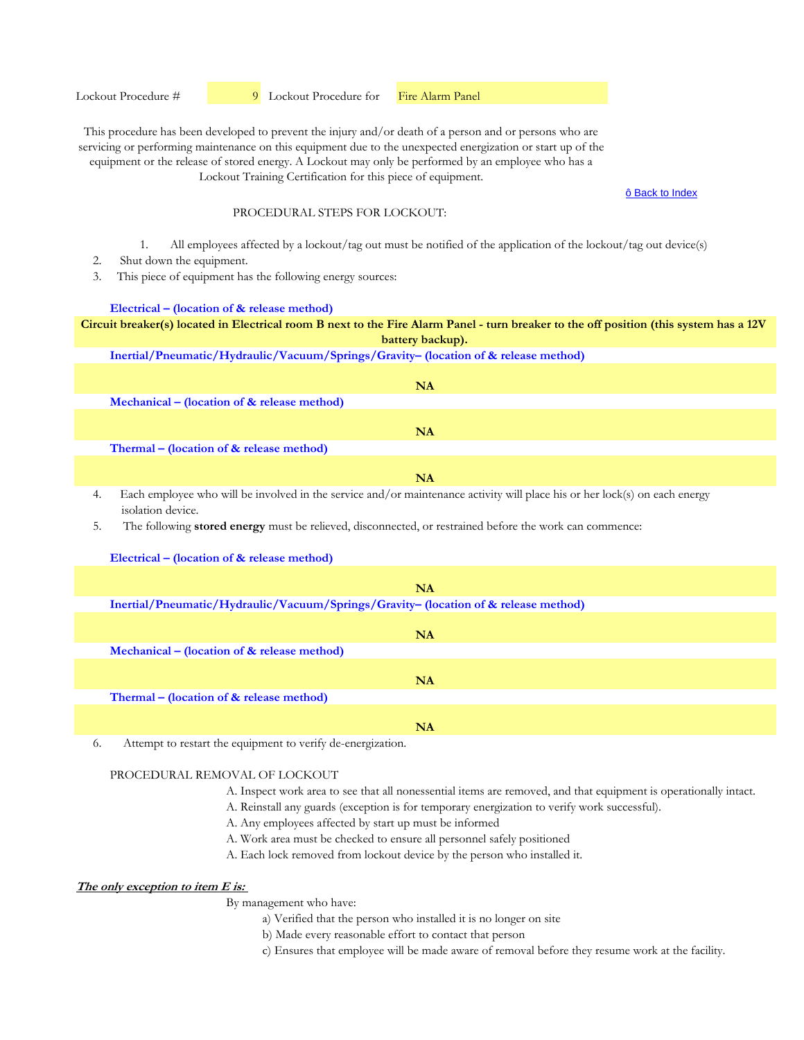Lockout Procedure # 9 Lockout Procedure for Fire Alarm Panel

This procedure has been developed to prevent the injury and/or death of a person and or persons who are servicing or performing maintenance on this equipment due to the unexpected energization or start up of the equipment or the release of stored energy. A Lockout may only be performed by an employee who has a Lockout Training Certification for this piece of equipment.

ô Back to Index

PROCEDURAL STEPS FOR LOCKOUT:

1. All employees affected by a lockout/tag out must be notified of the application of the lockout/tag out device(s)
2. Shut down the equipment.
3. This piece of equipment has the following energy sources:

**Electrical – (location of & release method)**

**Circuit breaker(s) located in Electrical room B next to the Fire Alarm Panel - turn breaker to the off position (this system has a 12V battery backup).**

**Inertial/Pneumatic/Hydraulic/Vacuum/Springs/Gravity– (location of & release method)**

**NA**

**Mechanical – (location of & release method)**

**NA**

**Thermal – (location of & release method)**

**NA**

4. Each employee who will be involved in the service and/or maintenance activity will place his or her lock(s) on each energy isolation device.
5. The following **stored energy** must be relieved, disconnected, or restrained before the work can commence:

**Electrical – (location of & release method)**

**NA**

**Inertial/Pneumatic/Hydraulic/Vacuum/Springs/Gravity– (location of & release method)**

**NA**

**Mechanical – (location of & release method)**

**NA**

**Thermal – (location of & release method)**

**NA**

6. Attempt to restart the equipment to verify de-energization.

PROCEDURAL REMOVAL OF LOCKOUT

A. Inspect work area to see that all nonessential items are removed, and that equipment is operationally intact.
A. Reinstall any guards (exception is for temporary energization to verify work successful).
A. Any employees affected by start up must be informed
A. Work area must be checked to ensure all personnel safely positioned
A. Each lock removed from lockout device by the person who installed it.

***The only exception to item E is:***

By management who have:

a) Verified that the person who installed it is no longer on site
b) Made every reasonable effort to contact that person
c) Ensures that employee will be made aware of removal before they resume work at the facility.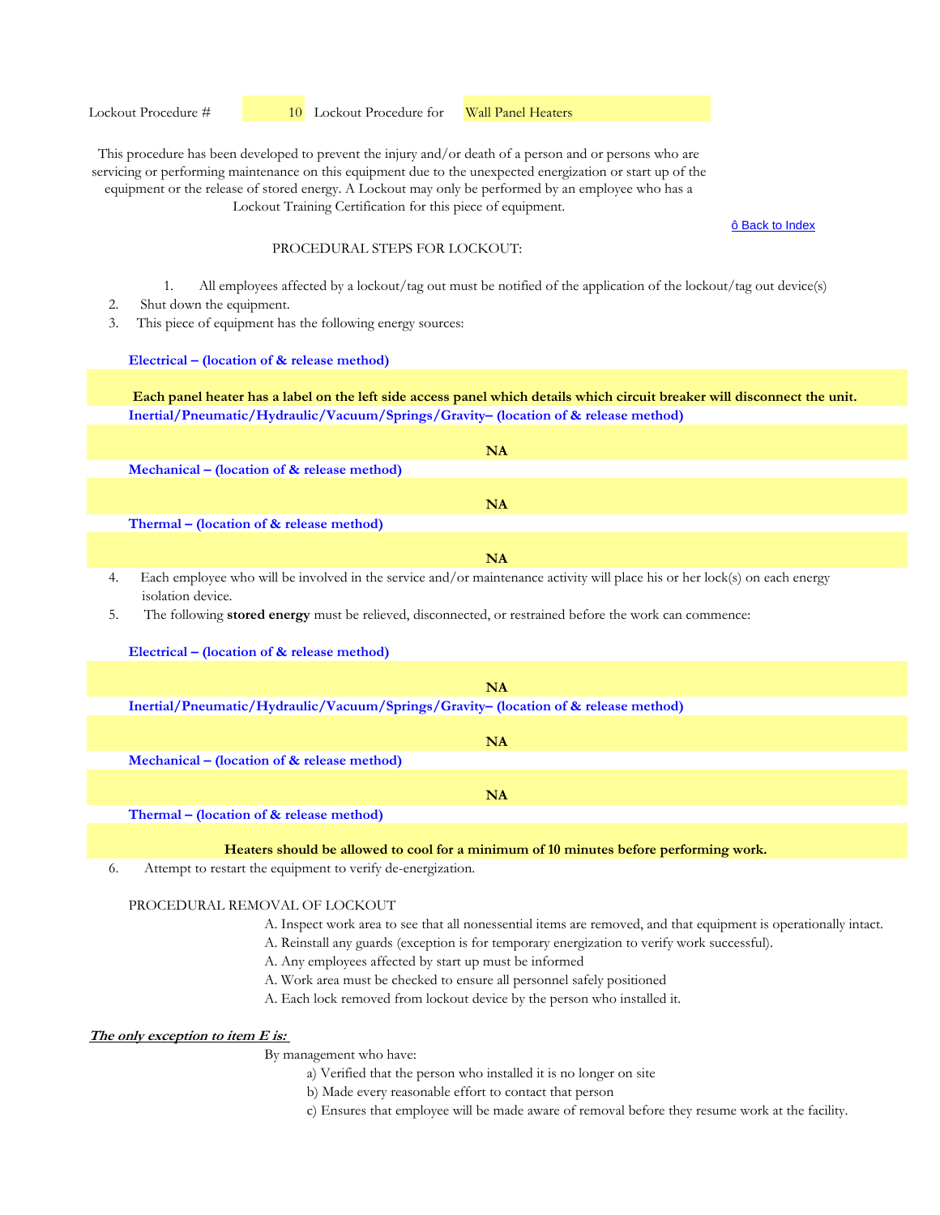Lockout Procedure # 10 Lockout Procedure for Wall Panel Heaters

This procedure has been developed to prevent the injury and/or death of a person and or persons who are servicing or performing maintenance on this equipment due to the unexpected energization or start up of the equipment or the release of stored energy. A Lockout may only be performed by an employee who has a Lockout Training Certification for this piece of equipment.

ô Back to Index

PROCEDURAL STEPS FOR LOCKOUT:

1. All employees affected by a lockout/tag out must be notified of the application of the lockout/tag out device(s)
2. Shut down the equipment.
3. This piece of equipment has the following energy sources:

**Electrical – (location of & release method)**

**Each panel heater has a label on the left side access panel which details which circuit breaker will disconnect the unit.**

**Inertial/Pneumatic/Hydraulic/Vacuum/Springs/Gravity– (location of & release method)**

**NA**

**Mechanical – (location of & release method)**

**NA**

**Thermal – (location of & release method)**

**NA**

4. Each employee who will be involved in the service and/or maintenance activity will place his or her lock(s) on each energy isolation device.
5. The following **stored energy** must be relieved, disconnected, or restrained before the work can commence:

**Electrical – (location of & release method)**

**NA**

**Inertial/Pneumatic/Hydraulic/Vacuum/Springs/Gravity– (location of & release method)**

**NA**

**Mechanical – (location of & release method)**

**NA**

**Thermal – (location of & release method)**

**Heaters should be allowed to cool for a minimum of 10 minutes before performing work.**

6. Attempt to restart the equipment to verify de-energization.

PROCEDURAL REMOVAL OF LOCKOUT

A. Inspect work area to see that all nonessential items are removed, and that equipment is operationally intact.
A. Reinstall any guards (exception is for temporary energization to verify work successful).
A. Any employees affected by start up must be informed
A. Work area must be checked to ensure all personnel safely positioned
A. Each lock removed from lockout device by the person who installed it.

***The only exception to item E is:***

By management who have:

a) Verified that the person who installed it is no longer on site
b) Made every reasonable effort to contact that person
c) Ensures that employee will be made aware of removal before they resume work at the facility.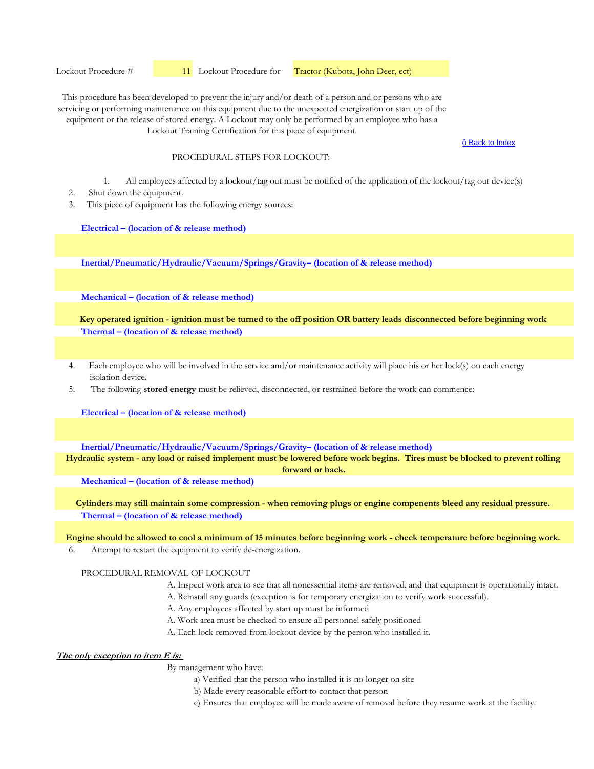Lockout Procedure # 11 Lockout Procedure for Tractor (Kubota, John Deer, ect)

This procedure has been developed to prevent the injury and/or death of a person and or persons who are servicing or performing maintenance on this equipment due to the unexpected energization or start up of the equipment or the release of stored energy. A Lockout may only be performed by an employee who has a Lockout Training Certification for this piece of equipment.

ô Back to Index

PROCEDURAL STEPS FOR LOCKOUT:

1. All employees affected by a lockout/tag out must be notified of the application of the lockout/tag out device(s)
2. Shut down the equipment.
3. This piece of equipment has the following energy sources:

**Electrical – (location of & release method)**

**Inertial/Pneumatic/Hydraulic/Vacuum/Springs/Gravity– (location of & release method)**

**Mechanical – (location of & release method)**

**Key operated ignition - ignition must be turned to the off position OR battery leads disconnected before beginning work**

**Thermal – (location of & release method)**

4. Each employee who will be involved in the service and/or maintenance activity will place his or her lock(s) on each energy isolation device.
5. The following **stored energy** must be relieved, disconnected, or restrained before the work can commence:

**Electrical – (location of & release method)**

**Inertial/Pneumatic/Hydraulic/Vacuum/Springs/Gravity– (location of & release method)**

**Hydraulic system - any load or raised implement must be lowered before work begins. Tires must be blocked to prevent rolling forward or back.**

**Mechanical – (location of & release method)**

**Cylinders may still maintain some compression - when removing plugs or engine compenents bleed any residual pressure.**

**Thermal – (location of & release method)**

**Engine should be allowed to cool a minimum of 15 minutes before beginning work - check temperature before beginning work.**

6. Attempt to restart the equipment to verify de-energization.

PROCEDURAL REMOVAL OF LOCKOUT

A. Inspect work area to see that all nonessential items are removed, and that equipment is operationally intact.
A. Reinstall any guards (exception is for temporary energization to verify work successful).
A. Any employees affected by start up must be informed
A. Work area must be checked to ensure all personnel safely positioned
A. Each lock removed from lockout device by the person who installed it.

***The only exception to item E is:***

By management who have:

a) Verified that the person who installed it is no longer on site
b) Made every reasonable effort to contact that person
c) Ensures that employee will be made aware of removal before they resume work at the facility.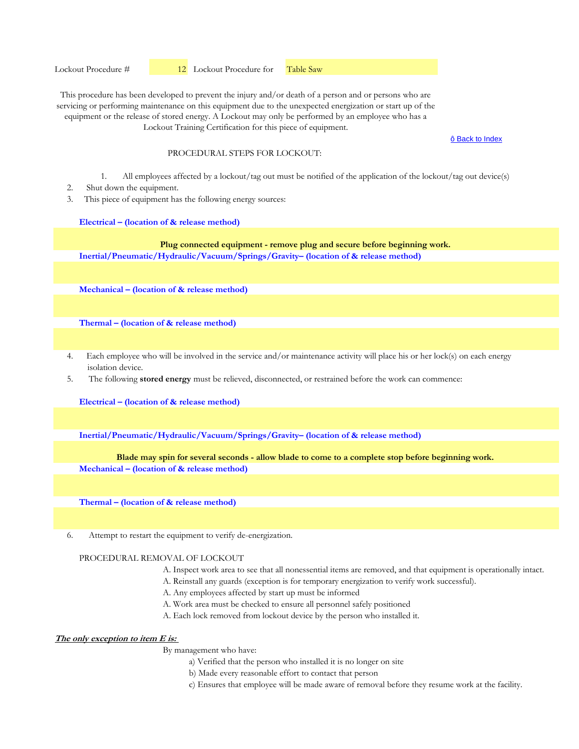Lockout Procedure # 12 Lockout Procedure for Table Saw

This procedure has been developed to prevent the injury and/or death of a person and or persons who are servicing or performing maintenance on this equipment due to the unexpected energization or start up of the equipment or the release of stored energy. A Lockout may only be performed by an employee who has a Lockout Training Certification for this piece of equipment.

ô Back to Index

PROCEDURAL STEPS FOR LOCKOUT:

1. All employees affected by a lockout/tag out must be notified of the application of the lockout/tag out device(s)
2. Shut down the equipment.
3. This piece of equipment has the following energy sources:

**Electrical – (location of & release method)**

**Plug connected equipment - remove plug and secure before beginning work.**

**Inertial/Pneumatic/Hydraulic/Vacuum/Springs/Gravity– (location of & release method)**

**Mechanical – (location of & release method)**

**Thermal – (location of & release method)**

4. Each employee who will be involved in the service and/or maintenance activity will place his or her lock(s) on each energy isolation device.
5. The following **stored energy** must be relieved, disconnected, or restrained before the work can commence:

**Electrical – (location of & release method)**

**Inertial/Pneumatic/Hydraulic/Vacuum/Springs/Gravity– (location of & release method)**

**Blade may spin for several seconds - allow blade to come to a complete stop before beginning work.**

**Mechanical – (location of & release method)**

**Thermal – (location of & release method)**

6. Attempt to restart the equipment to verify de-energization.

PROCEDURAL REMOVAL OF LOCKOUT

A. Inspect work area to see that all nonessential items are removed, and that equipment is operationally intact.
A. Reinstall any guards (exception is for temporary energization to verify work successful).
A. Any employees affected by start up must be informed
A. Work area must be checked to ensure all personnel safely positioned
A. Each lock removed from lockout device by the person who installed it.

***The only exception to item E is:***

By management who have:

a) Verified that the person who installed it is no longer on site
b) Made every reasonable effort to contact that person
c) Ensures that employee will be made aware of removal before they resume work at the facility.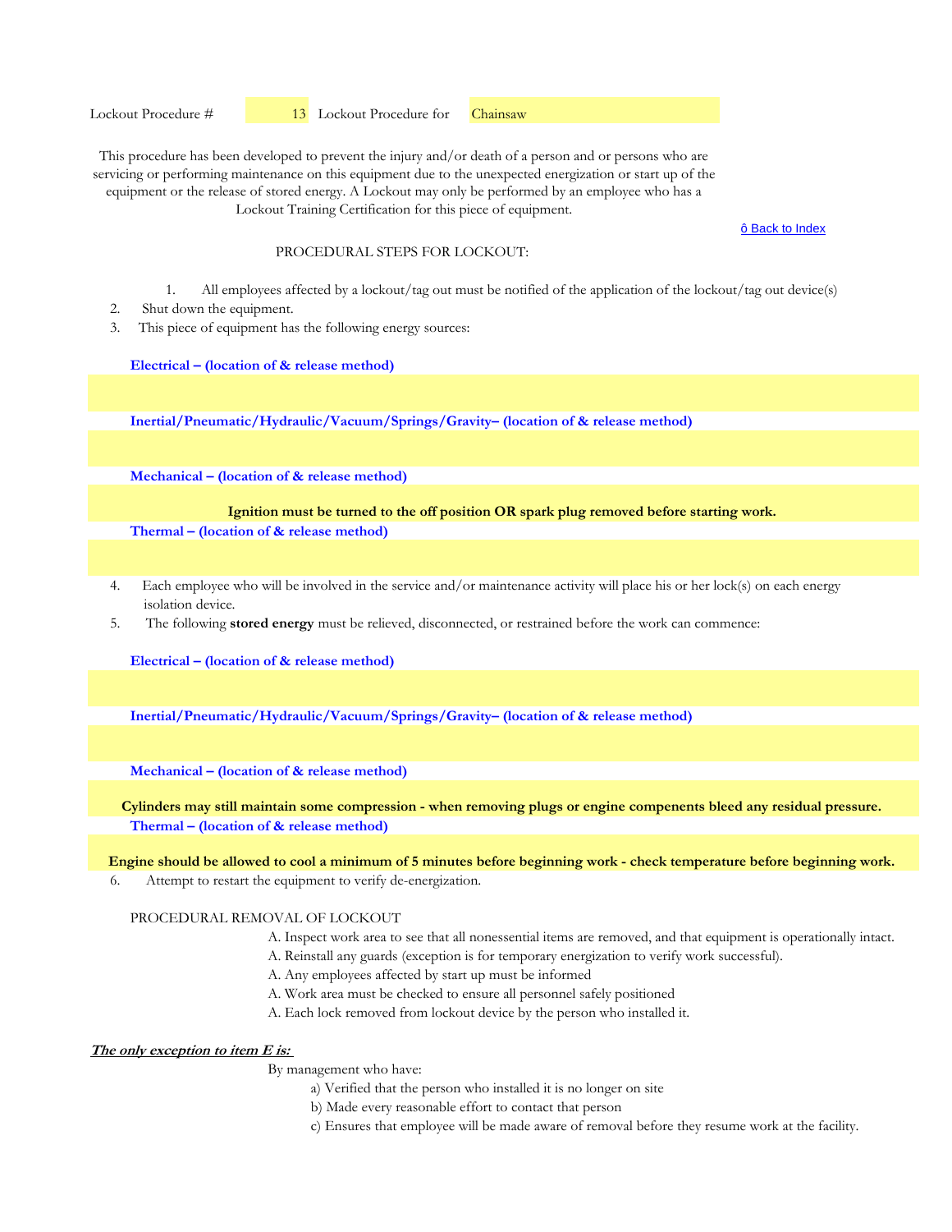Lockout Procedure # 13 Lockout Procedure for Chainsaw

This procedure has been developed to prevent the injury and/or death of a person and or persons who are servicing or performing maintenance on this equipment due to the unexpected energization or start up of the equipment or the release of stored energy. A Lockout may only be performed by an employee who has a Lockout Training Certification for this piece of equipment.

ô Back to Index

PROCEDURAL STEPS FOR LOCKOUT:

1. All employees affected by a lockout/tag out must be notified of the application of the lockout/tag out device(s)
2. Shut down the equipment.
3. This piece of equipment has the following energy sources:

**Electrical – (location of & release method)**

**Inertial/Pneumatic/Hydraulic/Vacuum/Springs/Gravity– (location of & release method)**

**Mechanical – (location of & release method)**

**Ignition must be turned to the off position OR spark plug removed before starting work.**

**Thermal – (location of & release method)**

4. Each employee who will be involved in the service and/or maintenance activity will place his or her lock(s) on each energy isolation device.
5. The following **stored energy** must be relieved, disconnected, or restrained before the work can commence:

**Electrical – (location of & release method)**

**Inertial/Pneumatic/Hydraulic/Vacuum/Springs/Gravity– (location of & release method)**

**Mechanical – (location of & release method)**

**Cylinders may still maintain some compression - when removing plugs or engine compenents bleed any residual pressure.**

**Thermal – (location of & release method)**

**Engine should be allowed to cool a minimum of 5 minutes before beginning work - check temperature before beginning work.**

6. Attempt to restart the equipment to verify de-energization.

PROCEDURAL REMOVAL OF LOCKOUT

A. Inspect work area to see that all nonessential items are removed, and that equipment is operationally intact.
A. Reinstall any guards (exception is for temporary energization to verify work successful).
A. Any employees affected by start up must be informed
A. Work area must be checked to ensure all personnel safely positioned
A. Each lock removed from lockout device by the person who installed it.

***The only exception to item E is:***

By management who have:

a) Verified that the person who installed it is no longer on site
b) Made every reasonable effort to contact that person
c) Ensures that employee will be made aware of removal before they resume work at the facility.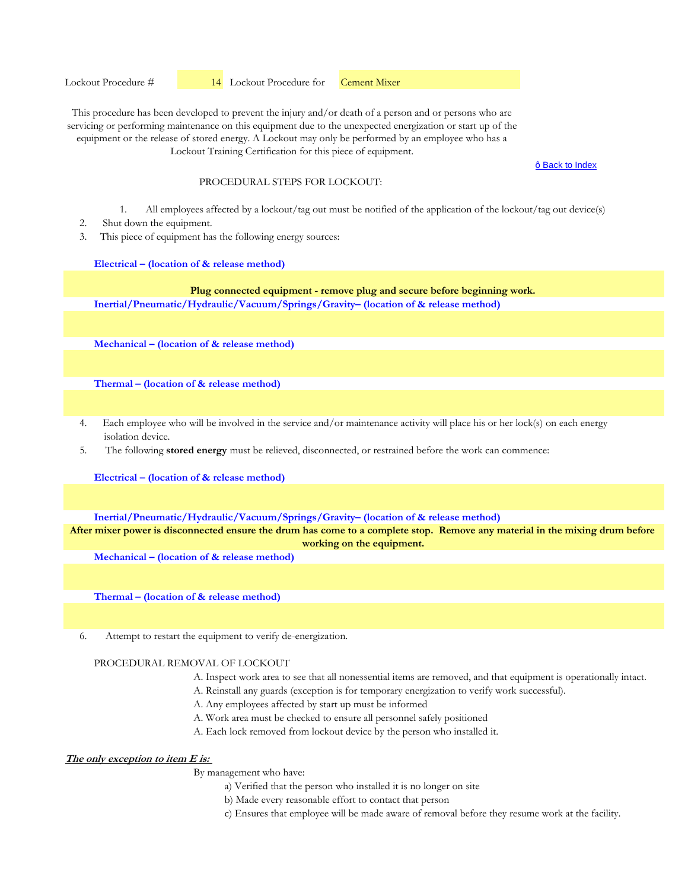Lockout Procedure # 14 Lockout Procedure for Cement Mixer

This procedure has been developed to prevent the injury and/or death of a person and or persons who are servicing or performing maintenance on this equipment due to the unexpected energization or start up of the equipment or the release of stored energy. A Lockout may only be performed by an employee who has a Lockout Training Certification for this piece of equipment.

ô Back to Index

PROCEDURAL STEPS FOR LOCKOUT:

1. All employees affected by a lockout/tag out must be notified of the application of the lockout/tag out device(s)
2. Shut down the equipment.
3. This piece of equipment has the following energy sources:

**Electrical – (location of & release method)**

**Plug connected equipment - remove plug and secure before beginning work.**

**Inertial/Pneumatic/Hydraulic/Vacuum/Springs/Gravity– (location of & release method)**

**Mechanical – (location of & release method)**

**Thermal – (location of & release method)**

4. Each employee who will be involved in the service and/or maintenance activity will place his or her lock(s) on each energy isolation device.
5. The following **stored energy** must be relieved, disconnected, or restrained before the work can commence:

**Electrical – (location of & release method)**

**Inertial/Pneumatic/Hydraulic/Vacuum/Springs/Gravity– (location of & release method)**

**After mixer power is disconnected ensure the drum has come to a complete stop. Remove any material in the mixing drum before working on the equipment.**

**Mechanical – (location of & release method)**

**Thermal – (location of & release method)**

6. Attempt to restart the equipment to verify de-energization.

PROCEDURAL REMOVAL OF LOCKOUT

A. Inspect work area to see that all nonessential items are removed, and that equipment is operationally intact.
A. Reinstall any guards (exception is for temporary energization to verify work successful).
A. Any employees affected by start up must be informed
A. Work area must be checked to ensure all personnel safely positioned
A. Each lock removed from lockout device by the person who installed it.

***The only exception to item E is:***

By management who have:

a) Verified that the person who installed it is no longer on site
b) Made every reasonable effort to contact that person
c) Ensures that employee will be made aware of removal before they resume work at the facility.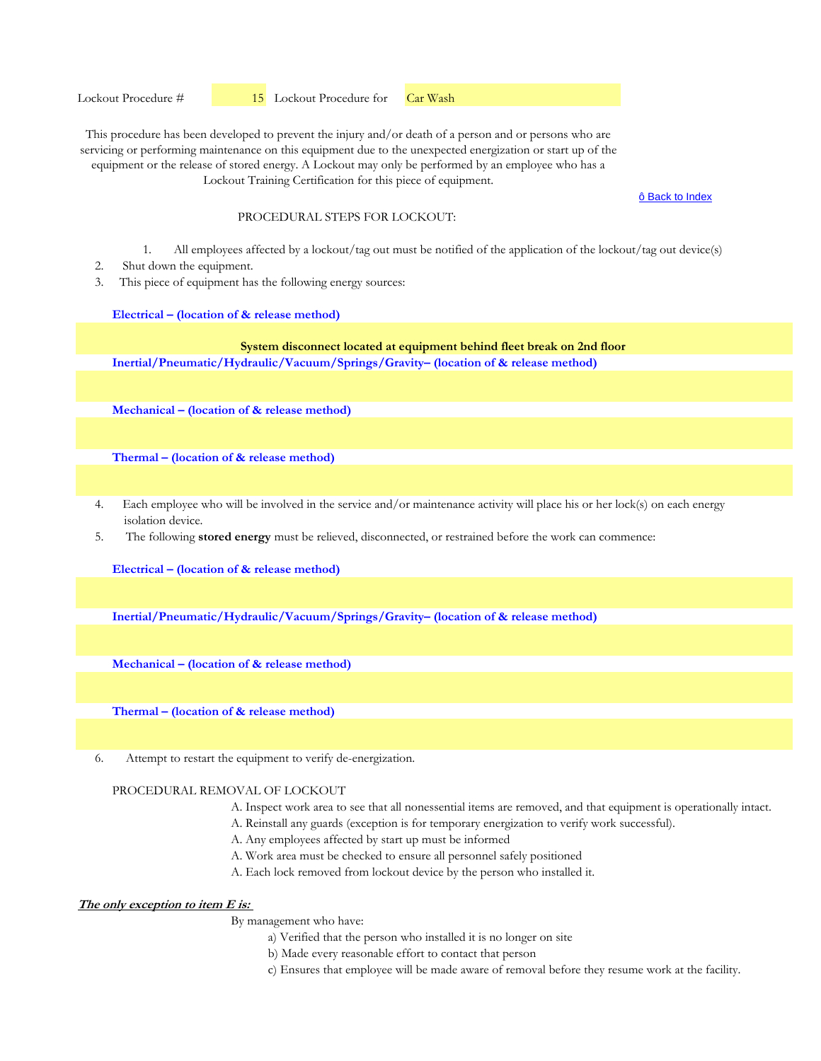Lockout Procedure # 15 Lockout Procedure for Car Wash

This procedure has been developed to prevent the injury and/or death of a person and or persons who are servicing or performing maintenance on this equipment due to the unexpected energization or start up of the equipment or the release of stored energy. A Lockout may only be performed by an employee who has a Lockout Training Certification for this piece of equipment.

ô Back to Index

PROCEDURAL STEPS FOR LOCKOUT:

1. All employees affected by a lockout/tag out must be notified of the application of the lockout/tag out device(s)
2. Shut down the equipment.
3. This piece of equipment has the following energy sources:

**Electrical – (location of & release method)**

**System disconnect located at equipment behind fleet break on 2nd floor**

**Inertial/Pneumatic/Hydraulic/Vacuum/Springs/Gravity– (location of & release method)**

**Mechanical – (location of & release method)**

**Thermal – (location of & release method)**

4. Each employee who will be involved in the service and/or maintenance activity will place his or her lock(s) on each energy isolation device.
5. The following **stored energy** must be relieved, disconnected, or restrained before the work can commence:

**Electrical – (location of & release method)**

**Inertial/Pneumatic/Hydraulic/Vacuum/Springs/Gravity– (location of & release method)**

**Mechanical – (location of & release method)**

**Thermal – (location of & release method)**

6. Attempt to restart the equipment to verify de-energization.

PROCEDURAL REMOVAL OF LOCKOUT

A. Inspect work area to see that all nonessential items are removed, and that equipment is operationally intact.
A. Reinstall any guards (exception is for temporary energization to verify work successful).
A. Any employees affected by start up must be informed
A. Work area must be checked to ensure all personnel safely positioned
A. Each lock removed from lockout device by the person who installed it.

***The only exception to item E is:***

By management who have:

a) Verified that the person who installed it is no longer on site
b) Made every reasonable effort to contact that person
c) Ensures that employee will be made aware of removal before they resume work at the facility.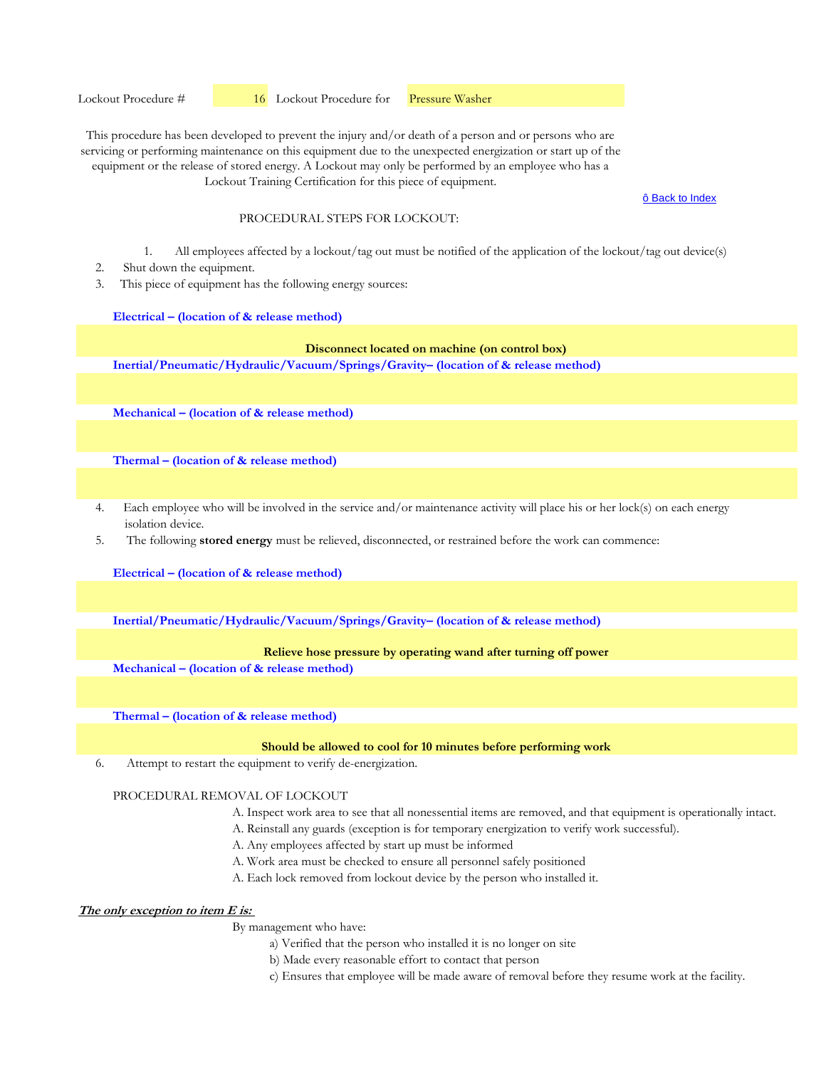Lockout Procedure # 16 Lockout Procedure for Pressure Washer

This procedure has been developed to prevent the injury and/or death of a person and or persons who are servicing or performing maintenance on this equipment due to the unexpected energization or start up of the equipment or the release of stored energy. A Lockout may only be performed by an employee who has a Lockout Training Certification for this piece of equipment.

ô Back to Index

PROCEDURAL STEPS FOR LOCKOUT:

1. All employees affected by a lockout/tag out must be notified of the application of the lockout/tag out device(s)
2. Shut down the equipment.
3. This piece of equipment has the following energy sources:

**Electrical – (location of & release method)**

**Disconnect located on machine (on control box)**

**Inertial/Pneumatic/Hydraulic/Vacuum/Springs/Gravity– (location of & release method)**

**Mechanical – (location of & release method)**

**Thermal – (location of & release method)**

4. Each employee who will be involved in the service and/or maintenance activity will place his or her lock(s) on each energy isolation device.
5. The following **stored energy** must be relieved, disconnected, or restrained before the work can commence:

**Electrical – (location of & release method)**

**Inertial/Pneumatic/Hydraulic/Vacuum/Springs/Gravity– (location of & release method)**

**Relieve hose pressure by operating wand after turning off power**

**Mechanical – (location of & release method)**

**Thermal – (location of & release method)**

**Should be allowed to cool for 10 minutes before performing work**

6. Attempt to restart the equipment to verify de-energization.

PROCEDURAL REMOVAL OF LOCKOUT

A. Inspect work area to see that all nonessential items are removed, and that equipment is operationally intact.
A. Reinstall any guards (exception is for temporary energization to verify work successful).
A. Any employees affected by start up must be informed
A. Work area must be checked to ensure all personnel safely positioned
A. Each lock removed from lockout device by the person who installed it.

***The only exception to item E is:***

By management who have:

a) Verified that the person who installed it is no longer on site
b) Made every reasonable effort to contact that person
c) Ensures that employee will be made aware of removal before they resume work at the facility.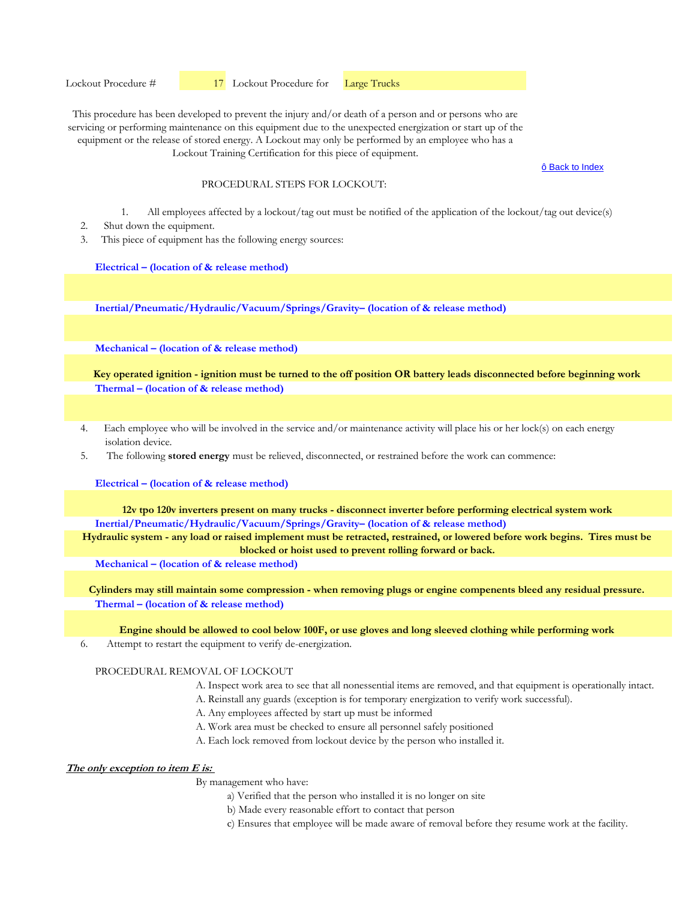Lockout Procedure # 17 Lockout Procedure for Large Trucks

This procedure has been developed to prevent the injury and/or death of a person and or persons who are servicing or performing maintenance on this equipment due to the unexpected energization or start up of the equipment or the release of stored energy. A Lockout may only be performed by an employee who has a Lockout Training Certification for this piece of equipment.

ô Back to Index

PROCEDURAL STEPS FOR LOCKOUT:

1. All employees affected by a lockout/tag out must be notified of the application of the lockout/tag out device(s)
2. Shut down the equipment.
3. This piece of equipment has the following energy sources:

**Electrical – (location of & release method)**

**Inertial/Pneumatic/Hydraulic/Vacuum/Springs/Gravity– (location of & release method)**

**Mechanical – (location of & release method)**

**Key operated ignition - ignition must be turned to the off position OR battery leads disconnected before beginning work**

**Thermal – (location of & release method)**

4. Each employee who will be involved in the service and/or maintenance activity will place his or her lock(s) on each energy isolation device.
5. The following **stored energy** must be relieved, disconnected, or restrained before the work can commence:

**Electrical – (location of & release method)**

**12v tpo 120v inverters present on many trucks - disconnect inverter before performing electrical system work**

**Inertial/Pneumatic/Hydraulic/Vacuum/Springs/Gravity– (location of & release method)**

**Hydraulic system - any load or raised implement must be retracted, restrained, or lowered before work begins. Tires must be blocked or hoist used to prevent rolling forward or back.**

**Mechanical – (location of & release method)**

**Cylinders may still maintain some compression - when removing plugs or engine compenents bleed any residual pressure.**

**Thermal – (location of & release method)**

**Engine should be allowed to cool below 100F, or use gloves and long sleeved clothing while performing work**

6. Attempt to restart the equipment to verify de-energization.

PROCEDURAL REMOVAL OF LOCKOUT

A. Inspect work area to see that all nonessential items are removed, and that equipment is operationally intact.
A. Reinstall any guards (exception is for temporary energization to verify work successful).
A. Any employees affected by start up must be informed
A. Work area must be checked to ensure all personnel safely positioned
A. Each lock removed from lockout device by the person who installed it.

***The only exception to item E is:***

By management who have:

a) Verified that the person who installed it is no longer on site
b) Made every reasonable effort to contact that person
c) Ensures that employee will be made aware of removal before they resume work at the facility.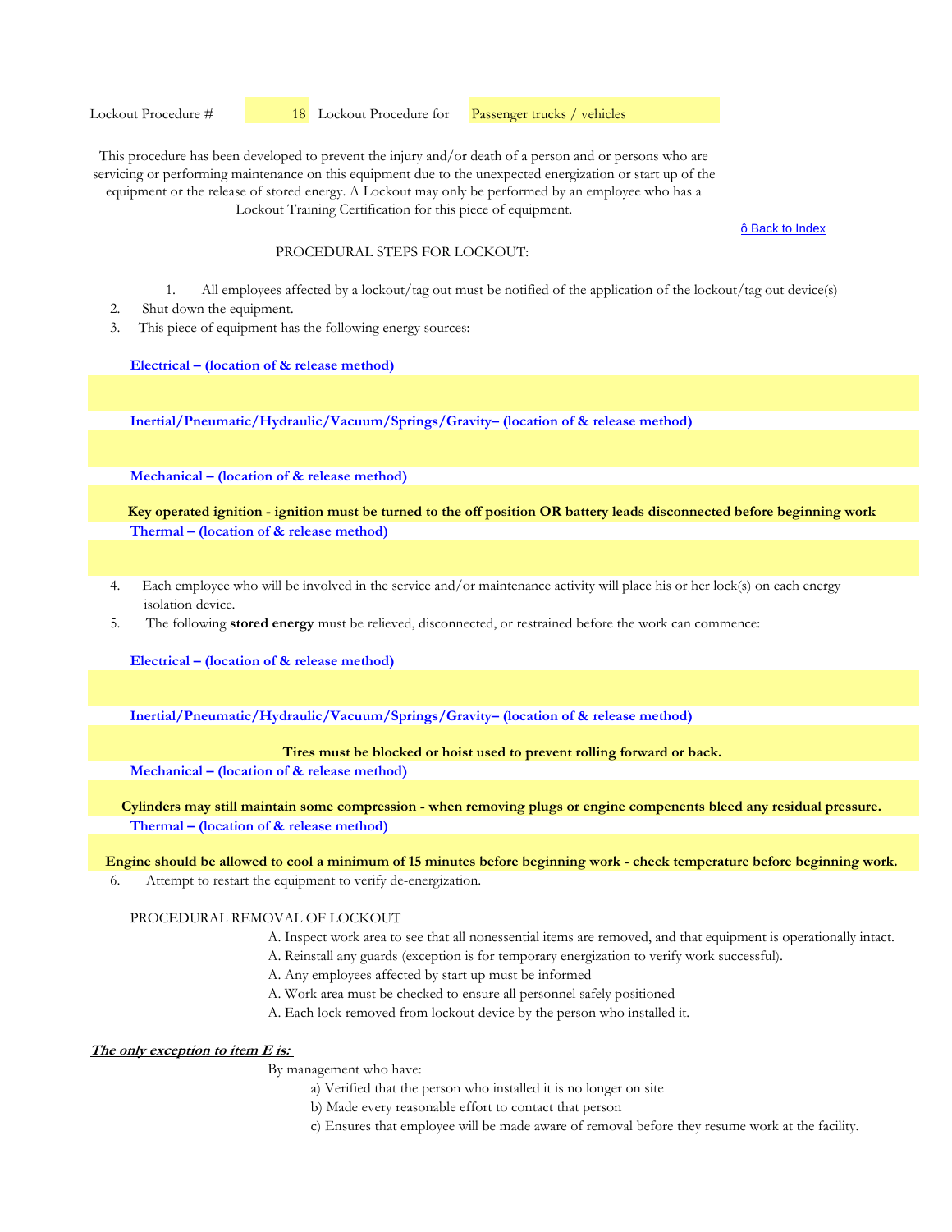Lockout Procedure # 18 Lockout Procedure for Passenger trucks / vehicles

This procedure has been developed to prevent the injury and/or death of a person and or persons who are servicing or performing maintenance on this equipment due to the unexpected energization or start up of the equipment or the release of stored energy. A Lockout may only be performed by an employee who has a Lockout Training Certification for this piece of equipment.

ô Back to Index

PROCEDURAL STEPS FOR LOCKOUT:

1. All employees affected by a lockout/tag out must be notified of the application of the lockout/tag out device(s)
2. Shut down the equipment.
3. This piece of equipment has the following energy sources:

**Electrical – (location of & release method)**

**Inertial/Pneumatic/Hydraulic/Vacuum/Springs/Gravity– (location of & release method)**

**Mechanical – (location of & release method)**

**Key operated ignition - ignition must be turned to the off position OR battery leads disconnected before beginning work**

**Thermal – (location of & release method)**

4. Each employee who will be involved in the service and/or maintenance activity will place his or her lock(s) on each energy isolation device.
5. The following **stored energy** must be relieved, disconnected, or restrained before the work can commence:

**Electrical – (location of & release method)**

**Inertial/Pneumatic/Hydraulic/Vacuum/Springs/Gravity– (location of & release method)**

**Tires must be blocked or hoist used to prevent rolling forward or back.**

**Mechanical – (location of & release method)**

**Cylinders may still maintain some compression - when removing plugs or engine compenents bleed any residual pressure.**

**Thermal – (location of & release method)**

**Engine should be allowed to cool a minimum of 15 minutes before beginning work - check temperature before beginning work.**

6. Attempt to restart the equipment to verify de-energization.

PROCEDURAL REMOVAL OF LOCKOUT

A. Inspect work area to see that all nonessential items are removed, and that equipment is operationally intact.
A. Reinstall any guards (exception is for temporary energization to verify work successful).
A. Any employees affected by start up must be informed
A. Work area must be checked to ensure all personnel safely positioned
A. Each lock removed from lockout device by the person who installed it.

***The only exception to item E is:***

By management who have:

a) Verified that the person who installed it is no longer on site
b) Made every reasonable effort to contact that person
c) Ensures that employee will be made aware of removal before they resume work at the facility.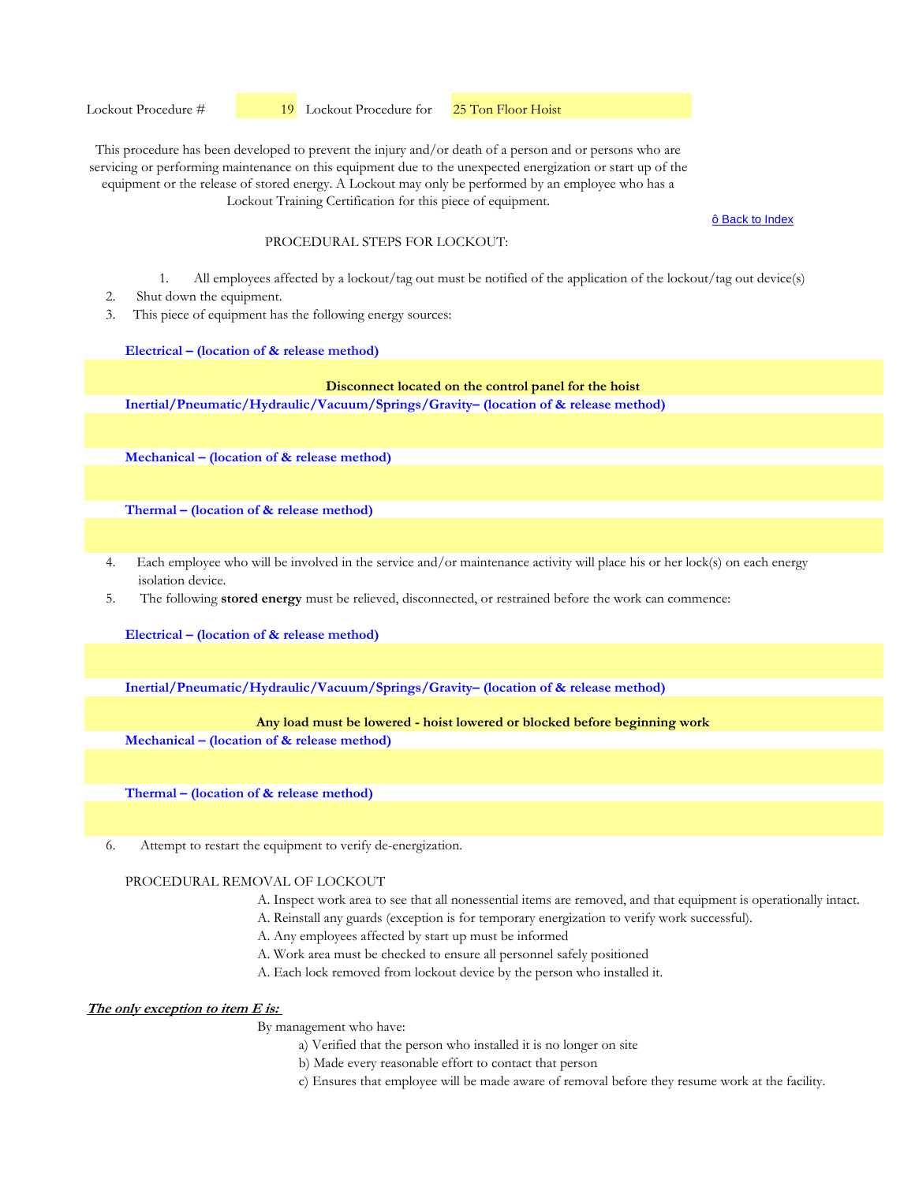Lockout Procedure # 19 Lockout Procedure for 25 Ton Floor Hoist

This procedure has been developed to prevent the injury and/or death of a person and or persons who are servicing or performing maintenance on this equipment due to the unexpected energization or start up of the equipment or the release of stored energy. A Lockout may only be performed by an employee who has a Lockout Training Certification for this piece of equipment.

ô Back to Index

PROCEDURAL STEPS FOR LOCKOUT:

1. All employees affected by a lockout/tag out must be notified of the application of the lockout/tag out device(s)
2. Shut down the equipment.
3. This piece of equipment has the following energy sources:

**Electrical – (location of & release method)**

**Disconnect located on the control panel for the hoist**

**Inertial/Pneumatic/Hydraulic/Vacuum/Springs/Gravity– (location of & release method)**

**Mechanical – (location of & release method)**

**Thermal – (location of & release method)**

4. Each employee who will be involved in the service and/or maintenance activity will place his or her lock(s) on each energy isolation device.
5. The following **stored energy** must be relieved, disconnected, or restrained before the work can commence:

**Electrical – (location of & release method)**

**Inertial/Pneumatic/Hydraulic/Vacuum/Springs/Gravity– (location of & release method)**

**Any load must be lowered - hoist lowered or blocked before beginning work**

**Mechanical – (location of & release method)**

**Thermal – (location of & release method)**

6. Attempt to restart the equipment to verify de-energization.

PROCEDURAL REMOVAL OF LOCKOUT

A. Inspect work area to see that all nonessential items are removed, and that equipment is operationally intact.
A. Reinstall any guards (exception is for temporary energization to verify work successful).
A. Any employees affected by start up must be informed
A. Work area must be checked to ensure all personnel safely positioned
A. Each lock removed from lockout device by the person who installed it.

***The only exception to item E is:***

By management who have:

a) Verified that the person who installed it is no longer on site
b) Made every reasonable effort to contact that person
c) Ensures that employee will be made aware of removal before they resume work at the facility.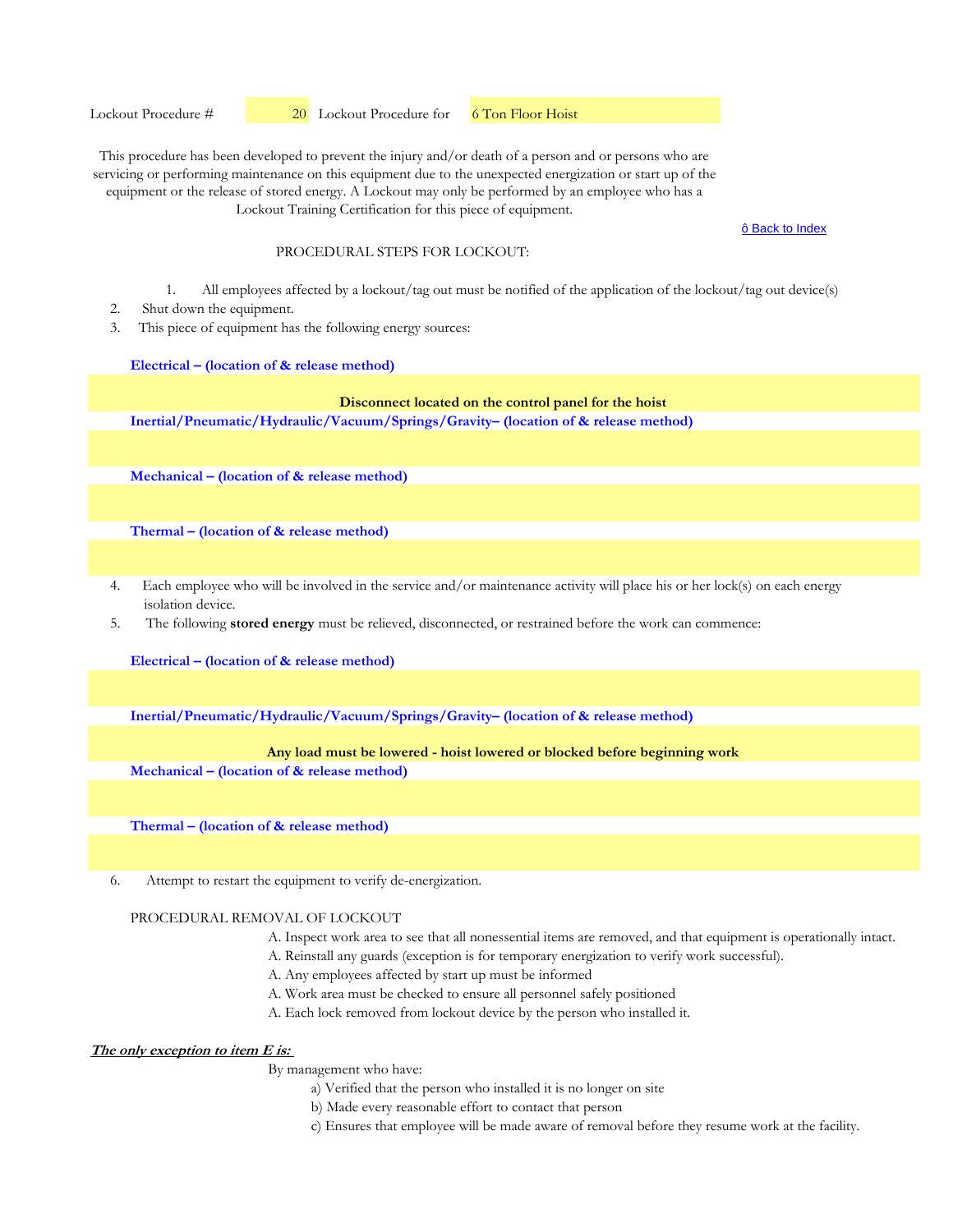Lockout Procedure # 20 Lockout Procedure for 6 Ton Floor Hoist

This procedure has been developed to prevent the injury and/or death of a person and or persons who are servicing or performing maintenance on this equipment due to the unexpected energization or start up of the equipment or the release of stored energy. A Lockout may only be performed by an employee who has a Lockout Training Certification for this piece of equipment.

ô Back to Index

PROCEDURAL STEPS FOR LOCKOUT:

1. All employees affected by a lockout/tag out must be notified of the application of the lockout/tag out device(s)
2. Shut down the equipment.
3. This piece of equipment has the following energy sources:

**Electrical – (location of & release method)**

**Disconnect located on the control panel for the hoist**

**Inertial/Pneumatic/Hydraulic/Vacuum/Springs/Gravity– (location of & release method)**

**Mechanical – (location of & release method)**

**Thermal – (location of & release method)**

4. Each employee who will be involved in the service and/or maintenance activity will place his or her lock(s) on each energy isolation device.
5. The following **stored energy** must be relieved, disconnected, or restrained before the work can commence:

**Electrical – (location of & release method)**

**Inertial/Pneumatic/Hydraulic/Vacuum/Springs/Gravity– (location of & release method)**

**Any load must be lowered - hoist lowered or blocked before beginning work**

**Mechanical – (location of & release method)**

**Thermal – (location of & release method)**

6. Attempt to restart the equipment to verify de-energization.

PROCEDURAL REMOVAL OF LOCKOUT

A. Inspect work area to see that all nonessential items are removed, and that equipment is operationally intact.
A. Reinstall any guards (exception is for temporary energization to verify work successful).
A. Any employees affected by start up must be informed
A. Work area must be checked to ensure all personnel safely positioned
A. Each lock removed from lockout device by the person who installed it.

***The only exception to item E is:***

By management who have:

a) Verified that the person who installed it is no longer on site
b) Made every reasonable effort to contact that person
c) Ensures that employee will be made aware of removal before they resume work at the facility.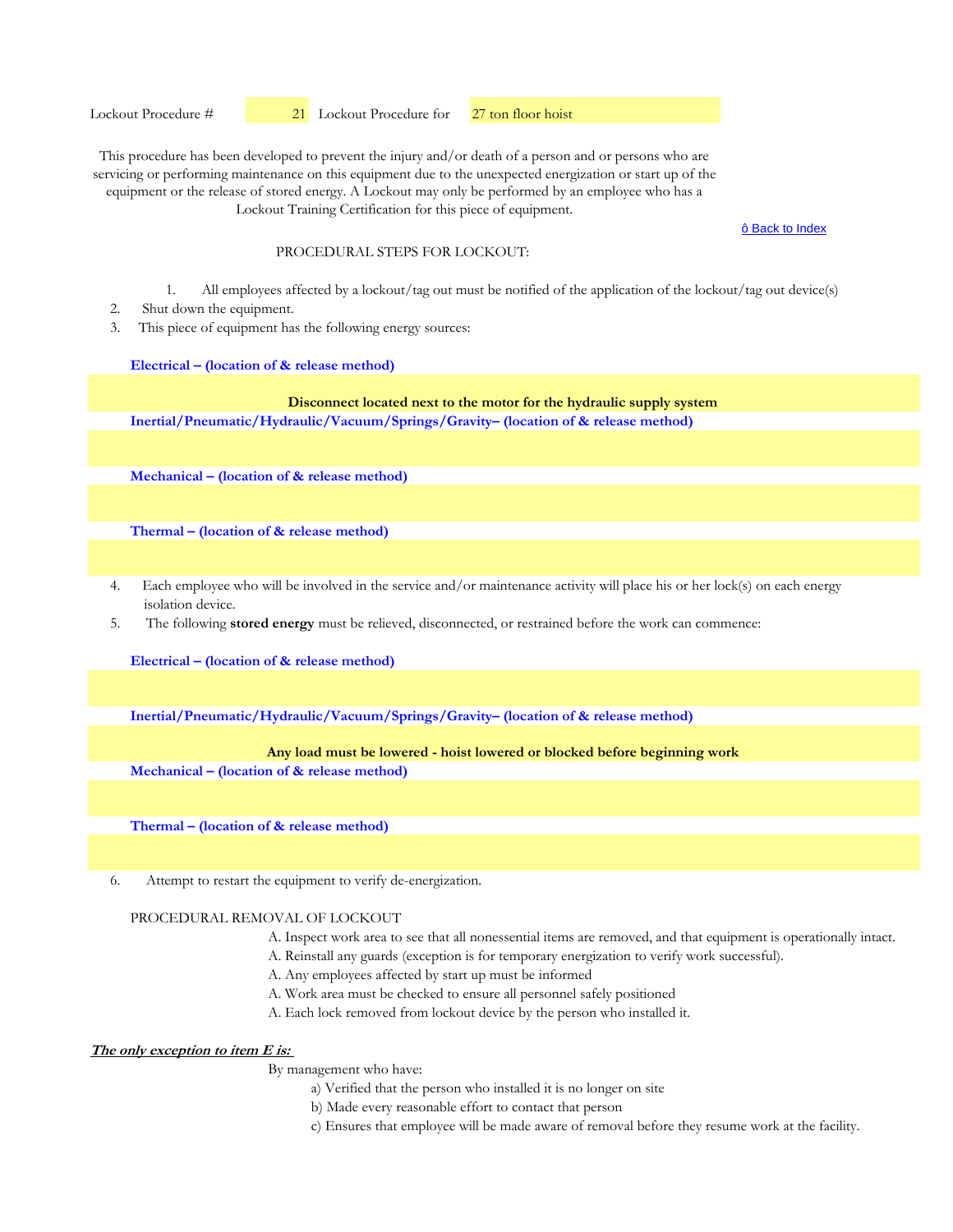Lockout Procedure # 21 Lockout Procedure for 27 ton floor hoist

This procedure has been developed to prevent the injury and/or death of a person and or persons who are servicing or performing maintenance on this equipment due to the unexpected energization or start up of the equipment or the release of stored energy. A Lockout may only be performed by an employee who has a Lockout Training Certification for this piece of equipment.

ô Back to Index

PROCEDURAL STEPS FOR LOCKOUT:

1. All employees affected by a lockout/tag out must be notified of the application of the lockout/tag out device(s)
2. Shut down the equipment.
3. This piece of equipment has the following energy sources:

**Electrical – (location of & release method)**

**Disconnect located next to the motor for the hydraulic supply system**

**Inertial/Pneumatic/Hydraulic/Vacuum/Springs/Gravity– (location of & release method)**

**Mechanical – (location of & release method)**

**Thermal – (location of & release method)**

4. Each employee who will be involved in the service and/or maintenance activity will place his or her lock(s) on each energy isolation device.
5. The following **stored energy** must be relieved, disconnected, or restrained before the work can commence:

**Electrical – (location of & release method)**

**Inertial/Pneumatic/Hydraulic/Vacuum/Springs/Gravity– (location of & release method)**

**Any load must be lowered - hoist lowered or blocked before beginning work**

**Mechanical – (location of & release method)**

**Thermal – (location of & release method)**

6. Attempt to restart the equipment to verify de-energization.

PROCEDURAL REMOVAL OF LOCKOUT

A. Inspect work area to see that all nonessential items are removed, and that equipment is operationally intact.
A. Reinstall any guards (exception is for temporary energization to verify work successful).
A. Any employees affected by start up must be informed
A. Work area must be checked to ensure all personnel safely positioned
A. Each lock removed from lockout device by the person who installed it.

***The only exception to item E is:***

By management who have:

a) Verified that the person who installed it is no longer on site
b) Made every reasonable effort to contact that person
c) Ensures that employee will be made aware of removal before they resume work at the facility.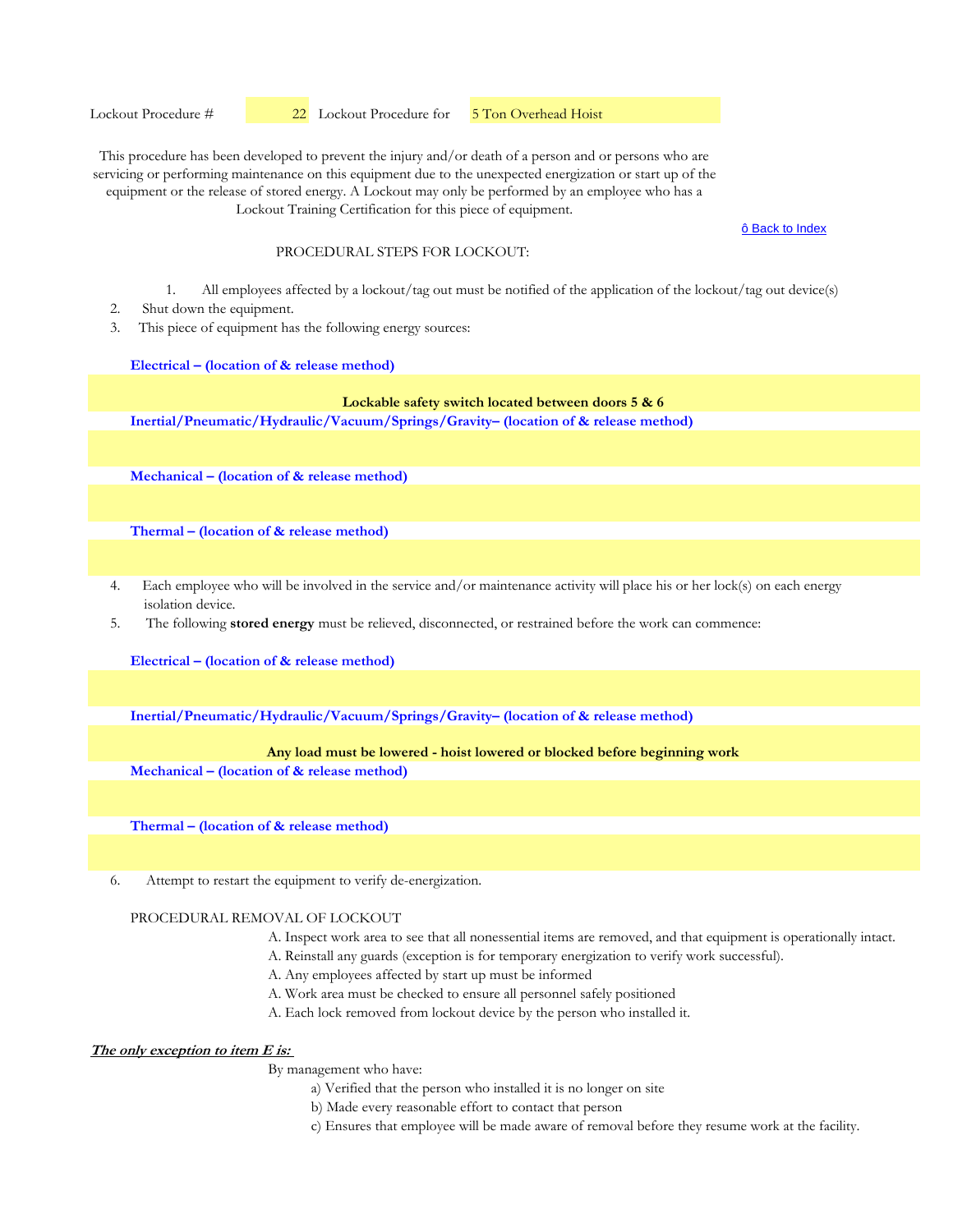Lockout Procedure # 22 Lockout Procedure for 5 Ton Overhead Hoist

This procedure has been developed to prevent the injury and/or death of a person and or persons who are servicing or performing maintenance on this equipment due to the unexpected energization or start up of the equipment or the release of stored energy. A Lockout may only be performed by an employee who has a Lockout Training Certification for this piece of equipment.

ô Back to Index

PROCEDURAL STEPS FOR LOCKOUT:

1. All employees affected by a lockout/tag out must be notified of the application of the lockout/tag out device(s)
2. Shut down the equipment.
3. This piece of equipment has the following energy sources:

**Electrical – (location of & release method)**

**Lockable safety switch located between doors 5 & 6**

**Inertial/Pneumatic/Hydraulic/Vacuum/Springs/Gravity– (location of & release method)**

**Mechanical – (location of & release method)**

**Thermal – (location of & release method)**

4. Each employee who will be involved in the service and/or maintenance activity will place his or her lock(s) on each energy isolation device.
5. The following **stored energy** must be relieved, disconnected, or restrained before the work can commence:

**Electrical – (location of & release method)**

**Inertial/Pneumatic/Hydraulic/Vacuum/Springs/Gravity– (location of & release method)**

**Any load must be lowered - hoist lowered or blocked before beginning work**

**Mechanical – (location of & release method)**

**Thermal – (location of & release method)**

6. Attempt to restart the equipment to verify de-energization.

PROCEDURAL REMOVAL OF LOCKOUT

A. Inspect work area to see that all nonessential items are removed, and that equipment is operationally intact.
A. Reinstall any guards (exception is for temporary energization to verify work successful).
A. Any employees affected by start up must be informed
A. Work area must be checked to ensure all personnel safely positioned
A. Each lock removed from lockout device by the person who installed it.

***The only exception to item E is:***

By management who have:

a) Verified that the person who installed it is no longer on site
b) Made every reasonable effort to contact that person
c) Ensures that employee will be made aware of removal before they resume work at the facility.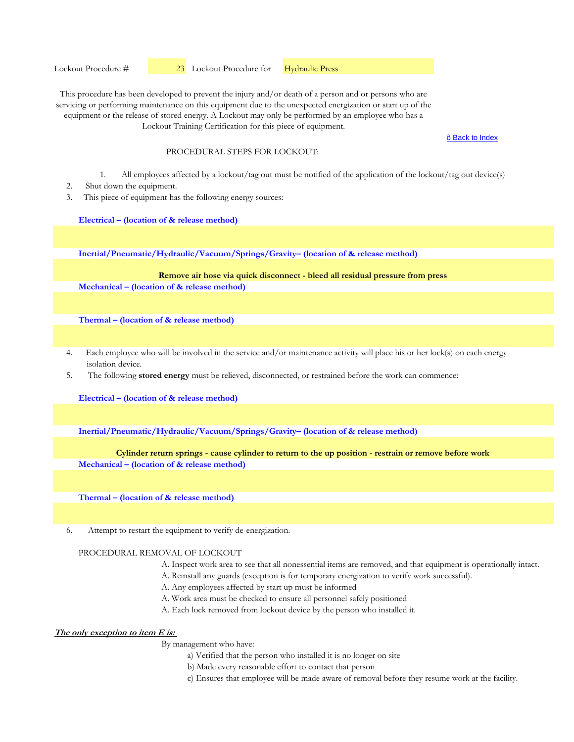Lockout Procedure # 23 Lockout Procedure for Hydraulic Press

This procedure has been developed to prevent the injury and/or death of a person and or persons who are servicing or performing maintenance on this equipment due to the unexpected energization or start up of the equipment or the release of stored energy. A Lockout may only be performed by an employee who has a Lockout Training Certification for this piece of equipment.

ô Back to Index

PROCEDURAL STEPS FOR LOCKOUT:

1. All employees affected by a lockout/tag out must be notified of the application of the lockout/tag out device(s)
2. Shut down the equipment.
3. This piece of equipment has the following energy sources:

**Electrical – (location of & release method)**

**Inertial/Pneumatic/Hydraulic/Vacuum/Springs/Gravity– (location of & release method)**

**Remove air hose via quick disconnect - bleed all residual pressure from press**

**Mechanical – (location of & release method)**

**Thermal – (location of & release method)**

4. Each employee who will be involved in the service and/or maintenance activity will place his or her lock(s) on each energy isolation device.
5. The following **stored energy** must be relieved, disconnected, or restrained before the work can commence:

**Electrical – (location of & release method)**

**Inertial/Pneumatic/Hydraulic/Vacuum/Springs/Gravity– (location of & release method)**

**Cylinder return springs - cause cylinder to return to the up position - restrain or remove before work**

**Mechanical – (location of & release method)**

**Thermal – (location of & release method)**

6. Attempt to restart the equipment to verify de-energization.

PROCEDURAL REMOVAL OF LOCKOUT

A. Inspect work area to see that all nonessential items are removed, and that equipment is operationally intact.
A. Reinstall any guards (exception is for temporary energization to verify work successful).
A. Any employees affected by start up must be informed
A. Work area must be checked to ensure all personnel safely positioned
A. Each lock removed from lockout device by the person who installed it.

***The only exception to item E is:***

By management who have:

a) Verified that the person who installed it is no longer on site
b) Made every reasonable effort to contact that person
c) Ensures that employee will be made aware of removal before they resume work at the facility.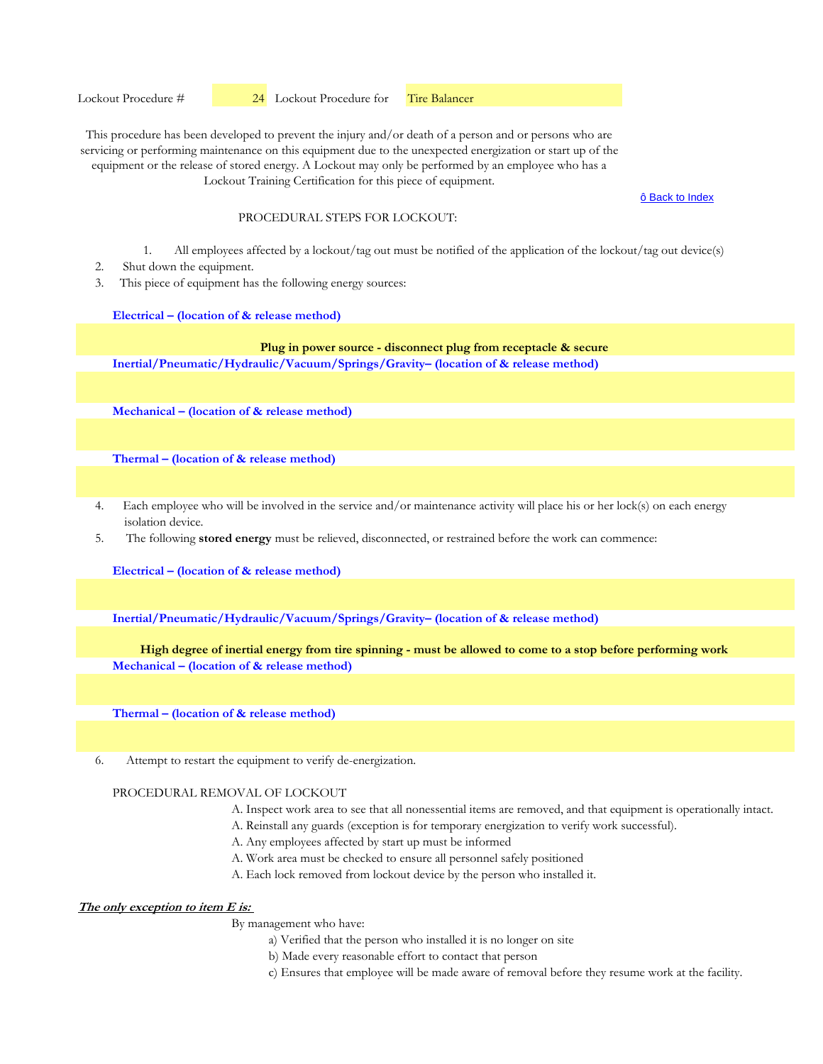Lockout Procedure # 24 Lockout Procedure for Tire Balancer

This procedure has been developed to prevent the injury and/or death of a person and or persons who are servicing or performing maintenance on this equipment due to the unexpected energization or start up of the equipment or the release of stored energy. A Lockout may only be performed by an employee who has a Lockout Training Certification for this piece of equipment.

ô Back to Index

PROCEDURAL STEPS FOR LOCKOUT:

1. All employees affected by a lockout/tag out must be notified of the application of the lockout/tag out device(s)
2. Shut down the equipment.
3. This piece of equipment has the following energy sources:

**Electrical – (location of & release method)**

**Plug in power source - disconnect plug from receptacle & secure**

**Inertial/Pneumatic/Hydraulic/Vacuum/Springs/Gravity– (location of & release method)**

**Mechanical – (location of & release method)**

**Thermal – (location of & release method)**

4. Each employee who will be involved in the service and/or maintenance activity will place his or her lock(s) on each energy isolation device.
5. The following **stored energy** must be relieved, disconnected, or restrained before the work can commence:

**Electrical – (location of & release method)**

**Inertial/Pneumatic/Hydraulic/Vacuum/Springs/Gravity– (location of & release method)**

**High degree of inertial energy from tire spinning - must be allowed to come to a stop before performing work**

**Mechanical – (location of & release method)**

**Thermal – (location of & release method)**

6. Attempt to restart the equipment to verify de-energization.

PROCEDURAL REMOVAL OF LOCKOUT

A. Inspect work area to see that all nonessential items are removed, and that equipment is operationally intact.
A. Reinstall any guards (exception is for temporary energization to verify work successful).
A. Any employees affected by start up must be informed
A. Work area must be checked to ensure all personnel safely positioned
A. Each lock removed from lockout device by the person who installed it.

***The only exception to item E is:***

By management who have:

a) Verified that the person who installed it is no longer on site
b) Made every reasonable effort to contact that person
c) Ensures that employee will be made aware of removal before they resume work at the facility.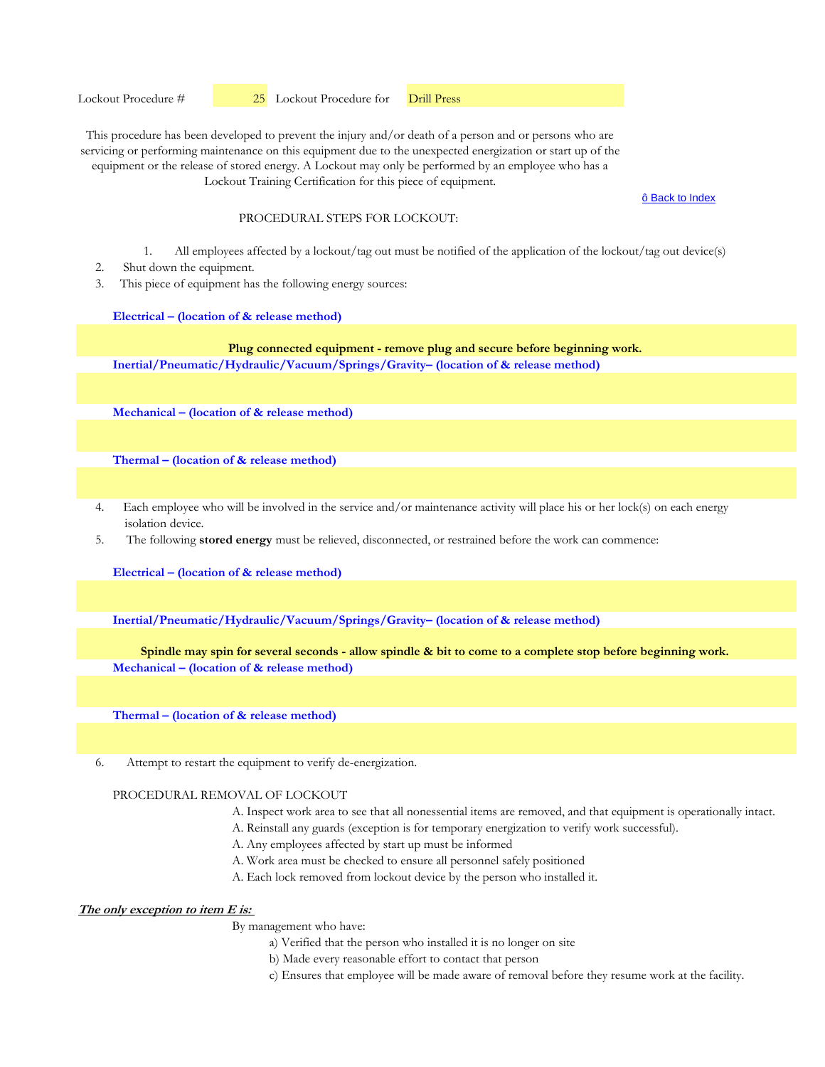Lockout Procedure # 25 Lockout Procedure for Drill Press

This procedure has been developed to prevent the injury and/or death of a person and or persons who are servicing or performing maintenance on this equipment due to the unexpected energization or start up of the equipment or the release of stored energy. A Lockout may only be performed by an employee who has a Lockout Training Certification for this piece of equipment.

ô Back to Index

PROCEDURAL STEPS FOR LOCKOUT:

1. All employees affected by a lockout/tag out must be notified of the application of the lockout/tag out device(s)
2. Shut down the equipment.
3. This piece of equipment has the following energy sources:

**Electrical – (location of & release method)**

**Plug connected equipment - remove plug and secure before beginning work.**

**Inertial/Pneumatic/Hydraulic/Vacuum/Springs/Gravity– (location of & release method)**

**Mechanical – (location of & release method)**

**Thermal – (location of & release method)**

4. Each employee who will be involved in the service and/or maintenance activity will place his or her lock(s) on each energy isolation device.
5. The following **stored energy** must be relieved, disconnected, or restrained before the work can commence:

**Electrical – (location of & release method)**

**Inertial/Pneumatic/Hydraulic/Vacuum/Springs/Gravity– (location of & release method)**

**Spindle may spin for several seconds - allow spindle & bit to come to a complete stop before beginning work.**

**Mechanical – (location of & release method)**

**Thermal – (location of & release method)**

6. Attempt to restart the equipment to verify de-energization.

PROCEDURAL REMOVAL OF LOCKOUT

A. Inspect work area to see that all nonessential items are removed, and that equipment is operationally intact.
A. Reinstall any guards (exception is for temporary energization to verify work successful).
A. Any employees affected by start up must be informed
A. Work area must be checked to ensure all personnel safely positioned
A. Each lock removed from lockout device by the person who installed it.

***The only exception to item E is:***

By management who have:

a) Verified that the person who installed it is no longer on site
b) Made every reasonable effort to contact that person
c) Ensures that employee will be made aware of removal before they resume work at the facility.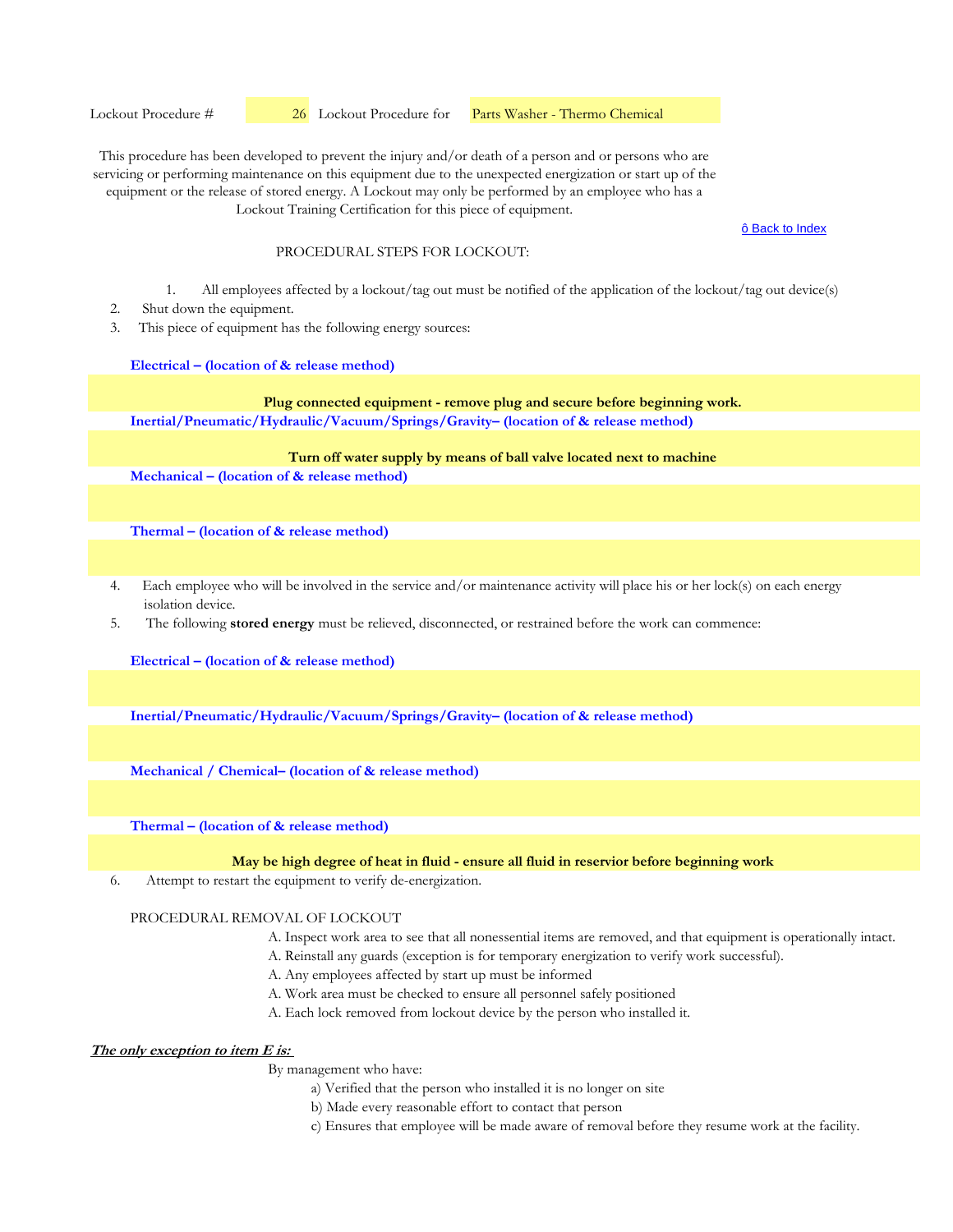Lockout Procedure # 26 Lockout Procedure for Parts Washer - Thermo Chemical

This procedure has been developed to prevent the injury and/or death of a person and or persons who are servicing or performing maintenance on this equipment due to the unexpected energization or start up of the equipment or the release of stored energy. A Lockout may only be performed by an employee who has a Lockout Training Certification for this piece of equipment.

ô Back to Index

PROCEDURAL STEPS FOR LOCKOUT:

1. All employees affected by a lockout/tag out must be notified of the application of the lockout/tag out device(s)
2. Shut down the equipment.
3. This piece of equipment has the following energy sources:

**Electrical – (location of & release method)**

**Plug connected equipment - remove plug and secure before beginning work.**

**Inertial/Pneumatic/Hydraulic/Vacuum/Springs/Gravity– (location of & release method)**

**Turn off water supply by means of ball valve located next to machine**

**Mechanical – (location of & release method)**

**Thermal – (location of & release method)**

4. Each employee who will be involved in the service and/or maintenance activity will place his or her lock(s) on each energy isolation device.
5. The following **stored energy** must be relieved, disconnected, or restrained before the work can commence:

**Electrical – (location of & release method)**

**Inertial/Pneumatic/Hydraulic/Vacuum/Springs/Gravity– (location of & release method)**

**Mechanical / Chemical– (location of & release method)**

**Thermal – (location of & release method)**

**May be high degree of heat in fluid - ensure all fluid in reservior before beginning work**

6. Attempt to restart the equipment to verify de-energization.

PROCEDURAL REMOVAL OF LOCKOUT

A. Inspect work area to see that all nonessential items are removed, and that equipment is operationally intact.
A. Reinstall any guards (exception is for temporary energization to verify work successful).
A. Any employees affected by start up must be informed
A. Work area must be checked to ensure all personnel safely positioned
A. Each lock removed from lockout device by the person who installed it.

***The only exception to item E is:***

By management who have:

a) Verified that the person who installed it is no longer on site
b) Made every reasonable effort to contact that person
c) Ensures that employee will be made aware of removal before they resume work at the facility.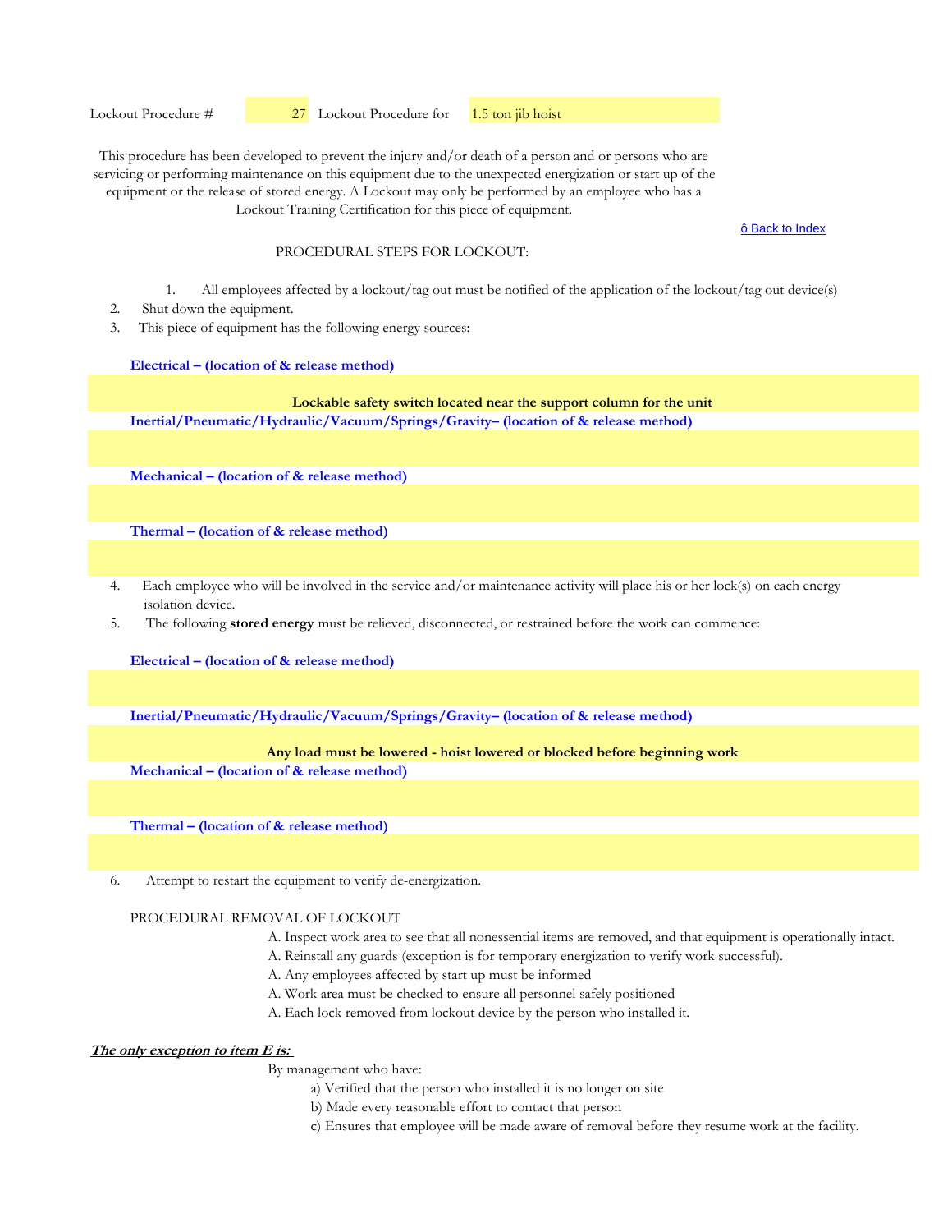Lockout Procedure # 27 Lockout Procedure for 1.5 ton jib hoist

This procedure has been developed to prevent the injury and/or death of a person and or persons who are servicing or performing maintenance on this equipment due to the unexpected energization or start up of the equipment or the release of stored energy. A Lockout may only be performed by an employee who has a Lockout Training Certification for this piece of equipment.

ô Back to Index

PROCEDURAL STEPS FOR LOCKOUT:

1. All employees affected by a lockout/tag out must be notified of the application of the lockout/tag out device(s)
2. Shut down the equipment.
3. This piece of equipment has the following energy sources:

**Electrical – (location of & release method)**

**Lockable safety switch located near the support column for the unit**

**Inertial/Pneumatic/Hydraulic/Vacuum/Springs/Gravity– (location of & release method)**

**Mechanical – (location of & release method)**

**Thermal – (location of & release method)**

4. Each employee who will be involved in the service and/or maintenance activity will place his or her lock(s) on each energy isolation device.
5. The following **stored energy** must be relieved, disconnected, or restrained before the work can commence:

**Electrical – (location of & release method)**

**Inertial/Pneumatic/Hydraulic/Vacuum/Springs/Gravity– (location of & release method)**

**Any load must be lowered - hoist lowered or blocked before beginning work**

**Mechanical – (location of & release method)**

**Thermal – (location of & release method)**

6. Attempt to restart the equipment to verify de-energization.

PROCEDURAL REMOVAL OF LOCKOUT

A. Inspect work area to see that all nonessential items are removed, and that equipment is operationally intact.
A. Reinstall any guards (exception is for temporary energization to verify work successful).
A. Any employees affected by start up must be informed
A. Work area must be checked to ensure all personnel safely positioned
A. Each lock removed from lockout device by the person who installed it.

***The only exception to item E is:***

By management who have:

a) Verified that the person who installed it is no longer on site
b) Made every reasonable effort to contact that person
c) Ensures that employee will be made aware of removal before they resume work at the facility.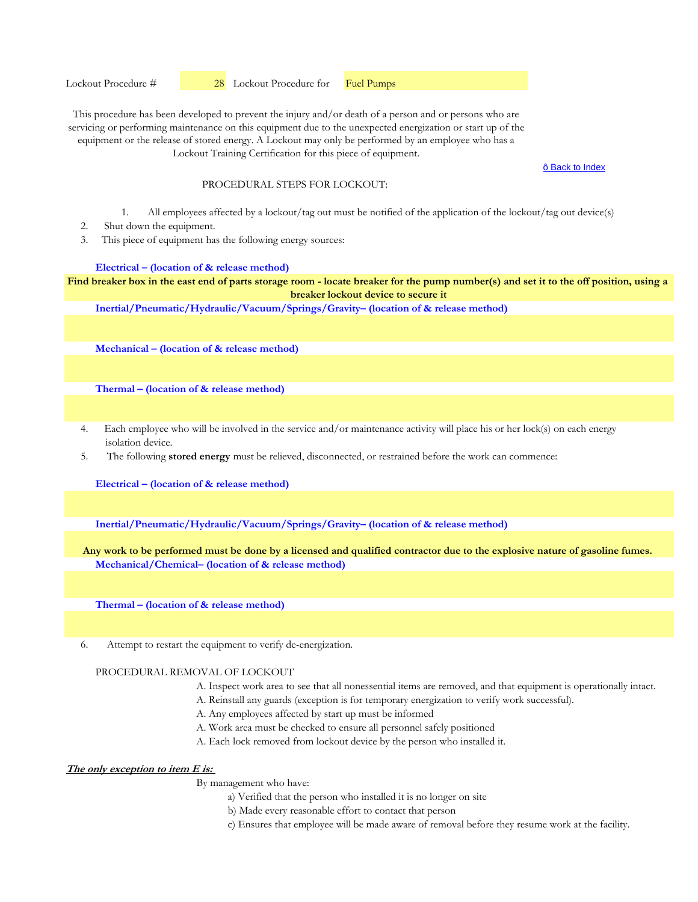Lockout Procedure # 28 Lockout Procedure for Fuel Pumps

This procedure has been developed to prevent the injury and/or death of a person and or persons who are servicing or performing maintenance on this equipment due to the unexpected energization or start up of the equipment or the release of stored energy. A Lockout may only be performed by an employee who has a Lockout Training Certification for this piece of equipment.

ô Back to Index

PROCEDURAL STEPS FOR LOCKOUT:

1. All employees affected by a lockout/tag out must be notified of the application of the lockout/tag out device(s)
2. Shut down the equipment.
3. This piece of equipment has the following energy sources:

**Electrical – (location of & release method)**

**Find breaker box in the east end of parts storage room - locate breaker for the pump number(s) and set it to the off position, using a breaker lockout device to secure it**

**Inertial/Pneumatic/Hydraulic/Vacuum/Springs/Gravity– (location of & release method)**

**Mechanical – (location of & release method)**

**Thermal – (location of & release method)**

4. Each employee who will be involved in the service and/or maintenance activity will place his or her lock(s) on each energy isolation device.
5. The following **stored energy** must be relieved, disconnected, or restrained before the work can commence:

**Electrical – (location of & release method)**

**Inertial/Pneumatic/Hydraulic/Vacuum/Springs/Gravity– (location of & release method)**

**Any work to be performed must be done by a licensed and qualified contractor due to the explosive nature of gasoline fumes.**

**Mechanical/Chemical– (location of & release method)**

**Thermal – (location of & release method)**

6. Attempt to restart the equipment to verify de-energization.

PROCEDURAL REMOVAL OF LOCKOUT

A. Inspect work area to see that all nonessential items are removed, and that equipment is operationally intact.
A. Reinstall any guards (exception is for temporary energization to verify work successful).
A. Any employees affected by start up must be informed
A. Work area must be checked to ensure all personnel safely positioned
A. Each lock removed from lockout device by the person who installed it.

***The only exception to item E is:***

By management who have:

a) Verified that the person who installed it is no longer on site
b) Made every reasonable effort to contact that person
c) Ensures that employee will be made aware of removal before they resume work at the facility.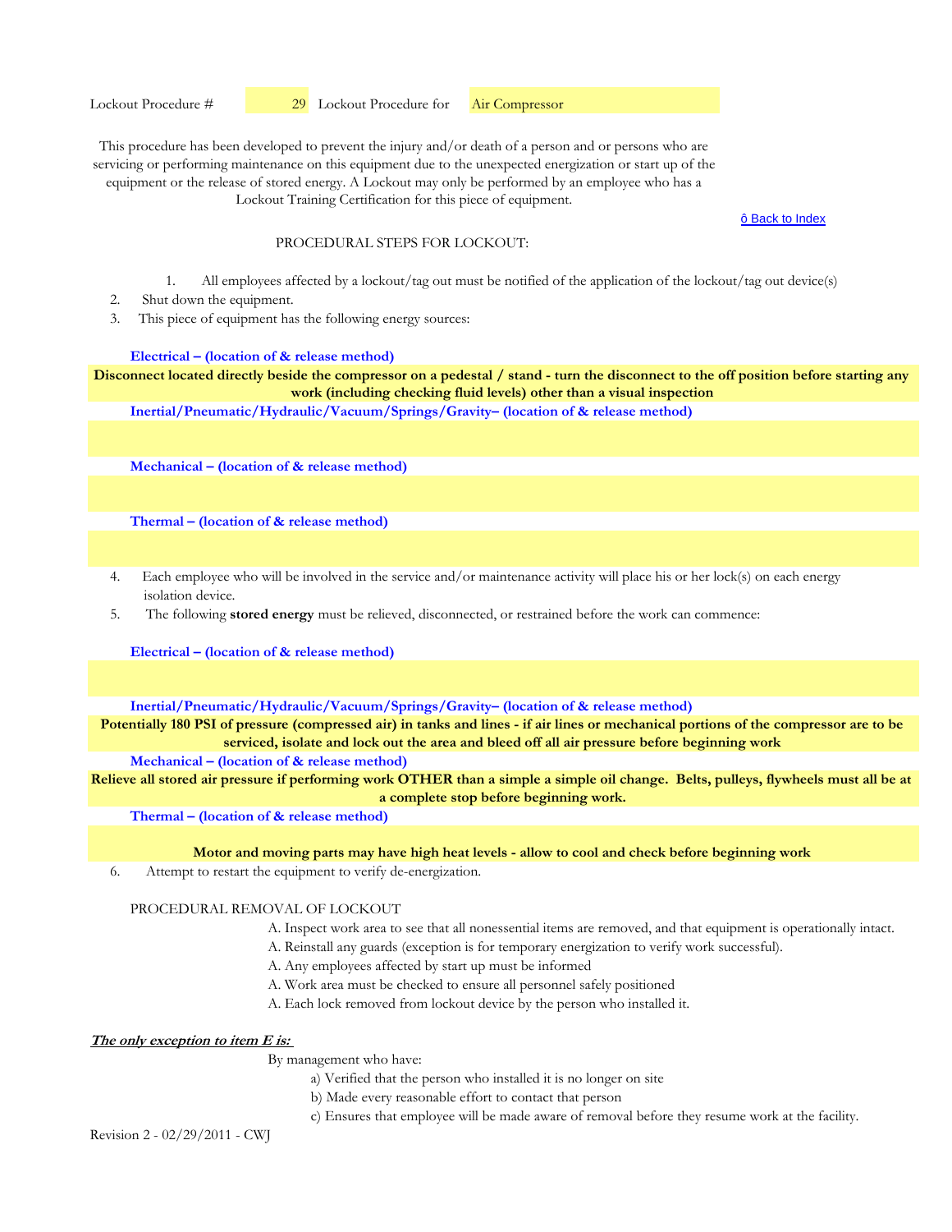Lockout Procedure # 29 Lockout Procedure for Air Compressor

This procedure has been developed to prevent the injury and/or death of a person and or persons who are servicing or performing maintenance on this equipment due to the unexpected energization or start up of the equipment or the release of stored energy. A Lockout may only be performed by an employee who has a Lockout Training Certification for this piece of equipment.

ô Back to Index

PROCEDURAL STEPS FOR LOCKOUT:

1. All employees affected by a lockout/tag out must be notified of the application of the lockout/tag out device(s)
2. Shut down the equipment.
3. This piece of equipment has the following energy sources:

**Electrical – (location of & release method)**

**Disconnect located directly beside the compressor on a pedestal / stand - turn the disconnect to the off position before starting any work (including checking fluid levels) other than a visual inspection**

**Inertial/Pneumatic/Hydraulic/Vacuum/Springs/Gravity– (location of & release method)**

**Mechanical – (location of & release method)**

**Thermal – (location of & release method)**

4. Each employee who will be involved in the service and/or maintenance activity will place his or her lock(s) on each energy isolation device.
5. The following **stored energy** must be relieved, disconnected, or restrained before the work can commence:

**Electrical – (location of & release method)**

**Inertial/Pneumatic/Hydraulic/Vacuum/Springs/Gravity– (location of & release method)**

**Potentially 180 PSI of pressure (compressed air) in tanks and lines - if air lines or mechanical portions of the compressor are to be serviced, isolate and lock out the area and bleed off all air pressure before beginning work**

**Mechanical – (location of & release method)**

**Relieve all stored air pressure if performing work OTHER than a simple a simple oil change. Belts, pulleys, flywheels must all be at a complete stop before beginning work.**

**Thermal – (location of & release method)**

**Motor and moving parts may have high heat levels - allow to cool and check before beginning work**

6. Attempt to restart the equipment to verify de-energization.

PROCEDURAL REMOVAL OF LOCKOUT

A. Inspect work area to see that all nonessential items are removed, and that equipment is operationally intact.
A. Reinstall any guards (exception is for temporary energization to verify work successful).
A. Any employees affected by start up must be informed
A. Work area must be checked to ensure all personnel safely positioned
A. Each lock removed from lockout device by the person who installed it.

***The only exception to item E is:***

By management who have:

a) Verified that the person who installed it is no longer on site
b) Made every reasonable effort to contact that person
c) Ensures that employee will be made aware of removal before they resume work at the facility.

Revision 2 - 02/29/2011 - CWJ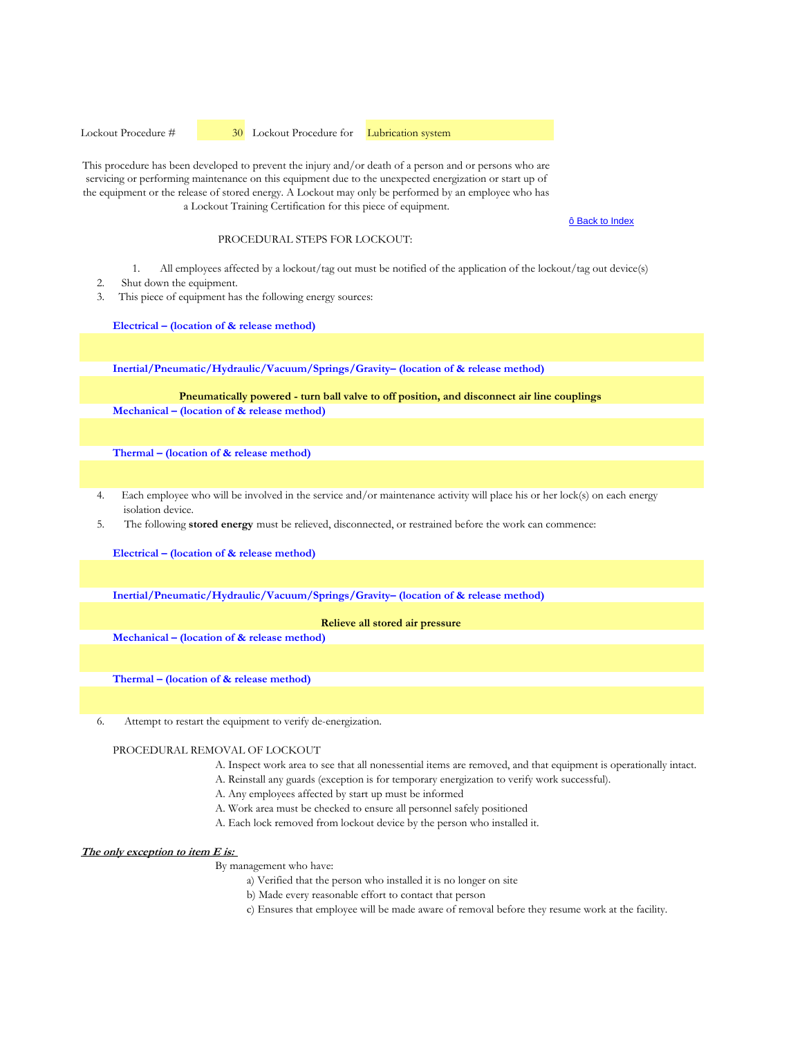Lockout Procedure # 30 Lockout Procedure for Lubrication system

This procedure has been developed to prevent the injury and/or death of a person and or persons who are servicing or performing maintenance on this equipment due to the unexpected energization or start up of the equipment or the release of stored energy. A Lockout may only be performed by an employee who has a Lockout Training Certification for this piece of equipment.

ô Back to Index

PROCEDURAL STEPS FOR LOCKOUT:

1. All employees affected by a lockout/tag out must be notified of the application of the lockout/tag out device(s)
2. Shut down the equipment.
3. This piece of equipment has the following energy sources:

**Electrical – (location of & release method)**

**Inertial/Pneumatic/Hydraulic/Vacuum/Springs/Gravity– (location of & release method)**

**Pneumatically powered - turn ball valve to off position, and disconnect air line couplings**

**Mechanical – (location of & release method)**

**Thermal – (location of & release method)**

4. Each employee who will be involved in the service and/or maintenance activity will place his or her lock(s) on each energy isolation device.
5. The following **stored energy** must be relieved, disconnected, or restrained before the work can commence:

**Electrical – (location of & release method)**

**Inertial/Pneumatic/Hydraulic/Vacuum/Springs/Gravity– (location of & release method)**

**Relieve all stored air pressure**

**Mechanical – (location of & release method)**

**Thermal – (location of & release method)**

6. Attempt to restart the equipment to verify de-energization.

PROCEDURAL REMOVAL OF LOCKOUT

A. Inspect work area to see that all nonessential items are removed, and that equipment is operationally intact.
A. Reinstall any guards (exception is for temporary energization to verify work successful).
A. Any employees affected by start up must be informed
A. Work area must be checked to ensure all personnel safely positioned
A. Each lock removed from lockout device by the person who installed it.

***The only exception to item E is:***

By management who have:

a) Verified that the person who installed it is no longer on site
b) Made every reasonable effort to contact that person
c) Ensures that employee will be made aware of removal before they resume work at the facility.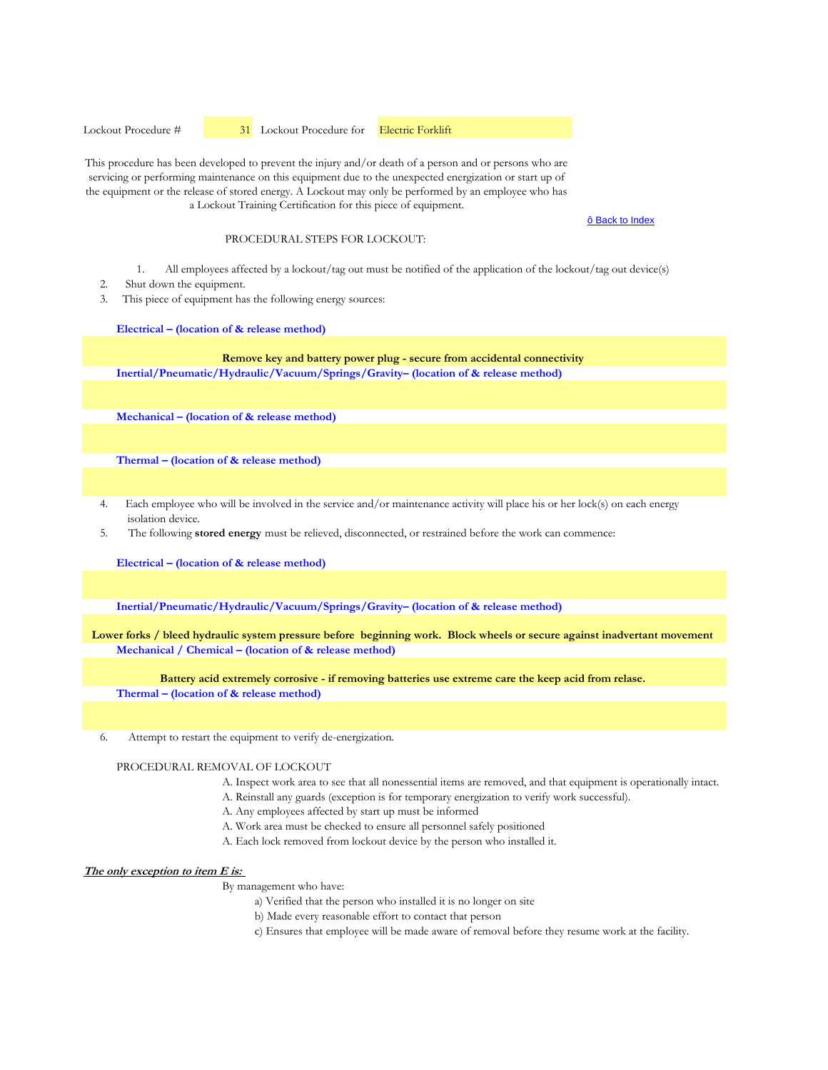Lockout Procedure # 31 Lockout Procedure for Electric Forklift

This procedure has been developed to prevent the injury and/or death of a person and or persons who are servicing or performing maintenance on this equipment due to the unexpected energization or start up of the equipment or the release of stored energy. A Lockout may only be performed by an employee who has a Lockout Training Certification for this piece of equipment.

ô Back to Index

PROCEDURAL STEPS FOR LOCKOUT:

1. All employees affected by a lockout/tag out must be notified of the application of the lockout/tag out device(s)
2. Shut down the equipment.
3. This piece of equipment has the following energy sources:

**Electrical – (location of & release method)**

**Remove key and battery power plug - secure from accidental connectivity**

**Inertial/Pneumatic/Hydraulic/Vacuum/Springs/Gravity– (location of & release method)**

**Mechanical – (location of & release method)**

**Thermal – (location of & release method)**

4. Each employee who will be involved in the service and/or maintenance activity will place his or her lock(s) on each energy isolation device.
5. The following **stored energy** must be relieved, disconnected, or restrained before the work can commence:

**Electrical – (location of & release method)**

**Inertial/Pneumatic/Hydraulic/Vacuum/Springs/Gravity– (location of & release method)**

**Lower forks / bleed hydraulic system pressure before beginning work. Block wheels or secure against inadvertant movement**

**Mechanical / Chemical – (location of & release method)**

**Battery acid extremely corrosive - if removing batteries use extreme care the keep acid from relase.**

**Thermal – (location of & release method)**

6. Attempt to restart the equipment to verify de-energization.

PROCEDURAL REMOVAL OF LOCKOUT

A. Inspect work area to see that all nonessential items are removed, and that equipment is operationally intact.
A. Reinstall any guards (exception is for temporary energization to verify work successful).
A. Any employees affected by start up must be informed
A. Work area must be checked to ensure all personnel safely positioned
A. Each lock removed from lockout device by the person who installed it.

***The only exception to item E is:***

By management who have:

a) Verified that the person who installed it is no longer on site
b) Made every reasonable effort to contact that person
c) Ensures that employee will be made aware of removal before they resume work at the facility.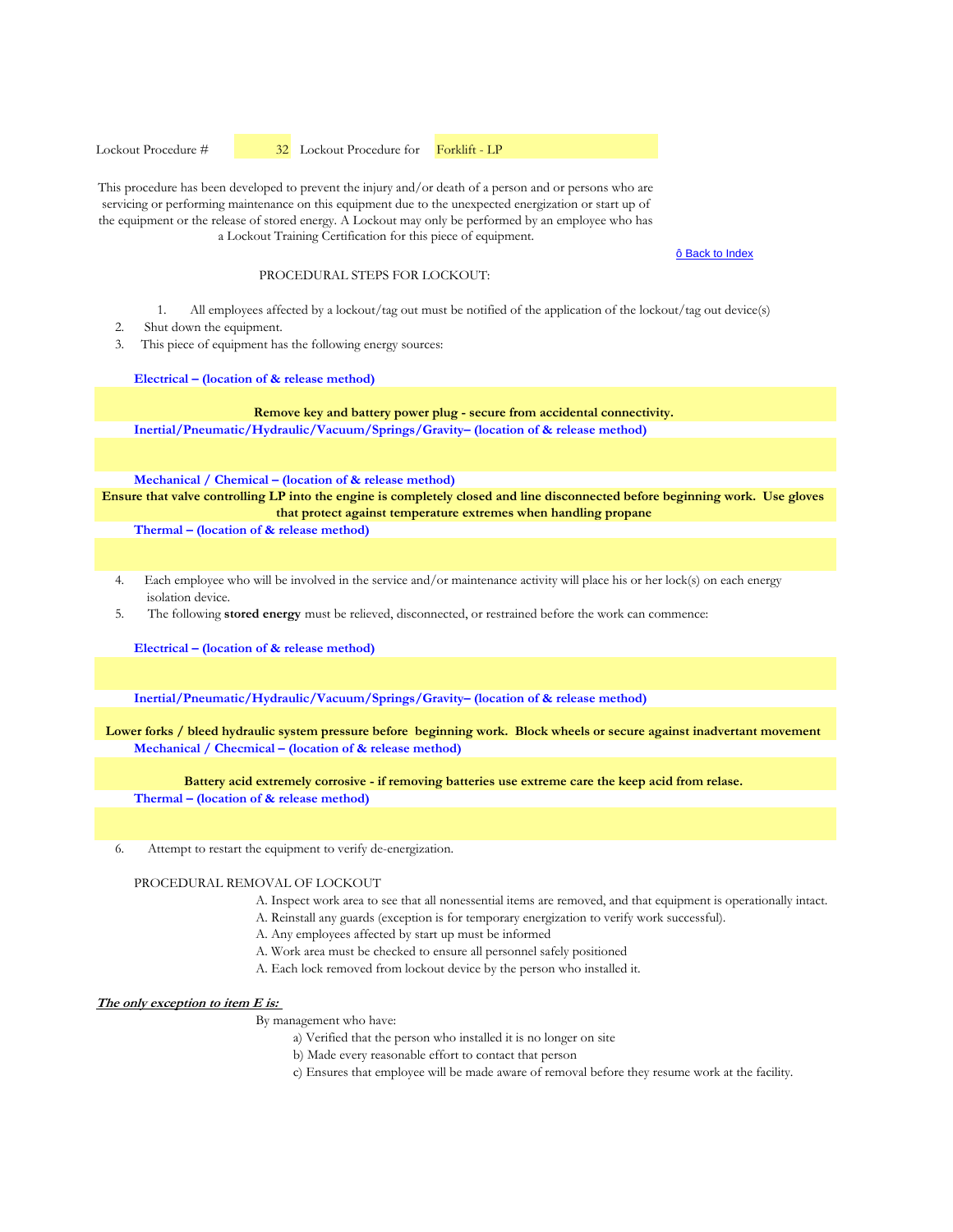Lockout Procedure # 32 Lockout Procedure for Forklift - LP

This procedure has been developed to prevent the injury and/or death of a person and or persons who are servicing or performing maintenance on this equipment due to the unexpected energization or start up of the equipment or the release of stored energy. A Lockout may only be performed by an employee who has a Lockout Training Certification for this piece of equipment.

ô Back to Index

PROCEDURAL STEPS FOR LOCKOUT:

1. All employees affected by a lockout/tag out must be notified of the application of the lockout/tag out device(s)
2. Shut down the equipment.
3. This piece of equipment has the following energy sources:

**Electrical – (location of & release method)**

**Remove key and battery power plug - secure from accidental connectivity.**

**Inertial/Pneumatic/Hydraulic/Vacuum/Springs/Gravity– (location of & release method)**

**Mechanical / Chemical – (location of & release method)**

**Ensure that valve controlling LP into the engine is completely closed and line disconnected before beginning work. Use gloves that protect against temperature extremes when handling propane**

**Thermal – (location of & release method)**

4. Each employee who will be involved in the service and/or maintenance activity will place his or her lock(s) on each energy isolation device.
5. The following **stored energy** must be relieved, disconnected, or restrained before the work can commence:

**Electrical – (location of & release method)**

**Inertial/Pneumatic/Hydraulic/Vacuum/Springs/Gravity– (location of & release method)**

**Lower forks / bleed hydraulic system pressure before beginning work. Block wheels or secure against inadvertant movement**

**Mechanical / Checmical – (location of & release method)**

**Battery acid extremely corrosive - if removing batteries use extreme care the keep acid from relase.**

**Thermal – (location of & release method)**

6. Attempt to restart the equipment to verify de-energization.

PROCEDURAL REMOVAL OF LOCKOUT

A. Inspect work area to see that all nonessential items are removed, and that equipment is operationally intact.
A. Reinstall any guards (exception is for temporary energization to verify work successful).
A. Any employees affected by start up must be informed
A. Work area must be checked to ensure all personnel safely positioned
A. Each lock removed from lockout device by the person who installed it.

***The only exception to item E is:***

By management who have:

a) Verified that the person who installed it is no longer on site
b) Made every reasonable effort to contact that person
c) Ensures that employee will be made aware of removal before they resume work at the facility.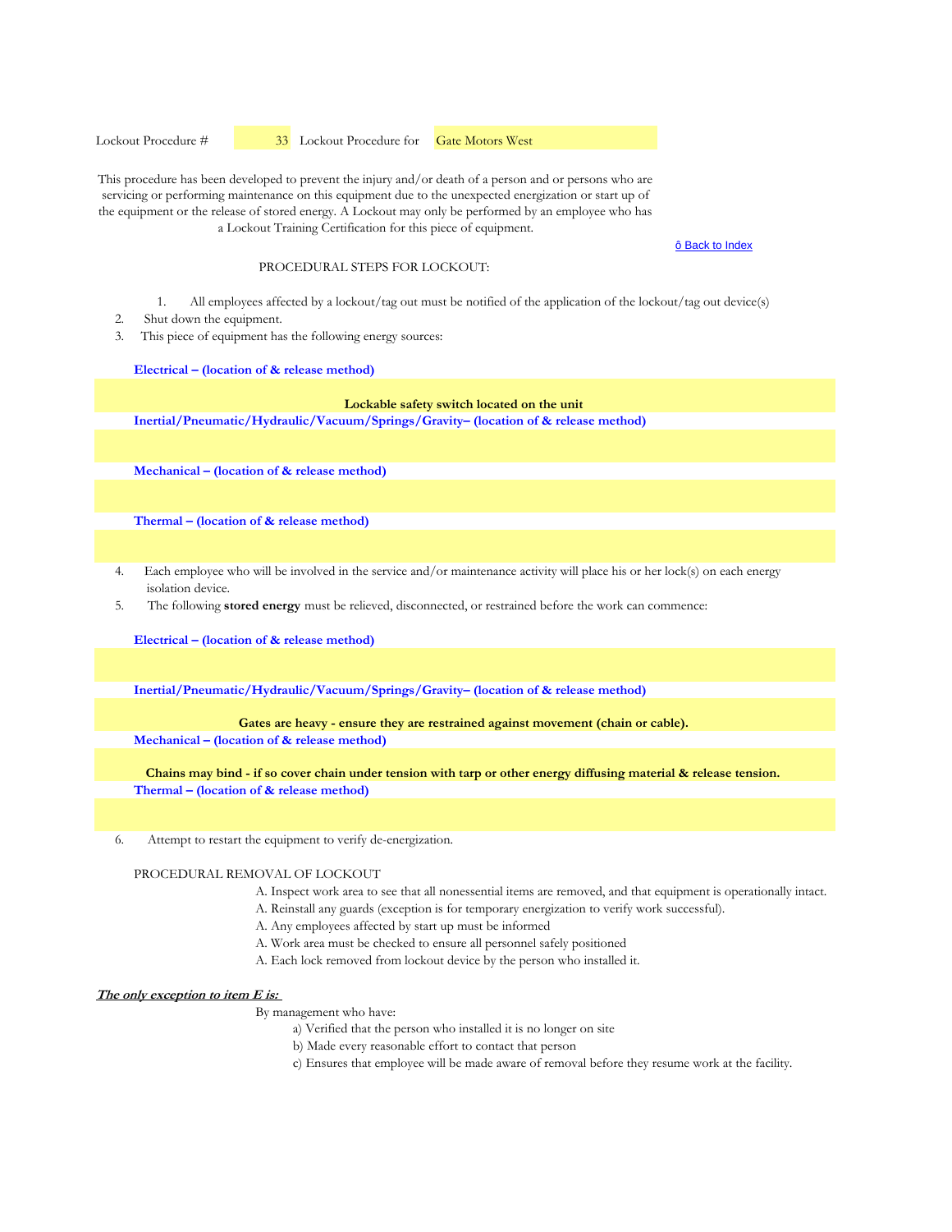Lockout Procedure # 33 Lockout Procedure for Gate Motors West

This procedure has been developed to prevent the injury and/or death of a person and or persons who are servicing or performing maintenance on this equipment due to the unexpected energization or start up of the equipment or the release of stored energy. A Lockout may only be performed by an employee who has a Lockout Training Certification for this piece of equipment.

ô Back to Index

PROCEDURAL STEPS FOR LOCKOUT:

1. All employees affected by a lockout/tag out must be notified of the application of the lockout/tag out device(s)
2. Shut down the equipment.
3. This piece of equipment has the following energy sources:

**Electrical – (location of & release method)**

**Lockable safety switch located on the unit**

**Inertial/Pneumatic/Hydraulic/Vacuum/Springs/Gravity– (location of & release method)**

**Mechanical – (location of & release method)**

**Thermal – (location of & release method)**

4. Each employee who will be involved in the service and/or maintenance activity will place his or her lock(s) on each energy isolation device.
5. The following **stored energy** must be relieved, disconnected, or restrained before the work can commence:

**Electrical – (location of & release method)**

**Inertial/Pneumatic/Hydraulic/Vacuum/Springs/Gravity– (location of & release method)**

**Gates are heavy - ensure they are restrained against movement (chain or cable).**

**Mechanical – (location of & release method)**

**Chains may bind - if so cover chain under tension with tarp or other energy diffusing material & release tension.**

**Thermal – (location of & release method)**

6. Attempt to restart the equipment to verify de-energization.

PROCEDURAL REMOVAL OF LOCKOUT

A. Inspect work area to see that all nonessential items are removed, and that equipment is operationally intact.
A. Reinstall any guards (exception is for temporary energization to verify work successful).
A. Any employees affected by start up must be informed
A. Work area must be checked to ensure all personnel safely positioned
A. Each lock removed from lockout device by the person who installed it.

***The only exception to item E is:***

By management who have:

a) Verified that the person who installed it is no longer on site
b) Made every reasonable effort to contact that person
c) Ensures that employee will be made aware of removal before they resume work at the facility.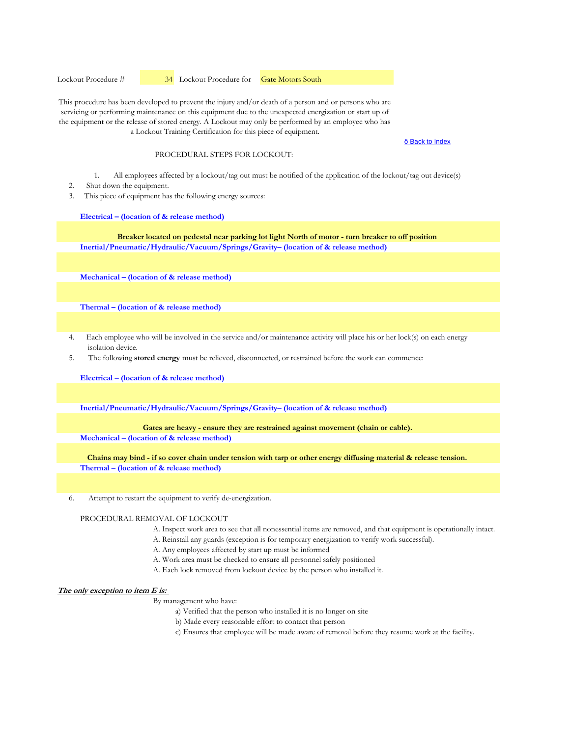Lockout Procedure # 34 Lockout Procedure for Gate Motors South

This procedure has been developed to prevent the injury and/or death of a person and or persons who are servicing or performing maintenance on this equipment due to the unexpected energization or start up of the equipment or the release of stored energy. A Lockout may only be performed by an employee who has a Lockout Training Certification for this piece of equipment.

ô Back to Index

PROCEDURAL STEPS FOR LOCKOUT:

1. All employees affected by a lockout/tag out must be notified of the application of the lockout/tag out device(s)
2. Shut down the equipment.
3. This piece of equipment has the following energy sources:

**Electrical – (location of & release method)**

**Breaker located on pedestal near parking lot light North of motor - turn breaker to off position**

**Inertial/Pneumatic/Hydraulic/Vacuum/Springs/Gravity– (location of & release method)**

**Mechanical – (location of & release method)**

**Thermal – (location of & release method)**

4. Each employee who will be involved in the service and/or maintenance activity will place his or her lock(s) on each energy isolation device.
5. The following **stored energy** must be relieved, disconnected, or restrained before the work can commence:

**Electrical – (location of & release method)**

**Inertial/Pneumatic/Hydraulic/Vacuum/Springs/Gravity– (location of & release method)**

**Gates are heavy - ensure they are restrained against movement (chain or cable).**

**Mechanical – (location of & release method)**

**Chains may bind - if so cover chain under tension with tarp or other energy diffusing material & release tension.**

**Thermal – (location of & release method)**

6. Attempt to restart the equipment to verify de-energization.

PROCEDURAL REMOVAL OF LOCKOUT

A. Inspect work area to see that all nonessential items are removed, and that equipment is operationally intact.
A. Reinstall any guards (exception is for temporary energization to verify work successful).
A. Any employees affected by start up must be informed
A. Work area must be checked to ensure all personnel safely positioned
A. Each lock removed from lockout device by the person who installed it.

***The only exception to item E is:***

By management who have:

a) Verified that the person who installed it is no longer on site
b) Made every reasonable effort to contact that person
c) Ensures that employee will be made aware of removal before they resume work at the facility.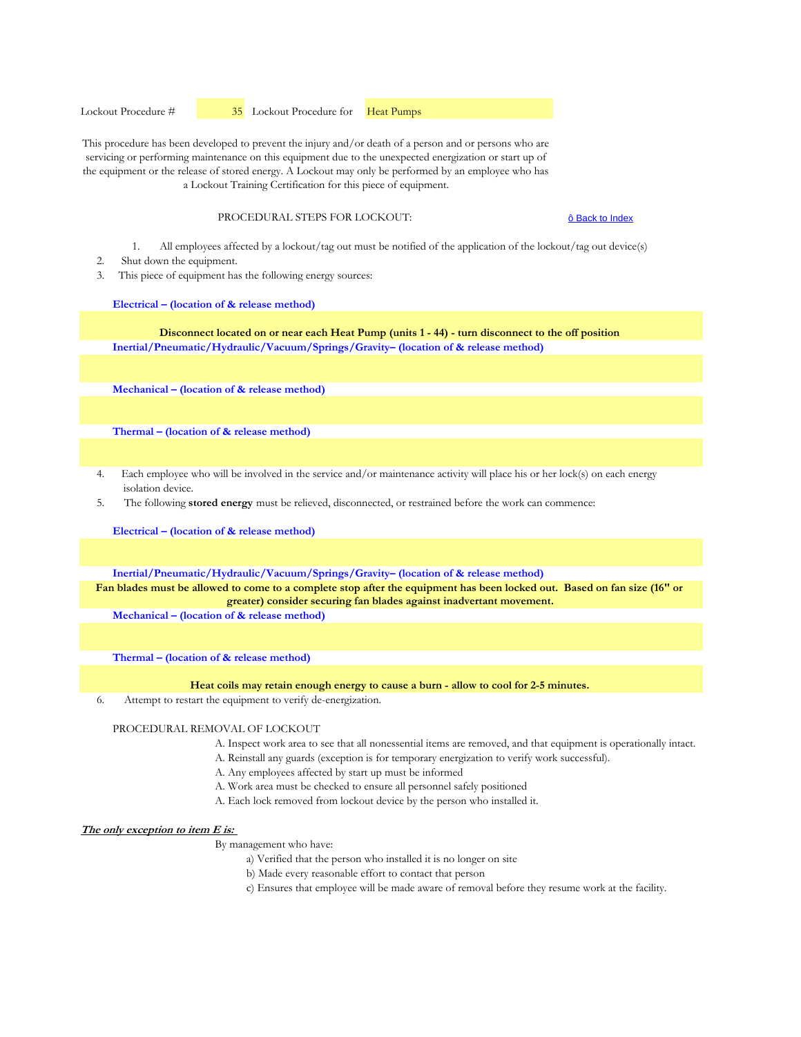Lockout Procedure # 35 Lockout Procedure for Heat Pumps

This procedure has been developed to prevent the injury and/or death of a person and or persons who are servicing or performing maintenance on this equipment due to the unexpected energization or start up of the equipment or the release of stored energy. A Lockout may only be performed by an employee who has a Lockout Training Certification for this piece of equipment.

PROCEDURAL STEPS FOR LOCKOUT:

ô Back to Index

1. All employees affected by a lockout/tag out must be notified of the application of the lockout/tag out device(s)
2. Shut down the equipment.
3. This piece of equipment has the following energy sources:

**Electrical – (location of & release method)**

**Disconnect located on or near each Heat Pump (units 1 - 44) - turn disconnect to the off position**

**Inertial/Pneumatic/Hydraulic/Vacuum/Springs/Gravity– (location of & release method)**

**Mechanical – (location of & release method)**

**Thermal – (location of & release method)**

4. Each employee who will be involved in the service and/or maintenance activity will place his or her lock(s) on each energy isolation device.
5. The following **stored energy** must be relieved, disconnected, or restrained before the work can commence:

**Electrical – (location of & release method)**

**Inertial/Pneumatic/Hydraulic/Vacuum/Springs/Gravity– (location of & release method)**

**Fan blades must be allowed to come to a complete stop after the equipment has been locked out. Based on fan size (16" or greater) consider securing fan blades against inadvertant movement.**

**Mechanical – (location of & release method)**

**Thermal – (location of & release method)**

**Heat coils may retain enough energy to cause a burn - allow to cool for 2-5 minutes.**

6. Attempt to restart the equipment to verify de-energization.

PROCEDURAL REMOVAL OF LOCKOUT

A. Inspect work area to see that all nonessential items are removed, and that equipment is operationally intact.
A. Reinstall any guards (exception is for temporary energization to verify work successful).
A. Any employees affected by start up must be informed
A. Work area must be checked to ensure all personnel safely positioned
A. Each lock removed from lockout device by the person who installed it.

***The only exception to item E is:***

By management who have:

a) Verified that the person who installed it is no longer on site
b) Made every reasonable effort to contact that person
c) Ensures that employee will be made aware of removal before they resume work at the facility.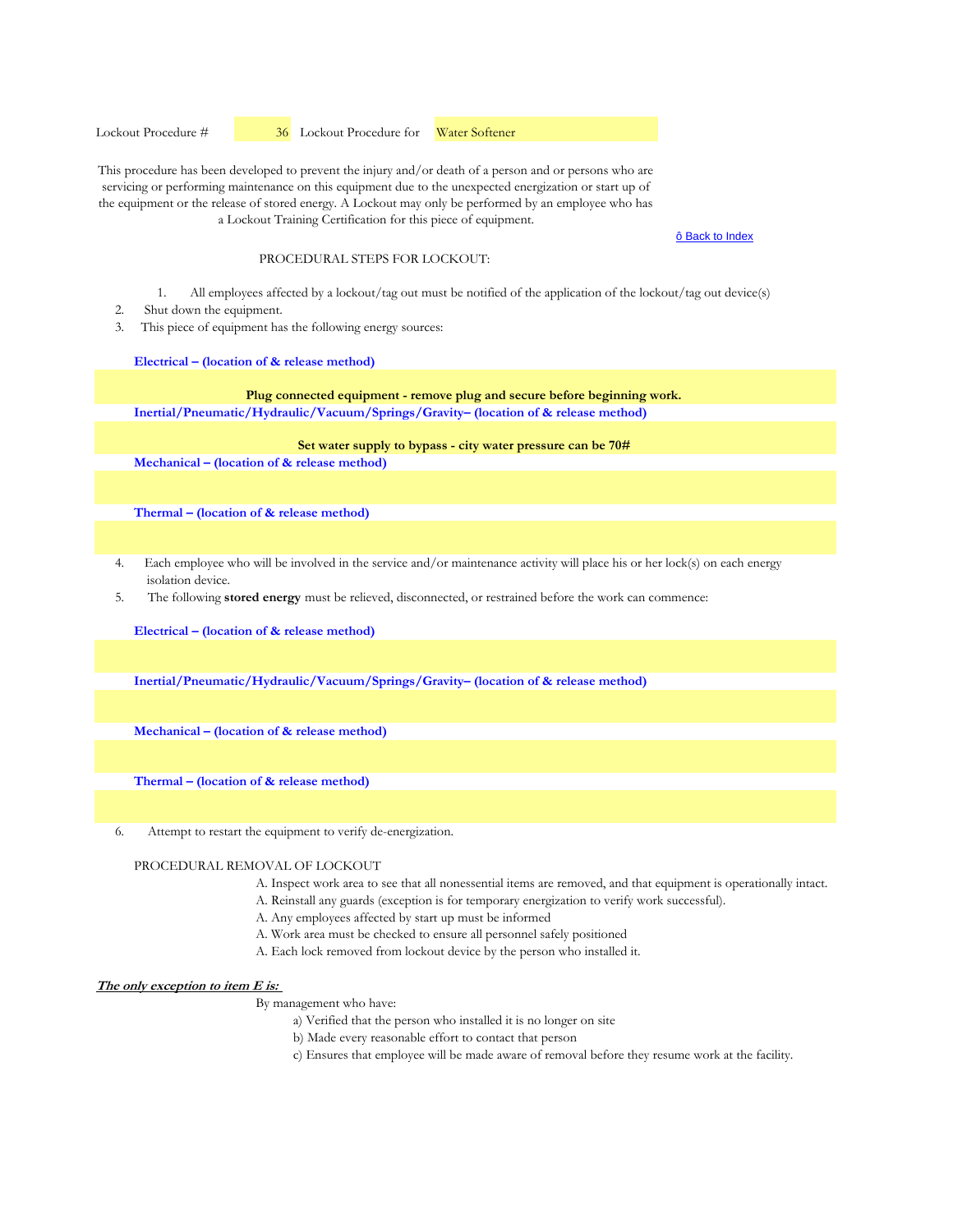Lockout Procedure # 36 Lockout Procedure for Water Softener

This procedure has been developed to prevent the injury and/or death of a person and or persons who are servicing or performing maintenance on this equipment due to the unexpected energization or start up of the equipment or the release of stored energy. A Lockout may only be performed by an employee who has a Lockout Training Certification for this piece of equipment.

ô Back to Index

PROCEDURAL STEPS FOR LOCKOUT:

1. All employees affected by a lockout/tag out must be notified of the application of the lockout/tag out device(s)
2. Shut down the equipment.
3. This piece of equipment has the following energy sources:

**Electrical – (location of & release method)**

**Plug connected equipment - remove plug and secure before beginning work.**

**Inertial/Pneumatic/Hydraulic/Vacuum/Springs/Gravity– (location of & release method)**

**Set water supply to bypass - city water pressure can be 70#**

**Mechanical – (location of & release method)**

**Thermal – (location of & release method)**

4. Each employee who will be involved in the service and/or maintenance activity will place his or her lock(s) on each energy isolation device.
5. The following **stored energy** must be relieved, disconnected, or restrained before the work can commence:

**Electrical – (location of & release method)**

**Inertial/Pneumatic/Hydraulic/Vacuum/Springs/Gravity– (location of & release method)**

**Mechanical – (location of & release method)**

**Thermal – (location of & release method)**

6. Attempt to restart the equipment to verify de-energization.

PROCEDURAL REMOVAL OF LOCKOUT

A. Inspect work area to see that all nonessential items are removed, and that equipment is operationally intact.
A. Reinstall any guards (exception is for temporary energization to verify work successful).
A. Any employees affected by start up must be informed
A. Work area must be checked to ensure all personnel safely positioned
A. Each lock removed from lockout device by the person who installed it.

***The only exception to item E is:***

By management who have:

a) Verified that the person who installed it is no longer on site
b) Made every reasonable effort to contact that person
c) Ensures that employee will be made aware of removal before they resume work at the facility.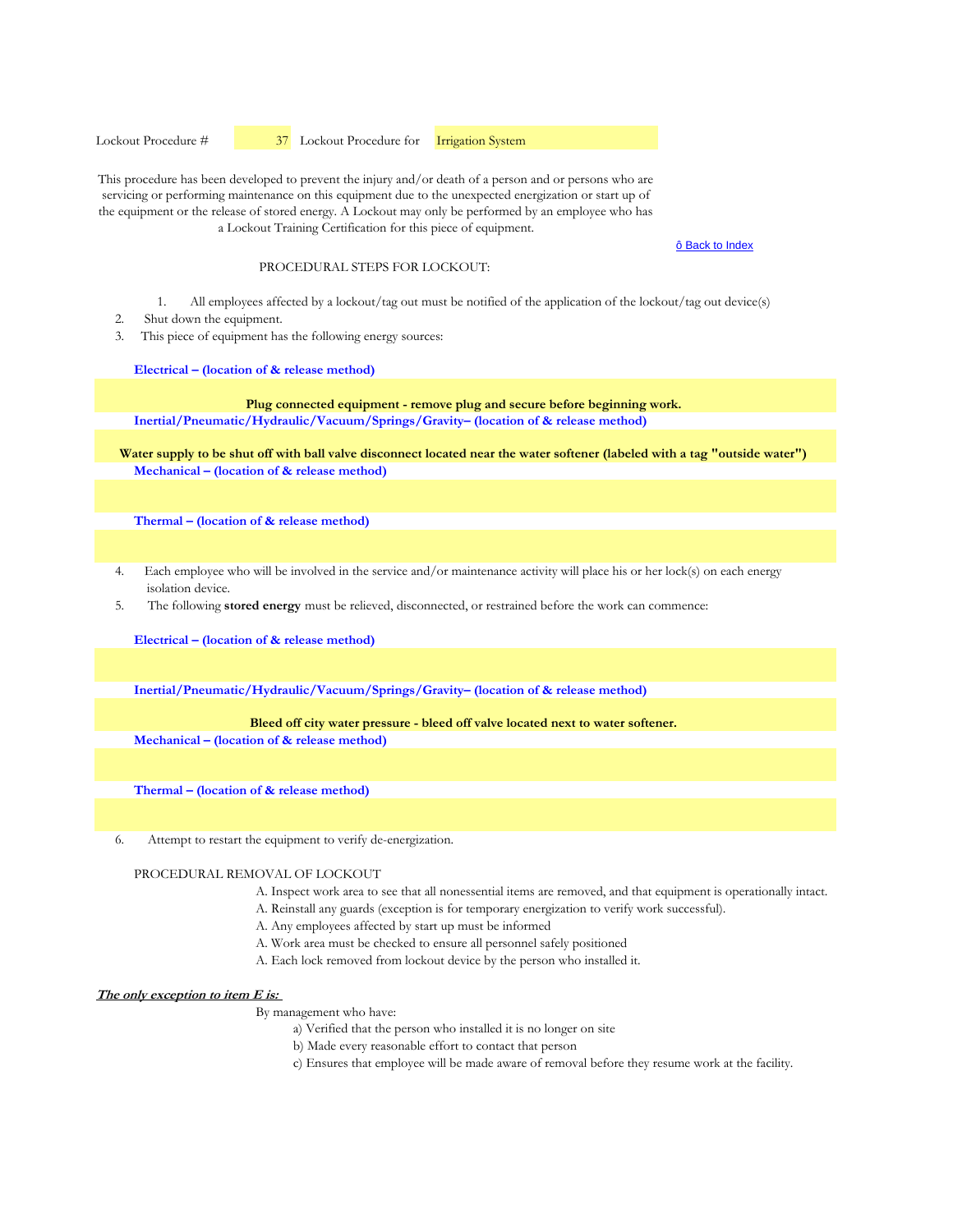Lockout Procedure # 37 Lockout Procedure for Irrigation System

This procedure has been developed to prevent the injury and/or death of a person and or persons who are servicing or performing maintenance on this equipment due to the unexpected energization or start up of the equipment or the release of stored energy. A Lockout may only be performed by an employee who has a Lockout Training Certification for this piece of equipment.

ô Back to Index

PROCEDURAL STEPS FOR LOCKOUT:

1. All employees affected by a lockout/tag out must be notified of the application of the lockout/tag out device(s)
2. Shut down the equipment.
3. This piece of equipment has the following energy sources:

**Electrical – (location of & release method)**

**Plug connected equipment - remove plug and secure before beginning work.**

**Inertial/Pneumatic/Hydraulic/Vacuum/Springs/Gravity– (location of & release method)**

**Water supply to be shut off with ball valve disconnect located near the water softener (labeled with a tag "outside water")**

**Mechanical – (location of & release method)**

**Thermal – (location of & release method)**

4. Each employee who will be involved in the service and/or maintenance activity will place his or her lock(s) on each energy isolation device.
5. The following **stored energy** must be relieved, disconnected, or restrained before the work can commence:

**Electrical – (location of & release method)**

**Inertial/Pneumatic/Hydraulic/Vacuum/Springs/Gravity– (location of & release method)**

**Bleed off city water pressure - bleed off valve located next to water softener.**

**Mechanical – (location of & release method)**

**Thermal – (location of & release method)**

6. Attempt to restart the equipment to verify de-energization.

PROCEDURAL REMOVAL OF LOCKOUT

A. Inspect work area to see that all nonessential items are removed, and that equipment is operationally intact.
A. Reinstall any guards (exception is for temporary energization to verify work successful).
A. Any employees affected by start up must be informed
A. Work area must be checked to ensure all personnel safely positioned
A. Each lock removed from lockout device by the person who installed it.

***The only exception to item E is:***

By management who have:

a) Verified that the person who installed it is no longer on site
b) Made every reasonable effort to contact that person
c) Ensures that employee will be made aware of removal before they resume work at the facility.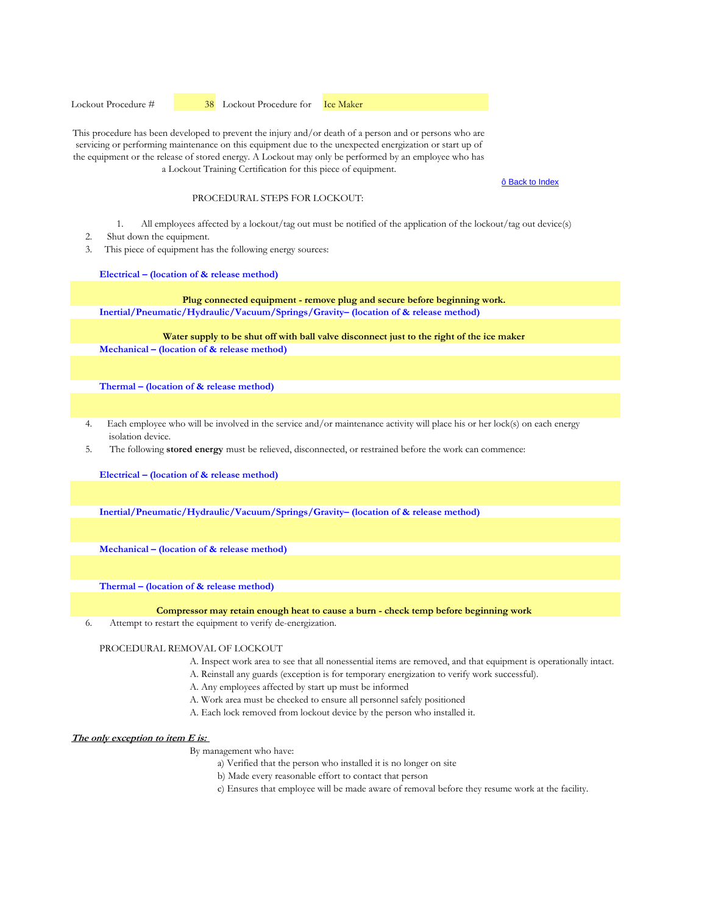Lockout Procedure # 38 Lockout Procedure for Ice Maker

This procedure has been developed to prevent the injury and/or death of a person and or persons who are servicing or performing maintenance on this equipment due to the unexpected energization or start up of the equipment or the release of stored energy. A Lockout may only be performed by an employee who has a Lockout Training Certification for this piece of equipment.

ô Back to Index

PROCEDURAL STEPS FOR LOCKOUT:

1. All employees affected by a lockout/tag out must be notified of the application of the lockout/tag out device(s)
2. Shut down the equipment.
3. This piece of equipment has the following energy sources:

**Electrical – (location of & release method)**

**Plug connected equipment - remove plug and secure before beginning work.**

**Inertial/Pneumatic/Hydraulic/Vacuum/Springs/Gravity– (location of & release method)**

**Water supply to be shut off with ball valve disconnect just to the right of the ice maker**

**Mechanical – (location of & release method)**

**Thermal – (location of & release method)**

4. Each employee who will be involved in the service and/or maintenance activity will place his or her lock(s) on each energy isolation device.
5. The following **stored energy** must be relieved, disconnected, or restrained before the work can commence:

**Electrical – (location of & release method)**

**Inertial/Pneumatic/Hydraulic/Vacuum/Springs/Gravity– (location of & release method)**

**Mechanical – (location of & release method)**

**Thermal – (location of & release method)**

**Compressor may retain enough heat to cause a burn - check temp before beginning work**

6. Attempt to restart the equipment to verify de-energization.

PROCEDURAL REMOVAL OF LOCKOUT

A. Inspect work area to see that all nonessential items are removed, and that equipment is operationally intact.
A. Reinstall any guards (exception is for temporary energization to verify work successful).
A. Any employees affected by start up must be informed
A. Work area must be checked to ensure all personnel safely positioned
A. Each lock removed from lockout device by the person who installed it.

***<u>The only exception to item E is:</u>***

By management who have:

a) Verified that the person who installed it is no longer on site
b) Made every reasonable effort to contact that person
c) Ensures that employee will be made aware of removal before they resume work at the facility.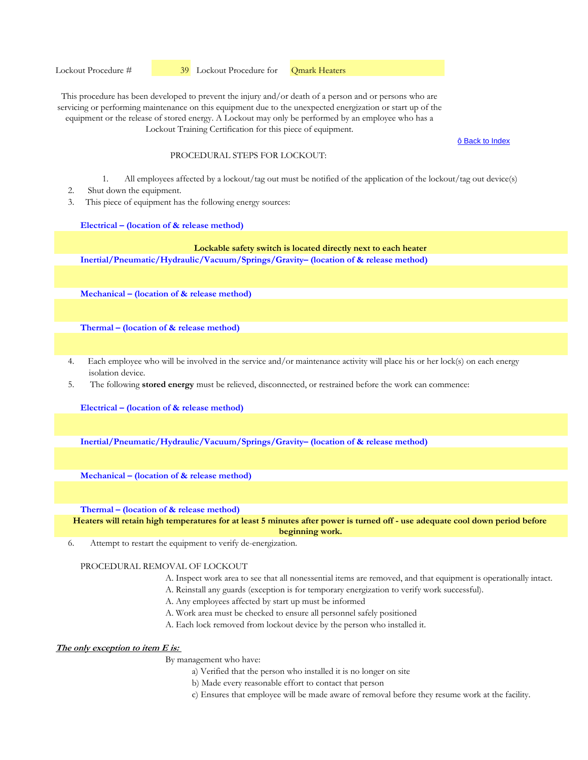Lockout Procedure # 39 Lockout Procedure for Qmark Heaters

This procedure has been developed to prevent the injury and/or death of a person and or persons who are servicing or performing maintenance on this equipment due to the unexpected energization or start up of the equipment or the release of stored energy. A Lockout may only be performed by an employee who has a Lockout Training Certification for this piece of equipment.

ô Back to Index

PROCEDURAL STEPS FOR LOCKOUT:

1. All employees affected by a lockout/tag out must be notified of the application of the lockout/tag out device(s)
2. Shut down the equipment.
3. This piece of equipment has the following energy sources:

**Electrical – (location of & release method)**

**Lockable safety switch is located directly next to each heater**

**Inertial/Pneumatic/Hydraulic/Vacuum/Springs/Gravity– (location of & release method)**

**Mechanical – (location of & release method)**

**Thermal – (location of & release method)**

4. Each employee who will be involved in the service and/or maintenance activity will place his or her lock(s) on each energy isolation device.
5. The following **stored energy** must be relieved, disconnected, or restrained before the work can commence:

**Electrical – (location of & release method)**

**Inertial/Pneumatic/Hydraulic/Vacuum/Springs/Gravity– (location of & release method)**

**Mechanical – (location of & release method)**

**Thermal – (location of & release method)**

**Heaters will retain high temperatures for at least 5 minutes after power is turned off - use adequate cool down period before beginning work.**

6. Attempt to restart the equipment to verify de-energization.

PROCEDURAL REMOVAL OF LOCKOUT

A. Inspect work area to see that all nonessential items are removed, and that equipment is operationally intact.
A. Reinstall any guards (exception is for temporary energization to verify work successful).
A. Any employees affected by start up must be informed
A. Work area must be checked to ensure all personnel safely positioned
A. Each lock removed from lockout device by the person who installed it.

***The only exception to item E is:***

By management who have:

a) Verified that the person who installed it is no longer on site
b) Made every reasonable effort to contact that person
c) Ensures that employee will be made aware of removal before they resume work at the facility.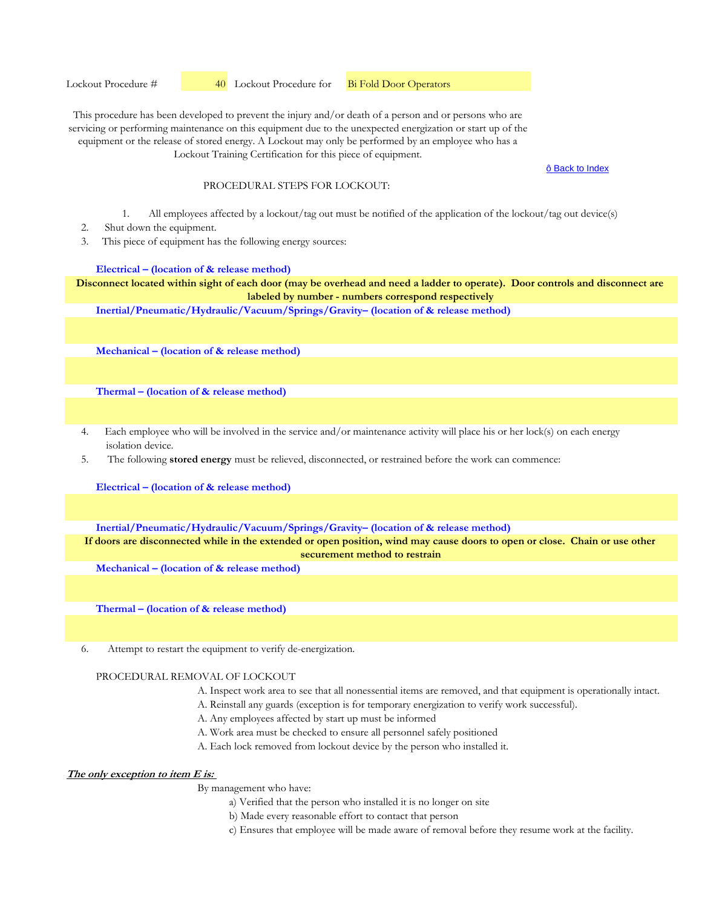Lockout Procedure # 40 Lockout Procedure for Bi Fold Door Operators

This procedure has been developed to prevent the injury and/or death of a person and or persons who are servicing or performing maintenance on this equipment due to the unexpected energization or start up of the equipment or the release of stored energy. A Lockout may only be performed by an employee who has a Lockout Training Certification for this piece of equipment.

ô Back to Index

PROCEDURAL STEPS FOR LOCKOUT:

1. All employees affected by a lockout/tag out must be notified of the application of the lockout/tag out device(s)
2. Shut down the equipment.
3. This piece of equipment has the following energy sources:

**Electrical – (location of & release method)**

**Disconnect located within sight of each door (may be overhead and need a ladder to operate). Door controls and disconnect are labeled by number - numbers correspond respectively**

**Inertial/Pneumatic/Hydraulic/Vacuum/Springs/Gravity– (location of & release method)**

**Mechanical – (location of & release method)**

**Thermal – (location of & release method)**

4. Each employee who will be involved in the service and/or maintenance activity will place his or her lock(s) on each energy isolation device.
5. The following **stored energy** must be relieved, disconnected, or restrained before the work can commence:

**Electrical – (location of & release method)**

**Inertial/Pneumatic/Hydraulic/Vacuum/Springs/Gravity– (location of & release method)**

**If doors are disconnected while in the extended or open position, wind may cause doors to open or close. Chain or use other securement method to restrain**

**Mechanical – (location of & release method)**

**Thermal – (location of & release method)**

6. Attempt to restart the equipment to verify de-energization.

PROCEDURAL REMOVAL OF LOCKOUT

A. Inspect work area to see that all nonessential items are removed, and that equipment is operationally intact.
A. Reinstall any guards (exception is for temporary energization to verify work successful).
A. Any employees affected by start up must be informed
A. Work area must be checked to ensure all personnel safely positioned
A. Each lock removed from lockout device by the person who installed it.

***The only exception to item E is:***

By management who have:

a) Verified that the person who installed it is no longer on site
b) Made every reasonable effort to contact that person
c) Ensures that employee will be made aware of removal before they resume work at the facility.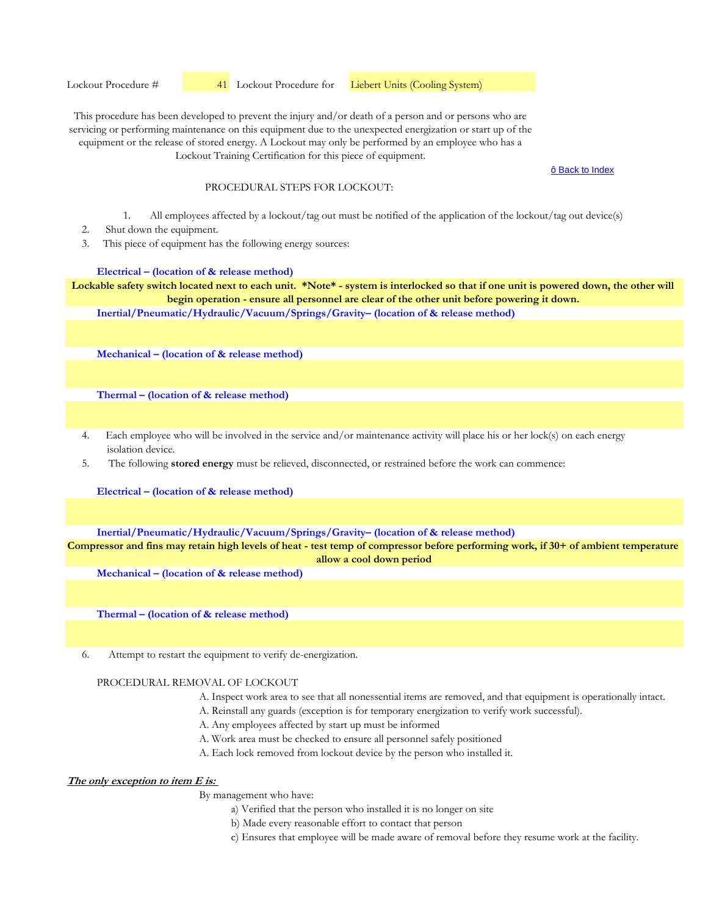Lockout Procedure # 41 Lockout Procedure for Liebert Units (Cooling System)

This procedure has been developed to prevent the injury and/or death of a person and or persons who are servicing or performing maintenance on this equipment due to the unexpected energization or start up of the equipment or the release of stored energy. A Lockout may only be performed by an employee who has a Lockout Training Certification for this piece of equipment.

ô Back to Index

PROCEDURAL STEPS FOR LOCKOUT:

1. All employees affected by a lockout/tag out must be notified of the application of the lockout/tag out device(s)
2. Shut down the equipment.
3. This piece of equipment has the following energy sources:

**Electrical – (location of & release method)**

**Lockable safety switch located next to each unit. *Note* - system is interlocked so that if one unit is powered down, the other will begin operation - ensure all personnel are clear of the other unit before powering it down.**

**Inertial/Pneumatic/Hydraulic/Vacuum/Springs/Gravity– (location of & release method)**

**Mechanical – (location of & release method)**

**Thermal – (location of & release method)**

4. Each employee who will be involved in the service and/or maintenance activity will place his or her lock(s) on each energy isolation device.
5. The following **stored energy** must be relieved, disconnected, or restrained before the work can commence:

**Electrical – (location of & release method)**

**Inertial/Pneumatic/Hydraulic/Vacuum/Springs/Gravity– (location of & release method)**

**Compressor and fins may retain high levels of heat - test temp of compressor before performing work, if 30+ of ambient temperature allow a cool down period**

**Mechanical – (location of & release method)**

**Thermal – (location of & release method)**

6. Attempt to restart the equipment to verify de-energization.

PROCEDURAL REMOVAL OF LOCKOUT

A. Inspect work area to see that all nonessential items are removed, and that equipment is operationally intact.
A. Reinstall any guards (exception is for temporary energization to verify work successful).
A. Any employees affected by start up must be informed
A. Work area must be checked to ensure all personnel safely positioned
A. Each lock removed from lockout device by the person who installed it.

***The only exception to item E is:***

By management who have:

a) Verified that the person who installed it is no longer on site
b) Made every reasonable effort to contact that person
c) Ensures that employee will be made aware of removal before they resume work at the facility.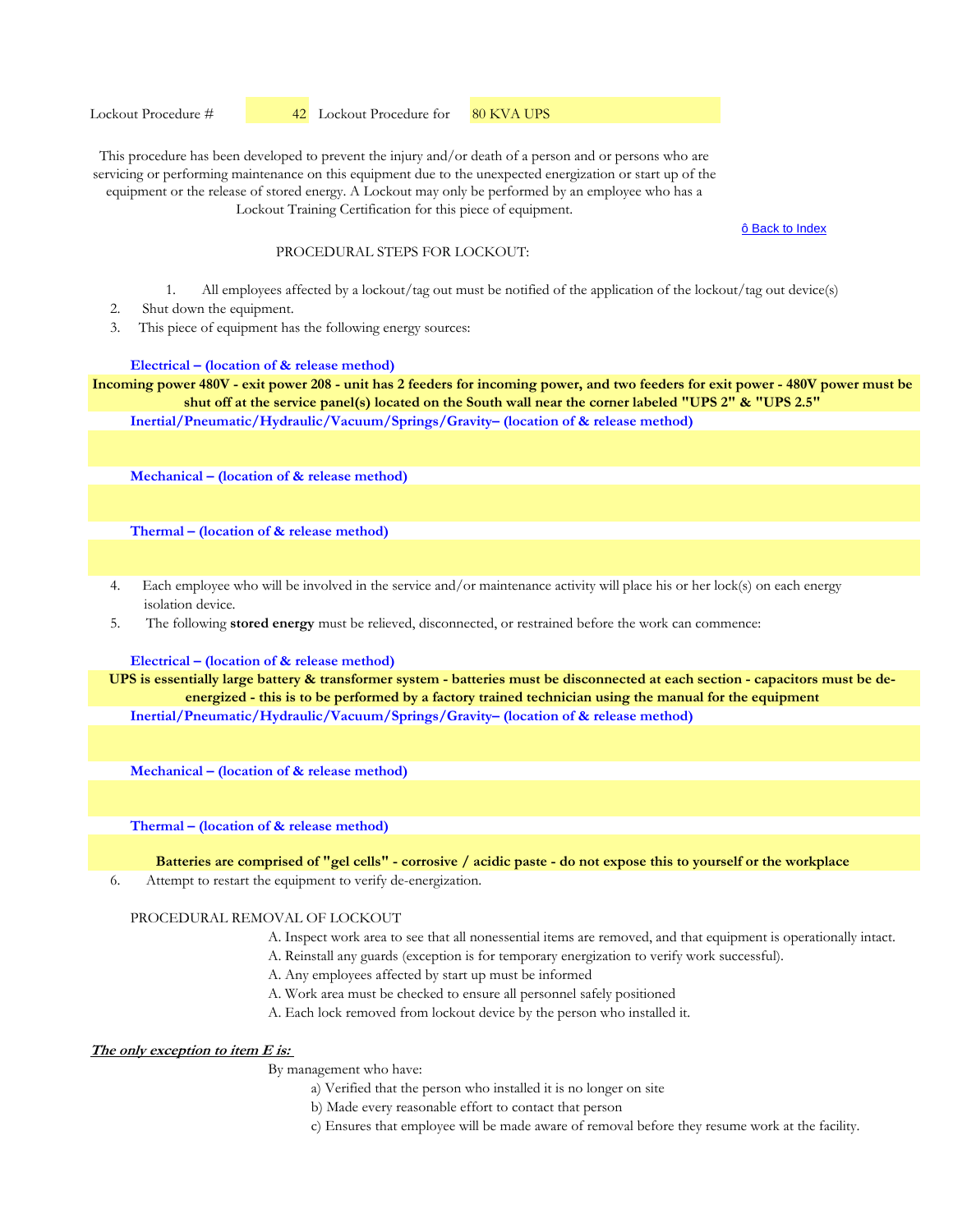Lockout Procedure # 42 Lockout Procedure for 80 KVA UPS

This procedure has been developed to prevent the injury and/or death of a person and or persons who are servicing or performing maintenance on this equipment due to the unexpected energization or start up of the equipment or the release of stored energy. A Lockout may only be performed by an employee who has a Lockout Training Certification for this piece of equipment.

ô Back to Index

PROCEDURAL STEPS FOR LOCKOUT:

1. All employees affected by a lockout/tag out must be notified of the application of the lockout/tag out device(s)
2. Shut down the equipment.
3. This piece of equipment has the following energy sources:

**Electrical – (location of & release method)**

**Incoming power 480V - exit power 208 - unit has 2 feeders for incoming power, and two feeders for exit power - 480V power must be shut off at the service panel(s) located on the South wall near the corner labeled "UPS 2" & "UPS 2.5"**

**Inertial/Pneumatic/Hydraulic/Vacuum/Springs/Gravity– (location of & release method)**

**Mechanical – (location of & release method)**

**Thermal – (location of & release method)**

4. Each employee who will be involved in the service and/or maintenance activity will place his or her lock(s) on each energy isolation device.
5. The following **stored energy** must be relieved, disconnected, or restrained before the work can commence:

**Electrical – (location of & release method)**

**UPS is essentially large battery & transformer system - batteries must be disconnected at each section - capacitors must be de-energized - this is to be performed by a factory trained technician using the manual for the equipment**

**Inertial/Pneumatic/Hydraulic/Vacuum/Springs/Gravity– (location of & release method)**

**Mechanical – (location of & release method)**

**Thermal – (location of & release method)**

**Batteries are comprised of "gel cells" - corrosive / acidic paste - do not expose this to yourself or the workplace**

6. Attempt to restart the equipment to verify de-energization.

PROCEDURAL REMOVAL OF LOCKOUT

A. Inspect work area to see that all nonessential items are removed, and that equipment is operationally intact.
A. Reinstall any guards (exception is for temporary energization to verify work successful).
A. Any employees affected by start up must be informed
A. Work area must be checked to ensure all personnel safely positioned
A. Each lock removed from lockout device by the person who installed it.

***<u>The only exception to item E is:</u>***

By management who have:

a) Verified that the person who installed it is no longer on site
b) Made every reasonable effort to contact that person
c) Ensures that employee will be made aware of removal before they resume work at the facility.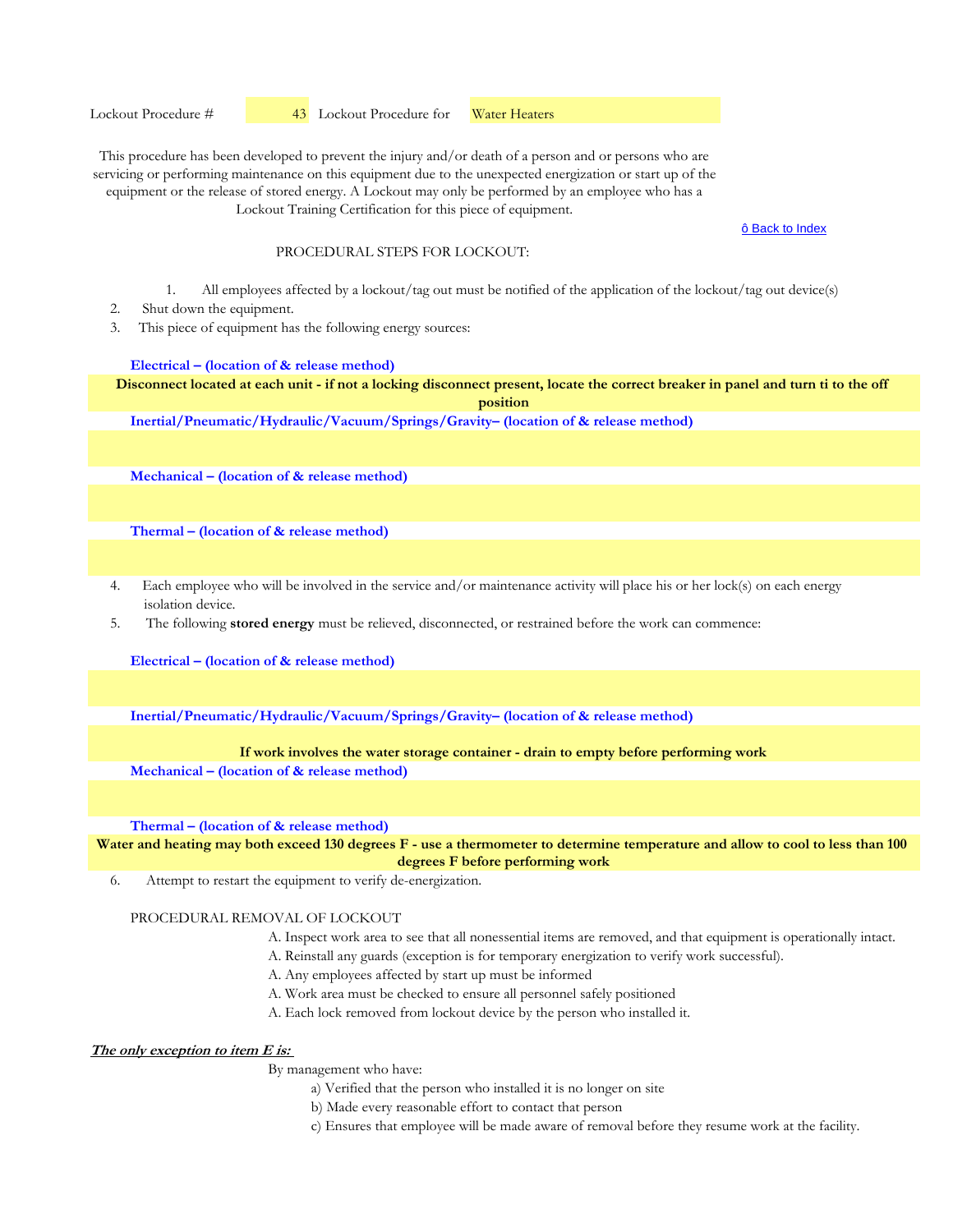Lockout Procedure # 43 Lockout Procedure for Water Heaters

This procedure has been developed to prevent the injury and/or death of a person and or persons who are servicing or performing maintenance on this equipment due to the unexpected energization or start up of the equipment or the release of stored energy. A Lockout may only be performed by an employee who has a Lockout Training Certification for this piece of equipment.

ô Back to Index

PROCEDURAL STEPS FOR LOCKOUT:

1. All employees affected by a lockout/tag out must be notified of the application of the lockout/tag out device(s)
2. Shut down the equipment.
3. This piece of equipment has the following energy sources:

**Electrical – (location of & release method)**

**Disconnect located at each unit - if not a locking disconnect present, locate the correct breaker in panel and turn ti to the off position**

**Inertial/Pneumatic/Hydraulic/Vacuum/Springs/Gravity– (location of & release method)**

**Mechanical – (location of & release method)**

**Thermal – (location of & release method)**

4. Each employee who will be involved in the service and/or maintenance activity will place his or her lock(s) on each energy isolation device.
5. The following **stored energy** must be relieved, disconnected, or restrained before the work can commence:

**Electrical – (location of & release method)**

**Inertial/Pneumatic/Hydraulic/Vacuum/Springs/Gravity– (location of & release method)**

**If work involves the water storage container - drain to empty before performing work**

**Mechanical – (location of & release method)**

**Thermal – (location of & release method)**

**Water and heating may both exceed 130 degrees F - use a thermometer to determine temperature and allow to cool to less than 100 degrees F before performing work**

6. Attempt to restart the equipment to verify de-energization.

PROCEDURAL REMOVAL OF LOCKOUT

A. Inspect work area to see that all nonessential items are removed, and that equipment is operationally intact.
A. Reinstall any guards (exception is for temporary energization to verify work successful).
A. Any employees affected by start up must be informed
A. Work area must be checked to ensure all personnel safely positioned
A. Each lock removed from lockout device by the person who installed it.

***The only exception to item E is:***

By management who have:

a) Verified that the person who installed it is no longer on site
b) Made every reasonable effort to contact that person
c) Ensures that employee will be made aware of removal before they resume work at the facility.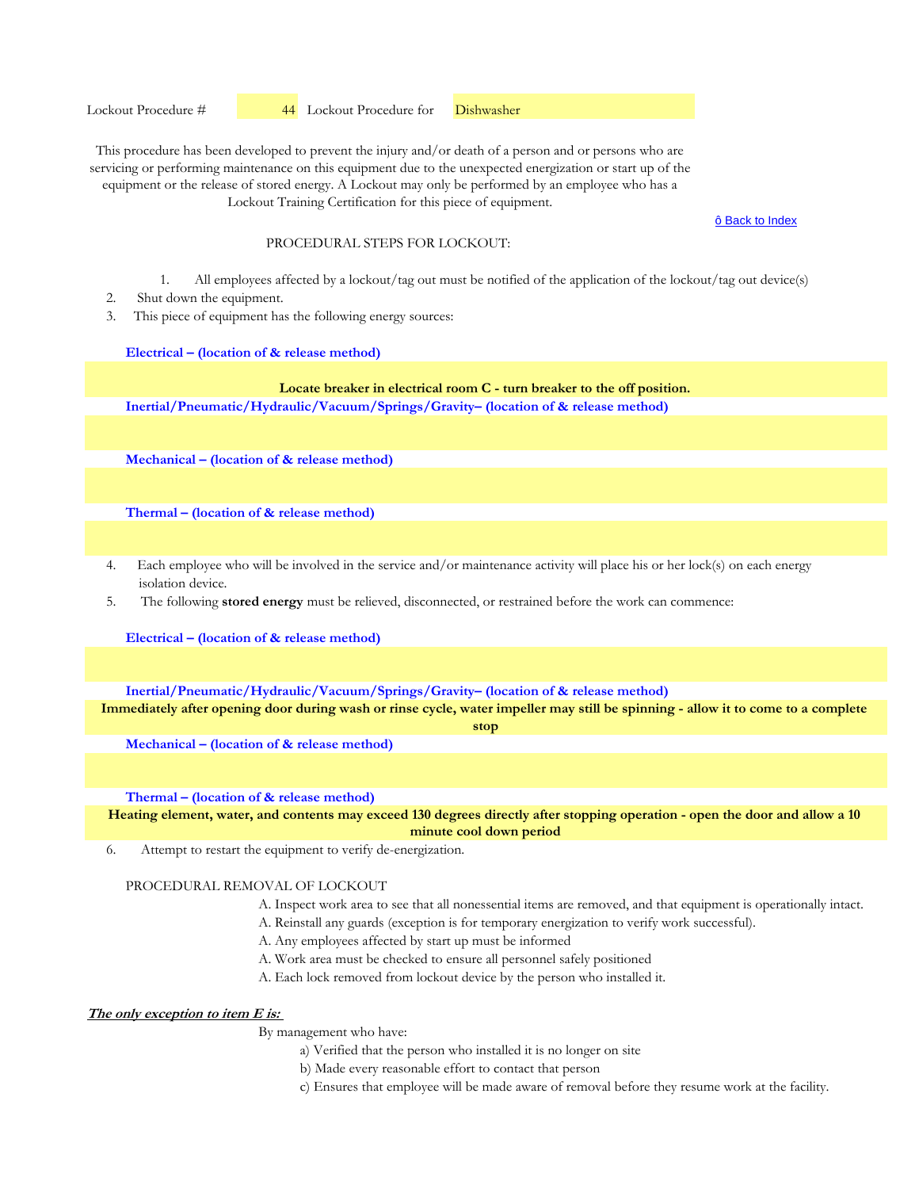Lockout Procedure # 44 Lockout Procedure for Dishwasher

This procedure has been developed to prevent the injury and/or death of a person and or persons who are servicing or performing maintenance on this equipment due to the unexpected energization or start up of the equipment or the release of stored energy. A Lockout may only be performed by an employee who has a Lockout Training Certification for this piece of equipment.

ô Back to Index

PROCEDURAL STEPS FOR LOCKOUT:

1. All employees affected by a lockout/tag out must be notified of the application of the lockout/tag out device(s)
2. Shut down the equipment.
3. This piece of equipment has the following energy sources:

**Electrical – (location of & release method)**

**Locate breaker in electrical room C - turn breaker to the off position.**

**Inertial/Pneumatic/Hydraulic/Vacuum/Springs/Gravity– (location of & release method)**

**Mechanical – (location of & release method)**

**Thermal – (location of & release method)**

4. Each employee who will be involved in the service and/or maintenance activity will place his or her lock(s) on each energy isolation device.
5. The following **stored energy** must be relieved, disconnected, or restrained before the work can commence:

**Electrical – (location of & release method)**

**Inertial/Pneumatic/Hydraulic/Vacuum/Springs/Gravity– (location of & release method)**

**Immediately after opening door during wash or rinse cycle, water impeller may still be spinning - allow it to come to a complete stop**

**Mechanical – (location of & release method)**

**Thermal – (location of & release method)**

**Heating element, water, and contents may exceed 130 degrees directly after stopping operation - open the door and allow a 10 minute cool down period**

6. Attempt to restart the equipment to verify de-energization.

PROCEDURAL REMOVAL OF LOCKOUT

A. Inspect work area to see that all nonessential items are removed, and that equipment is operationally intact.
A. Reinstall any guards (exception is for temporary energization to verify work successful).
A. Any employees affected by start up must be informed
A. Work area must be checked to ensure all personnel safely positioned
A. Each lock removed from lockout device by the person who installed it.

***The only exception to item E is:***

By management who have:

a) Verified that the person who installed it is no longer on site
b) Made every reasonable effort to contact that person
c) Ensures that employee will be made aware of removal before they resume work at the facility.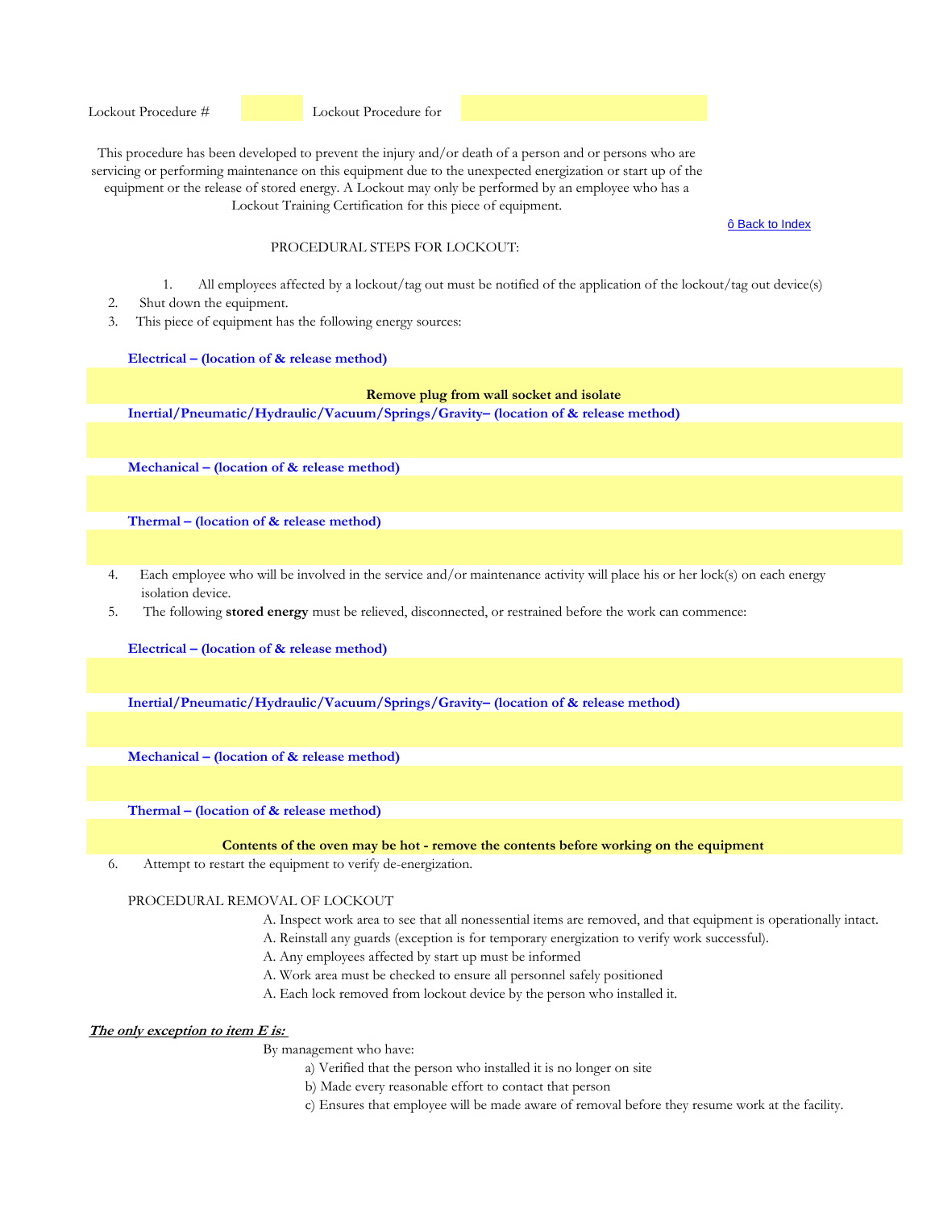Lockout Procedure #  Lockout Procedure for

This procedure has been developed to prevent the injury and/or death of a person and or persons who are servicing or performing maintenance on this equipment due to the unexpected energization or start up of the equipment or the release of stored energy. A Lockout may only be performed by an employee who has a Lockout Training Certification for this piece of equipment.

ô Back to Index

PROCEDURAL STEPS FOR LOCKOUT:

1. All employees affected by a lockout/tag out must be notified of the application of the lockout/tag out device(s)
2. Shut down the equipment.
3. This piece of equipment has the following energy sources:

**Electrical – (location of & release method)**

**Remove plug from wall socket and isolate**

**Inertial/Pneumatic/Hydraulic/Vacuum/Springs/Gravity– (location of & release method)**

**Mechanical – (location of & release method)**

**Thermal – (location of & release method)**

4. Each employee who will be involved in the service and/or maintenance activity will place his or her lock(s) on each energy isolation device.
5. The following **stored energy** must be relieved, disconnected, or restrained before the work can commence:

**Electrical – (location of & release method)**

**Inertial/Pneumatic/Hydraulic/Vacuum/Springs/Gravity– (location of & release method)**

**Mechanical – (location of & release method)**

**Thermal – (location of & release method)**

**Contents of the oven may be hot - remove the contents before working on the equipment**

6. Attempt to restart the equipment to verify de-energization.

PROCEDURAL REMOVAL OF LOCKOUT

A. Inspect work area to see that all nonessential items are removed, and that equipment is operationally intact.
A. Reinstall any guards (exception is for temporary energization to verify work successful).
A. Any employees affected by start up must be informed
A. Work area must be checked to ensure all personnel safely positioned
A. Each lock removed from lockout device by the person who installed it.

***The only exception to item E is:***

By management who have:

a) Verified that the person who installed it is no longer on site
b) Made every reasonable effort to contact that person
c) Ensures that employee will be made aware of removal before they resume work at the facility.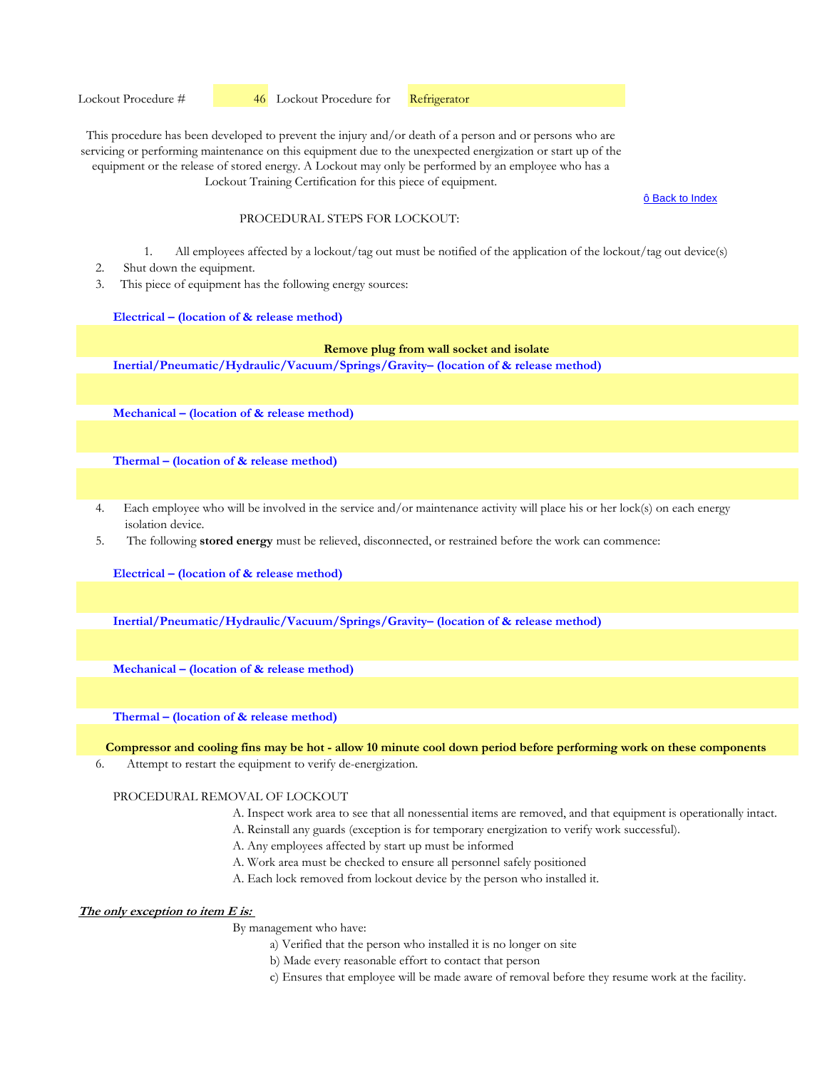Lockout Procedure # 46 Lockout Procedure for Refrigerator

This procedure has been developed to prevent the injury and/or death of a person and or persons who are servicing or performing maintenance on this equipment due to the unexpected energization or start up of the equipment or the release of stored energy. A Lockout may only be performed by an employee who has a Lockout Training Certification for this piece of equipment.

ô Back to Index

PROCEDURAL STEPS FOR LOCKOUT:

1. All employees affected by a lockout/tag out must be notified of the application of the lockout/tag out device(s)
2. Shut down the equipment.
3. This piece of equipment has the following energy sources:

**Electrical – (location of & release method)**

**Remove plug from wall socket and isolate**

**Inertial/Pneumatic/Hydraulic/Vacuum/Springs/Gravity– (location of & release method)**

**Mechanical – (location of & release method)**

**Thermal – (location of & release method)**

4. Each employee who will be involved in the service and/or maintenance activity will place his or her lock(s) on each energy isolation device.
5. The following **stored energy** must be relieved, disconnected, or restrained before the work can commence:

**Electrical – (location of & release method)**

**Inertial/Pneumatic/Hydraulic/Vacuum/Springs/Gravity– (location of & release method)**

**Mechanical – (location of & release method)**

**Thermal – (location of & release method)**

**Compressor and cooling fins may be hot - allow 10 minute cool down period before performing work on these components**

6. Attempt to restart the equipment to verify de-energization.

PROCEDURAL REMOVAL OF LOCKOUT

A. Inspect work area to see that all nonessential items are removed, and that equipment is operationally intact.
A. Reinstall any guards (exception is for temporary energization to verify work successful).
A. Any employees affected by start up must be informed
A. Work area must be checked to ensure all personnel safely positioned
A. Each lock removed from lockout device by the person who installed it.

***The only exception to item E is:***

By management who have:

a) Verified that the person who installed it is no longer on site
b) Made every reasonable effort to contact that person
c) Ensures that employee will be made aware of removal before they resume work at the facility.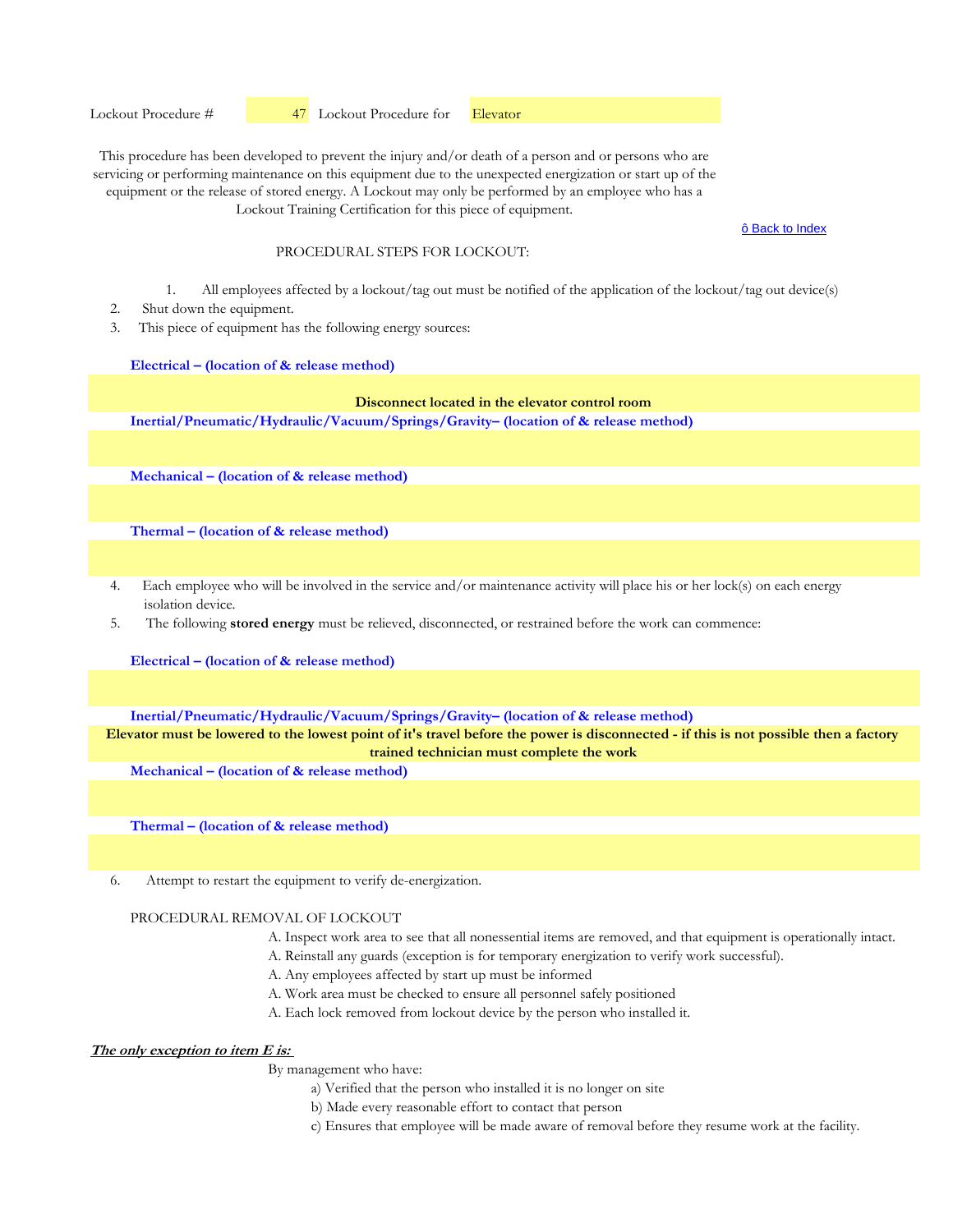Lockout Procedure # 47 Lockout Procedure for Elevator

This procedure has been developed to prevent the injury and/or death of a person and or persons who are servicing or performing maintenance on this equipment due to the unexpected energization or start up of the equipment or the release of stored energy. A Lockout may only be performed by an employee who has a Lockout Training Certification for this piece of equipment.

ô Back to Index

PROCEDURAL STEPS FOR LOCKOUT:

1. All employees affected by a lockout/tag out must be notified of the application of the lockout/tag out device(s)
2. Shut down the equipment.
3. This piece of equipment has the following energy sources:

**Electrical – (location of & release method)**

**Disconnect located in the elevator control room**

**Inertial/Pneumatic/Hydraulic/Vacuum/Springs/Gravity– (location of & release method)**

**Mechanical – (location of & release method)**

**Thermal – (location of & release method)**

4. Each employee who will be involved in the service and/or maintenance activity will place his or her lock(s) on each energy isolation device.
5. The following **stored energy** must be relieved, disconnected, or restrained before the work can commence:

**Electrical – (location of & release method)**

**Inertial/Pneumatic/Hydraulic/Vacuum/Springs/Gravity– (location of & release method)**

**Elevator must be lowered to the lowest point of it's travel before the power is disconnected - if this is not possible then a factory trained technician must complete the work**

**Mechanical – (location of & release method)**

**Thermal – (location of & release method)**

6. Attempt to restart the equipment to verify de-energization.

PROCEDURAL REMOVAL OF LOCKOUT

A. Inspect work area to see that all nonessential items are removed, and that equipment is operationally intact.
A. Reinstall any guards (exception is for temporary energization to verify work successful).
A. Any employees affected by start up must be informed
A. Work area must be checked to ensure all personnel safely positioned
A. Each lock removed from lockout device by the person who installed it.

***The only exception to item E is:***

By management who have:

a) Verified that the person who installed it is no longer on site
b) Made every reasonable effort to contact that person
c) Ensures that employee will be made aware of removal before they resume work at the facility.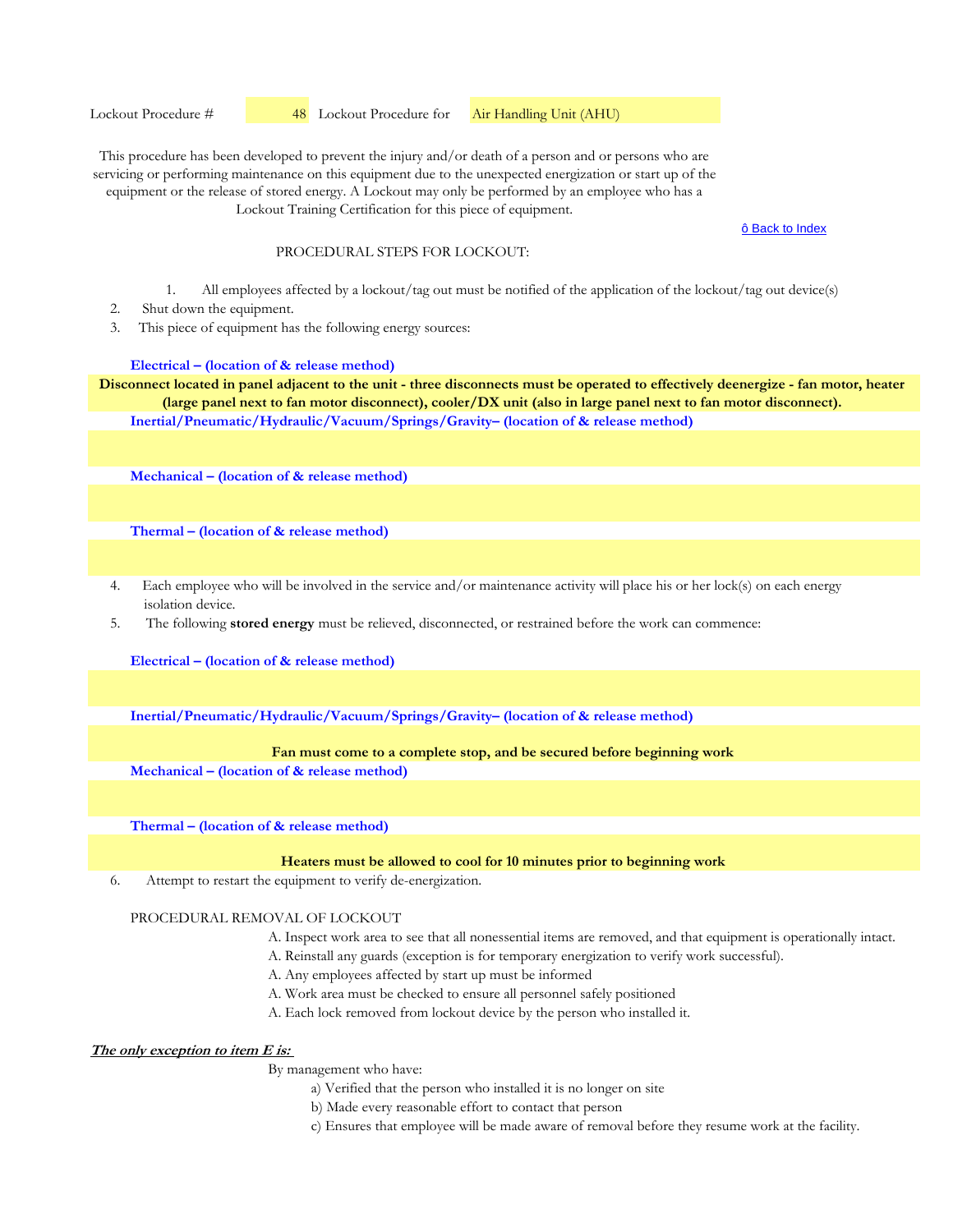Lockout Procedure # 48 Lockout Procedure for Air Handling Unit (AHU)

This procedure has been developed to prevent the injury and/or death of a person and or persons who are servicing or performing maintenance on this equipment due to the unexpected energization or start up of the equipment or the release of stored energy. A Lockout may only be performed by an employee who has a Lockout Training Certification for this piece of equipment.

ô Back to Index

PROCEDURAL STEPS FOR LOCKOUT:

1. All employees affected by a lockout/tag out must be notified of the application of the lockout/tag out device(s)
2. Shut down the equipment.
3. This piece of equipment has the following energy sources:

**Electrical – (location of & release method)**

**Disconnect located in panel adjacent to the unit - three disconnects must be operated to effectively deenergize - fan motor, heater (large panel next to fan motor disconnect), cooler/DX unit (also in large panel next to fan motor disconnect).**

**Inertial/Pneumatic/Hydraulic/Vacuum/Springs/Gravity– (location of & release method)**

**Mechanical – (location of & release method)**

**Thermal – (location of & release method)**

4. Each employee who will be involved in the service and/or maintenance activity will place his or her lock(s) on each energy isolation device.
5. The following **stored energy** must be relieved, disconnected, or restrained before the work can commence:

**Electrical – (location of & release method)**

**Inertial/Pneumatic/Hydraulic/Vacuum/Springs/Gravity– (location of & release method)**

**Fan must come to a complete stop, and be secured before beginning work**

**Mechanical – (location of & release method)**

**Thermal – (location of & release method)**

**Heaters must be allowed to cool for 10 minutes prior to beginning work**

6. Attempt to restart the equipment to verify de-energization.

PROCEDURAL REMOVAL OF LOCKOUT

A. Inspect work area to see that all nonessential items are removed, and that equipment is operationally intact.
A. Reinstall any guards (exception is for temporary energization to verify work successful).
A. Any employees affected by start up must be informed
A. Work area must be checked to ensure all personnel safely positioned
A. Each lock removed from lockout device by the person who installed it.

***The only exception to item E is:***

By management who have:

a) Verified that the person who installed it is no longer on site
b) Made every reasonable effort to contact that person
c) Ensures that employee will be made aware of removal before they resume work at the facility.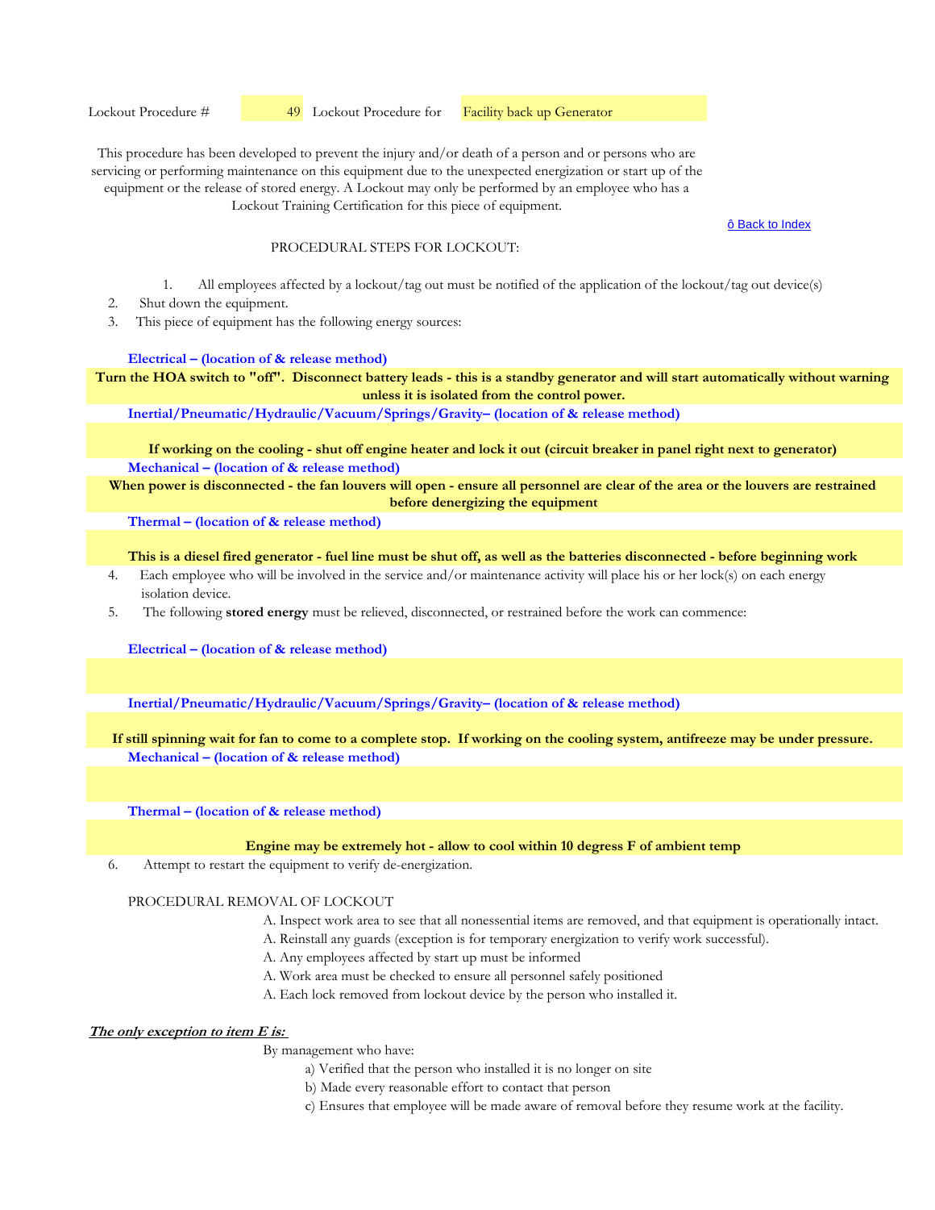Lockout Procedure # 49 Lockout Procedure for Facility back up Generator

This procedure has been developed to prevent the injury and/or death of a person and or persons who are servicing or performing maintenance on this equipment due to the unexpected energization or start up of the equipment or the release of stored energy. A Lockout may only be performed by an employee who has a Lockout Training Certification for this piece of equipment.

ô Back to Index

PROCEDURAL STEPS FOR LOCKOUT:

1. All employees affected by a lockout/tag out must be notified of the application of the lockout/tag out device(s)
2. Shut down the equipment.
3. This piece of equipment has the following energy sources:

**Electrical – (location of & release method)**

**Turn the HOA switch to "off". Disconnect battery leads - this is a standby generator and will start automatically without warning unless it is isolated from the control power.**

**Inertial/Pneumatic/Hydraulic/Vacuum/Springs/Gravity– (location of & release method)**

**If working on the cooling - shut off engine heater and lock it out (circuit breaker in panel right next to generator)**

**Mechanical – (location of & release method)**

**When power is disconnected - the fan louvers will open - ensure all personnel are clear of the area or the louvers are restrained before denergizing the equipment**

**Thermal – (location of & release method)**

**This is a diesel fired generator - fuel line must be shut off, as well as the batteries disconnected - before beginning work**

4. Each employee who will be involved in the service and/or maintenance activity will place his or her lock(s) on each energy isolation device.
5. The following **stored energy** must be relieved, disconnected, or restrained before the work can commence:

**Electrical – (location of & release method)**

**Inertial/Pneumatic/Hydraulic/Vacuum/Springs/Gravity– (location of & release method)**

**If still spinning wait for fan to come to a complete stop. If working on the cooling system, antifreeze may be under pressure.**

**Mechanical – (location of & release method)**

**Thermal – (location of & release method)**

**Engine may be extremely hot - allow to cool within 10 degress F of ambient temp**

6. Attempt to restart the equipment to verify de-energization.

PROCEDURAL REMOVAL OF LOCKOUT

A. Inspect work area to see that all nonessential items are removed, and that equipment is operationally intact.
A. Reinstall any guards (exception is for temporary energization to verify work successful).
A. Any employees affected by start up must be informed
A. Work area must be checked to ensure all personnel safely positioned
A. Each lock removed from lockout device by the person who installed it.

***The only exception to item E is:***

By management who have:

a) Verified that the person who installed it is no longer on site
b) Made every reasonable effort to contact that person
c) Ensures that employee will be made aware of removal before they resume work at the facility.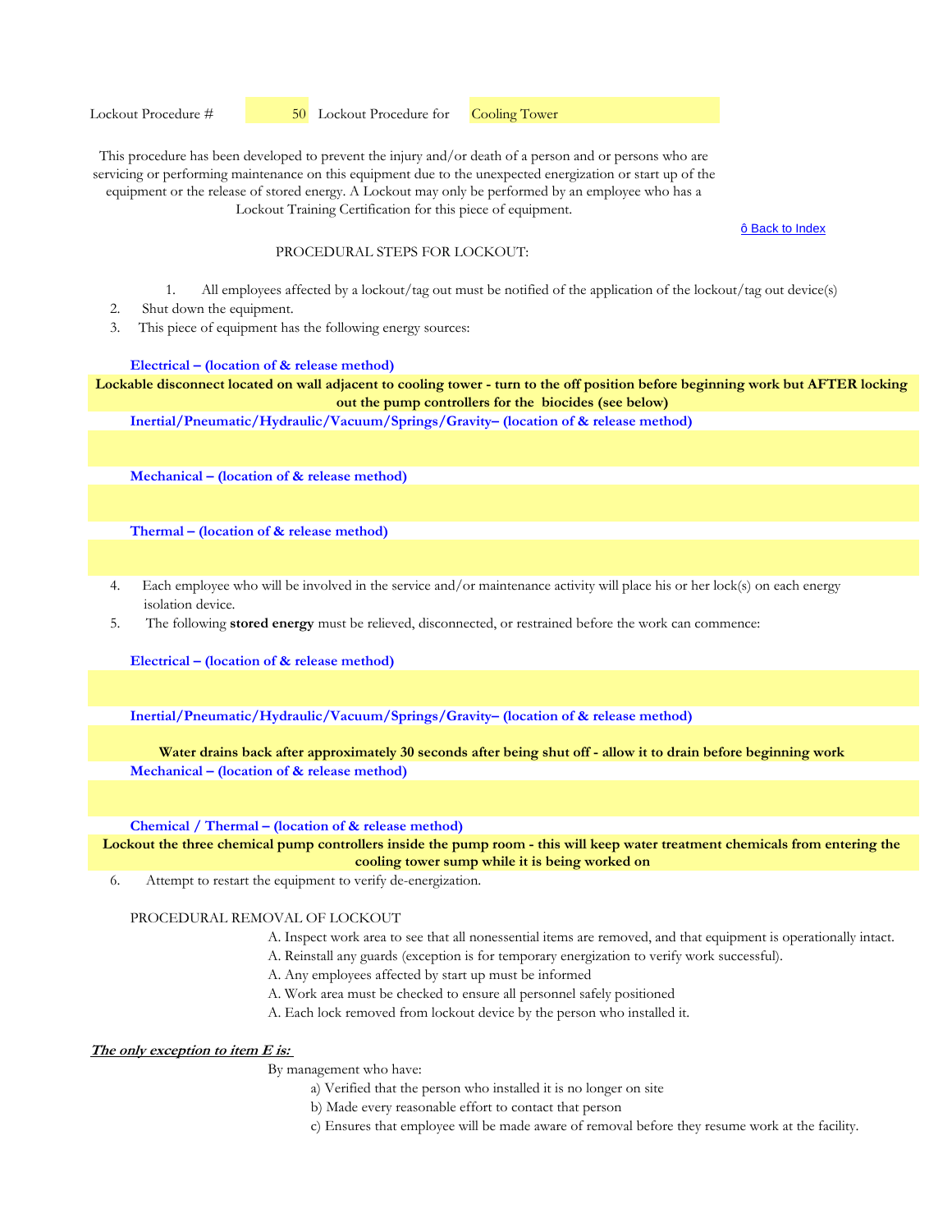Lockout Procedure # 50 Lockout Procedure for Cooling Tower

This procedure has been developed to prevent the injury and/or death of a person and or persons who are servicing or performing maintenance on this equipment due to the unexpected energization or start up of the equipment or the release of stored energy. A Lockout may only be performed by an employee who has a Lockout Training Certification for this piece of equipment.

ô Back to Index

PROCEDURAL STEPS FOR LOCKOUT:

1. All employees affected by a lockout/tag out must be notified of the application of the lockout/tag out device(s)
2. Shut down the equipment.
3. This piece of equipment has the following energy sources:

**Electrical – (location of & release method)**

**Lockable disconnect located on wall adjacent to cooling tower - turn to the off position before beginning work but AFTER locking out the pump controllers for the biocides (see below)**

**Inertial/Pneumatic/Hydraulic/Vacuum/Springs/Gravity– (location of & release method)**

**Mechanical – (location of & release method)**

**Thermal – (location of & release method)**

4. Each employee who will be involved in the service and/or maintenance activity will place his or her lock(s) on each energy isolation device.
5. The following **stored energy** must be relieved, disconnected, or restrained before the work can commence:

**Electrical – (location of & release method)**

**Inertial/Pneumatic/Hydraulic/Vacuum/Springs/Gravity– (location of & release method)**

**Water drains back after approximately 30 seconds after being shut off - allow it to drain before beginning work**

**Mechanical – (location of & release method)**

**Chemical / Thermal – (location of & release method)**

**Lockout the three chemical pump controllers inside the pump room - this will keep water treatment chemicals from entering the cooling tower sump while it is being worked on**

6. Attempt to restart the equipment to verify de-energization.

PROCEDURAL REMOVAL OF LOCKOUT

A. Inspect work area to see that all nonessential items are removed, and that equipment is operationally intact.
A. Reinstall any guards (exception is for temporary energization to verify work successful).
A. Any employees affected by start up must be informed
A. Work area must be checked to ensure all personnel safely positioned
A. Each lock removed from lockout device by the person who installed it.

***The only exception to item E is:***

By management who have:

a) Verified that the person who installed it is no longer on site
b) Made every reasonable effort to contact that person
c) Ensures that employee will be made aware of removal before they resume work at the facility.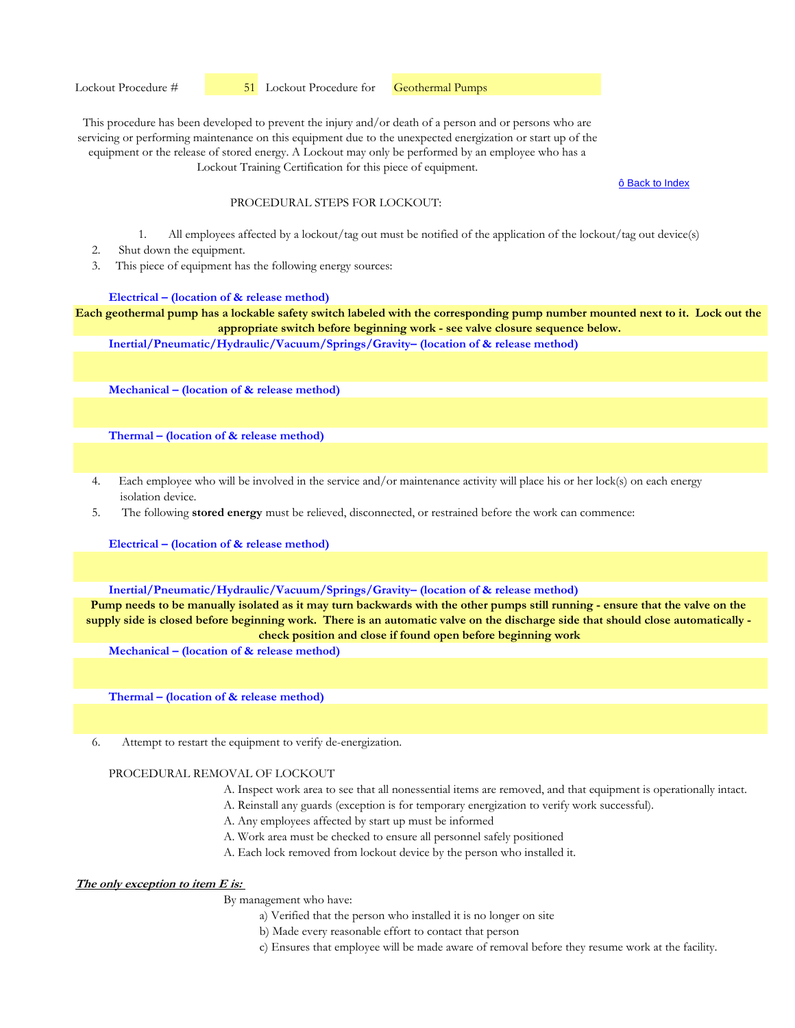Lockout Procedure # 51 Lockout Procedure for Geothermal Pumps

This procedure has been developed to prevent the injury and/or death of a person and or persons who are servicing or performing maintenance on this equipment due to the unexpected energization or start up of the equipment or the release of stored energy. A Lockout may only be performed by an employee who has a Lockout Training Certification for this piece of equipment.

ô Back to Index

PROCEDURAL STEPS FOR LOCKOUT:

1. All employees affected by a lockout/tag out must be notified of the application of the lockout/tag out device(s)
2. Shut down the equipment.
3. This piece of equipment has the following energy sources:

**Electrical – (location of & release method)**

**Each geothermal pump has a lockable safety switch labeled with the corresponding pump number mounted next to it. Lock out the appropriate switch before beginning work - see valve closure sequence below.**

**Inertial/Pneumatic/Hydraulic/Vacuum/Springs/Gravity– (location of & release method)**

**Mechanical – (location of & release method)**

**Thermal – (location of & release method)**

4. Each employee who will be involved in the service and/or maintenance activity will place his or her lock(s) on each energy isolation device.
5. The following **stored energy** must be relieved, disconnected, or restrained before the work can commence:

**Electrical – (location of & release method)**

**Inertial/Pneumatic/Hydraulic/Vacuum/Springs/Gravity– (location of & release method)**

**Pump needs to be manually isolated as it may turn backwards with the other pumps still running - ensure that the valve on the supply side is closed before beginning work. There is an automatic valve on the discharge side that should close automatically - check position and close if found open before beginning work**

**Mechanical – (location of & release method)**

**Thermal – (location of & release method)**

6. Attempt to restart the equipment to verify de-energization.

PROCEDURAL REMOVAL OF LOCKOUT

A. Inspect work area to see that all nonessential items are removed, and that equipment is operationally intact.
A. Reinstall any guards (exception is for temporary energization to verify work successful).
A. Any employees affected by start up must be informed
A. Work area must be checked to ensure all personnel safely positioned
A. Each lock removed from lockout device by the person who installed it.

***The only exception to item E is:***

By management who have:

a) Verified that the person who installed it is no longer on site
b) Made every reasonable effort to contact that person
c) Ensures that employee will be made aware of removal before they resume work at the facility.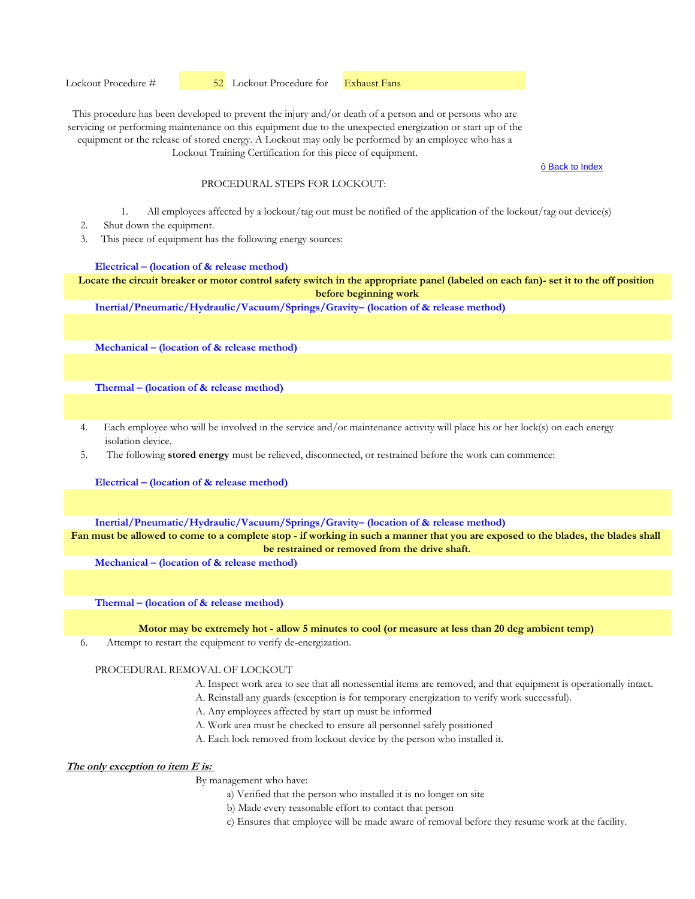Lockout Procedure # 52 Lockout Procedure for Exhaust Fans

This procedure has been developed to prevent the injury and/or death of a person and or persons who are servicing or performing maintenance on this equipment due to the unexpected energization or start up of the equipment or the release of stored energy. A Lockout may only be performed by an employee who has a Lockout Training Certification for this piece of equipment.

ô Back to Index

PROCEDURAL STEPS FOR LOCKOUT:

1. All employees affected by a lockout/tag out must be notified of the application of the lockout/tag out device(s)
2. Shut down the equipment.
3. This piece of equipment has the following energy sources:

**Electrical – (location of & release method)**

**Locate the circuit breaker or motor control safety switch in the appropriate panel (labeled on each fan)- set it to the off position before beginning work**

**Inertial/Pneumatic/Hydraulic/Vacuum/Springs/Gravity– (location of & release method)**

**Mechanical – (location of & release method)**

**Thermal – (location of & release method)**

4. Each employee who will be involved in the service and/or maintenance activity will place his or her lock(s) on each energy isolation device.
5. The following **stored energy** must be relieved, disconnected, or restrained before the work can commence:

**Electrical – (location of & release method)**

**Inertial/Pneumatic/Hydraulic/Vacuum/Springs/Gravity– (location of & release method)**

**Fan must be allowed to come to a complete stop - if working in such a manner that you are exposed to the blades, the blades shall be restrained or removed from the drive shaft.**

**Mechanical – (location of & release method)**

**Thermal – (location of & release method)**

**Motor may be extremely hot - allow 5 minutes to cool (or measure at less than 20 deg ambient temp)**

6. Attempt to restart the equipment to verify de-energization.

PROCEDURAL REMOVAL OF LOCKOUT

A. Inspect work area to see that all nonessential items are removed, and that equipment is operationally intact.
A. Reinstall any guards (exception is for temporary energization to verify work successful).
A. Any employees affected by start up must be informed
A. Work area must be checked to ensure all personnel safely positioned
A. Each lock removed from lockout device by the person who installed it.

***The only exception to item E is:***

By management who have:

a) Verified that the person who installed it is no longer on site
b) Made every reasonable effort to contact that person
c) Ensures that employee will be made aware of removal before they resume work at the facility.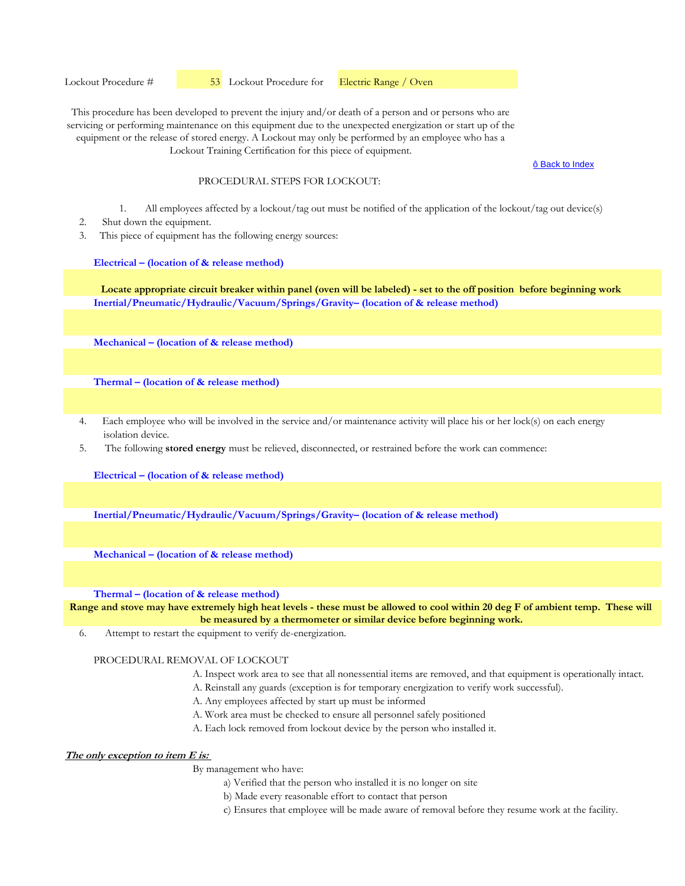Lockout Procedure # 53 Lockout Procedure for Electric Range / Oven

This procedure has been developed to prevent the injury and/or death of a person and or persons who are servicing or performing maintenance on this equipment due to the unexpected energization or start up of the equipment or the release of stored energy. A Lockout may only be performed by an employee who has a Lockout Training Certification for this piece of equipment.

ô Back to Index

PROCEDURAL STEPS FOR LOCKOUT:

1. All employees affected by a lockout/tag out must be notified of the application of the lockout/tag out device(s)
2. Shut down the equipment.
3. This piece of equipment has the following energy sources:

**Electrical – (location of & release method)**

**Locate appropriate circuit breaker within panel (oven will be labeled) - set to the off position before beginning work**

**Inertial/Pneumatic/Hydraulic/Vacuum/Springs/Gravity– (location of & release method)**

**Mechanical – (location of & release method)**

**Thermal – (location of & release method)**

4. Each employee who will be involved in the service and/or maintenance activity will place his or her lock(s) on each energy isolation device.
5. The following **stored energy** must be relieved, disconnected, or restrained before the work can commence:

**Electrical – (location of & release method)**

**Inertial/Pneumatic/Hydraulic/Vacuum/Springs/Gravity– (location of & release method)**

**Mechanical – (location of & release method)**

**Thermal – (location of & release method)**

**Range and stove may have extremely high heat levels - these must be allowed to cool within 20 deg F of ambient temp. These will be measured by a thermometer or similar device before beginning work.**

6. Attempt to restart the equipment to verify de-energization.

PROCEDURAL REMOVAL OF LOCKOUT

A. Inspect work area to see that all nonessential items are removed, and that equipment is operationally intact.
A. Reinstall any guards (exception is for temporary energization to verify work successful).
A. Any employees affected by start up must be informed
A. Work area must be checked to ensure all personnel safely positioned
A. Each lock removed from lockout device by the person who installed it.

***The only exception to item E is:***

By management who have:

a) Verified that the person who installed it is no longer on site
b) Made every reasonable effort to contact that person
c) Ensures that employee will be made aware of removal before they resume work at the facility.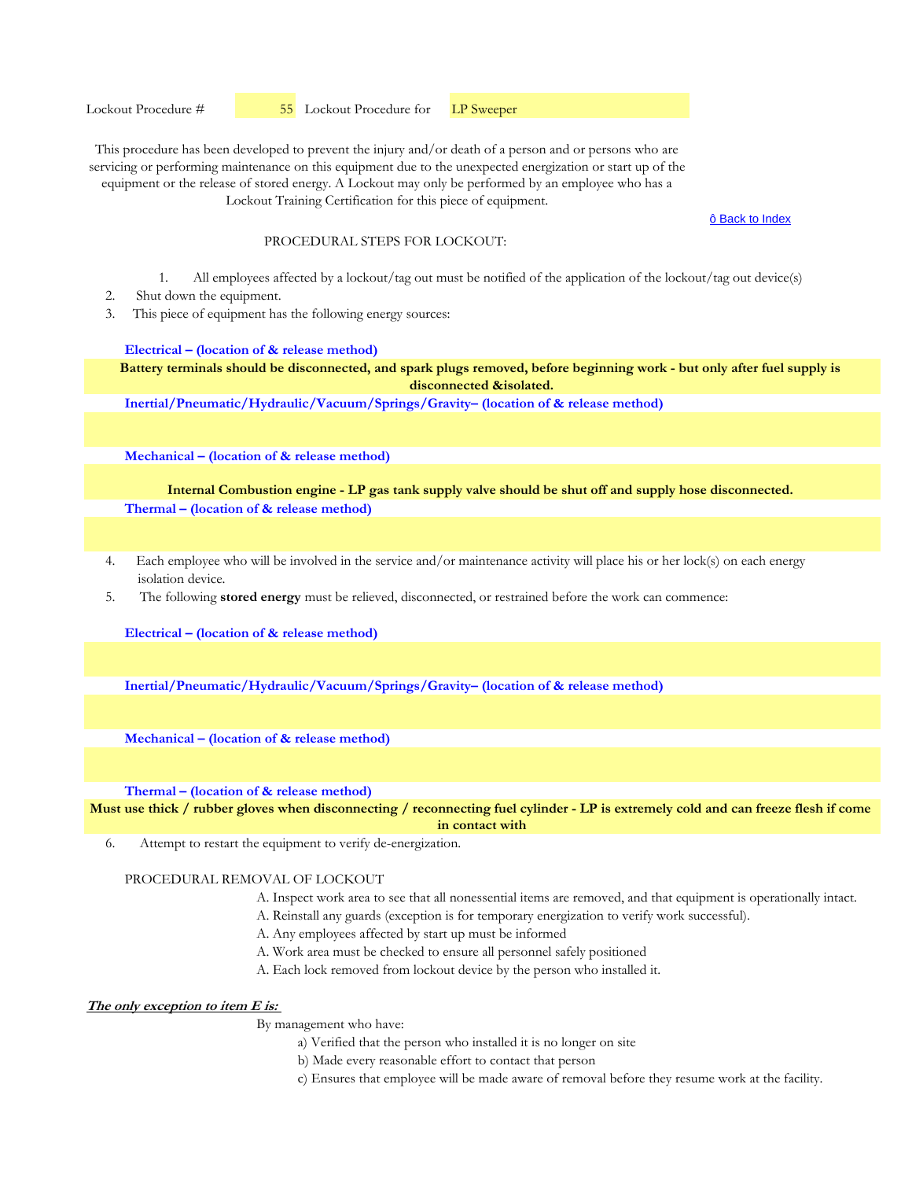Lockout Procedure # 55 Lockout Procedure for LP Sweeper

This procedure has been developed to prevent the injury and/or death of a person and or persons who are servicing or performing maintenance on this equipment due to the unexpected energization or start up of the equipment or the release of stored energy. A Lockout may only be performed by an employee who has a Lockout Training Certification for this piece of equipment.

ô Back to Index

PROCEDURAL STEPS FOR LOCKOUT:

1. All employees affected by a lockout/tag out must be notified of the application of the lockout/tag out device(s)
2. Shut down the equipment.
3. This piece of equipment has the following energy sources:

**Electrical – (location of & release method)**

**Battery terminals should be disconnected, and spark plugs removed, before beginning work - but only after fuel supply is disconnected &isolated.**

**Inertial/Pneumatic/Hydraulic/Vacuum/Springs/Gravity– (location of & release method)**

**Mechanical – (location of & release method)**

**Internal Combustion engine - LP gas tank supply valve should be shut off and supply hose disconnected.**

**Thermal – (location of & release method)**

4. Each employee who will be involved in the service and/or maintenance activity will place his or her lock(s) on each energy isolation device.
5. The following **stored energy** must be relieved, disconnected, or restrained before the work can commence:

**Electrical – (location of & release method)**

**Inertial/Pneumatic/Hydraulic/Vacuum/Springs/Gravity– (location of & release method)**

**Mechanical – (location of & release method)**

**Thermal – (location of & release method)**

**Must use thick / rubber gloves when disconnecting / reconnecting fuel cylinder - LP is extremely cold and can freeze flesh if come in contact with**

6. Attempt to restart the equipment to verify de-energization.

PROCEDURAL REMOVAL OF LOCKOUT

A. Inspect work area to see that all nonessential items are removed, and that equipment is operationally intact.
A. Reinstall any guards (exception is for temporary energization to verify work successful).
A. Any employees affected by start up must be informed
A. Work area must be checked to ensure all personnel safely positioned
A. Each lock removed from lockout device by the person who installed it.

***The only exception to item E is:***

By management who have:

a) Verified that the person who installed it is no longer on site
b) Made every reasonable effort to contact that person
c) Ensures that employee will be made aware of removal before they resume work at the facility.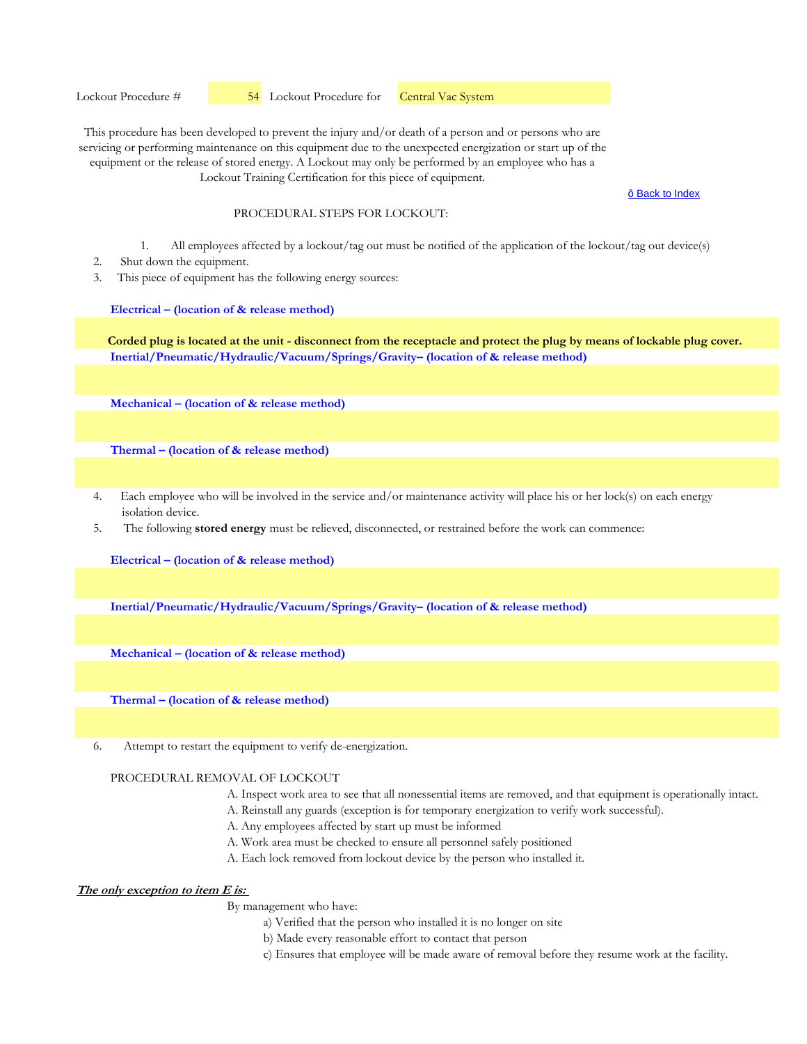Lockout Procedure # 54 Lockout Procedure for Central Vac System

This procedure has been developed to prevent the injury and/or death of a person and or persons who are servicing or performing maintenance on this equipment due to the unexpected energization or start up of the equipment or the release of stored energy. A Lockout may only be performed by an employee who has a Lockout Training Certification for this piece of equipment.

ô Back to Index

PROCEDURAL STEPS FOR LOCKOUT:

1. All employees affected by a lockout/tag out must be notified of the application of the lockout/tag out device(s)
2. Shut down the equipment.
3. This piece of equipment has the following energy sources:

**Electrical – (location of & release method)**

**Corded plug is located at the unit - disconnect from the receptacle and protect the plug by means of lockable plug cover.**

**Inertial/Pneumatic/Hydraulic/Vacuum/Springs/Gravity– (location of & release method)**

**Mechanical – (location of & release method)**

**Thermal – (location of & release method)**

4. Each employee who will be involved in the service and/or maintenance activity will place his or her lock(s) on each energy isolation device.
5. The following **stored energy** must be relieved, disconnected, or restrained before the work can commence:

**Electrical – (location of & release method)**

**Inertial/Pneumatic/Hydraulic/Vacuum/Springs/Gravity– (location of & release method)**

**Mechanical – (location of & release method)**

**Thermal – (location of & release method)**

6. Attempt to restart the equipment to verify de-energization.

PROCEDURAL REMOVAL OF LOCKOUT

A. Inspect work area to see that all nonessential items are removed, and that equipment is operationally intact.
A. Reinstall any guards (exception is for temporary energization to verify work successful).
A. Any employees affected by start up must be informed
A. Work area must be checked to ensure all personnel safely positioned
A. Each lock removed from lockout device by the person who installed it.

***The only exception to item E is:***

By management who have:

a) Verified that the person who installed it is no longer on site
b) Made every reasonable effort to contact that person
c) Ensures that employee will be made aware of removal before they resume work at the facility.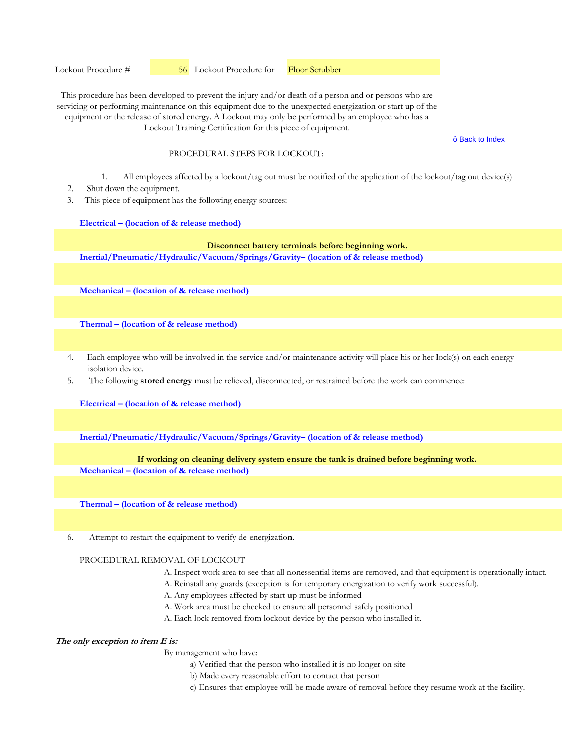Lockout Procedure # 56 Lockout Procedure for Floor Scrubber

This procedure has been developed to prevent the injury and/or death of a person and or persons who are servicing or performing maintenance on this equipment due to the unexpected energization or start up of the equipment or the release of stored energy. A Lockout may only be performed by an employee who has a Lockout Training Certification for this piece of equipment.

ô Back to Index

PROCEDURAL STEPS FOR LOCKOUT:

1. All employees affected by a lockout/tag out must be notified of the application of the lockout/tag out device(s)
2. Shut down the equipment.
3. This piece of equipment has the following energy sources:

**Electrical – (location of & release method)**

**Disconnect battery terminals before beginning work.**

**Inertial/Pneumatic/Hydraulic/Vacuum/Springs/Gravity– (location of & release method)**

**Mechanical – (location of & release method)**

**Thermal – (location of & release method)**

4. Each employee who will be involved in the service and/or maintenance activity will place his or her lock(s) on each energy isolation device.
5. The following **stored energy** must be relieved, disconnected, or restrained before the work can commence:

**Electrical – (location of & release method)**

**Inertial/Pneumatic/Hydraulic/Vacuum/Springs/Gravity– (location of & release method)**

**If working on cleaning delivery system ensure the tank is drained before beginning work.**

**Mechanical – (location of & release method)**

**Thermal – (location of & release method)**

6. Attempt to restart the equipment to verify de-energization.

PROCEDURAL REMOVAL OF LOCKOUT

A. Inspect work area to see that all nonessential items are removed, and that equipment is operationally intact.
A. Reinstall any guards (exception is for temporary energization to verify work successful).
A. Any employees affected by start up must be informed
A. Work area must be checked to ensure all personnel safely positioned
A. Each lock removed from lockout device by the person who installed it.

***The only exception to item E is:***

By management who have:

a) Verified that the person who installed it is no longer on site
b) Made every reasonable effort to contact that person
c) Ensures that employee will be made aware of removal before they resume work at the facility.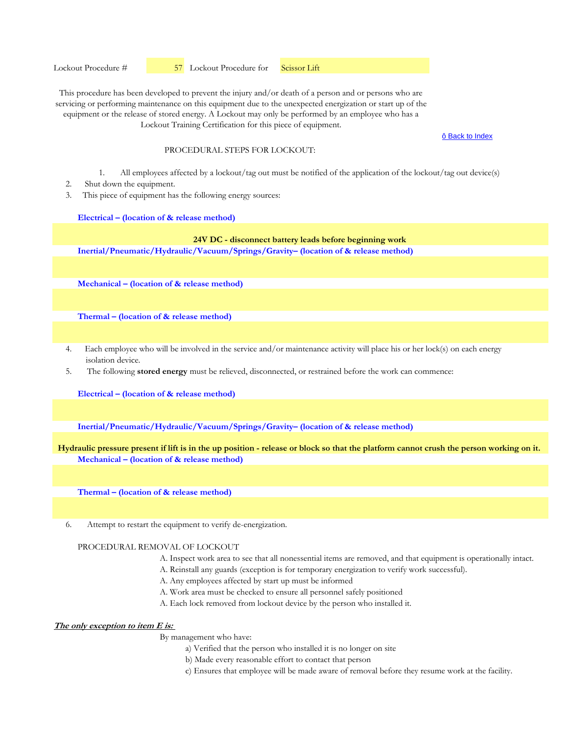Lockout Procedure # 57 Lockout Procedure for Scissor Lift

This procedure has been developed to prevent the injury and/or death of a person and or persons who are servicing or performing maintenance on this equipment due to the unexpected energization or start up of the equipment or the release of stored energy. A Lockout may only be performed by an employee who has a Lockout Training Certification for this piece of equipment.

ô Back to Index

PROCEDURAL STEPS FOR LOCKOUT:

1. All employees affected by a lockout/tag out must be notified of the application of the lockout/tag out device(s)
2. Shut down the equipment.
3. This piece of equipment has the following energy sources:

**Electrical – (location of & release method)**

**24V DC - disconnect battery leads before beginning work**

**Inertial/Pneumatic/Hydraulic/Vacuum/Springs/Gravity– (location of & release method)**

**Mechanical – (location of & release method)**

**Thermal – (location of & release method)**

4. Each employee who will be involved in the service and/or maintenance activity will place his or her lock(s) on each energy isolation device.
5. The following **stored energy** must be relieved, disconnected, or restrained before the work can commence:

**Electrical – (location of & release method)**

**Inertial/Pneumatic/Hydraulic/Vacuum/Springs/Gravity– (location of & release method)**

**Hydraulic pressure present if lift is in the up position - release or block so that the platform cannot crush the person working on it.**

**Mechanical – (location of & release method)**

**Thermal – (location of & release method)**

6. Attempt to restart the equipment to verify de-energization.

PROCEDURAL REMOVAL OF LOCKOUT

A. Inspect work area to see that all nonessential items are removed, and that equipment is operationally intact.
A. Reinstall any guards (exception is for temporary energization to verify work successful).
A. Any employees affected by start up must be informed
A. Work area must be checked to ensure all personnel safely positioned
A. Each lock removed from lockout device by the person who installed it.

***The only exception to item E is:***

By management who have:

a) Verified that the person who installed it is no longer on site
b) Made every reasonable effort to contact that person
c) Ensures that employee will be made aware of removal before they resume work at the facility.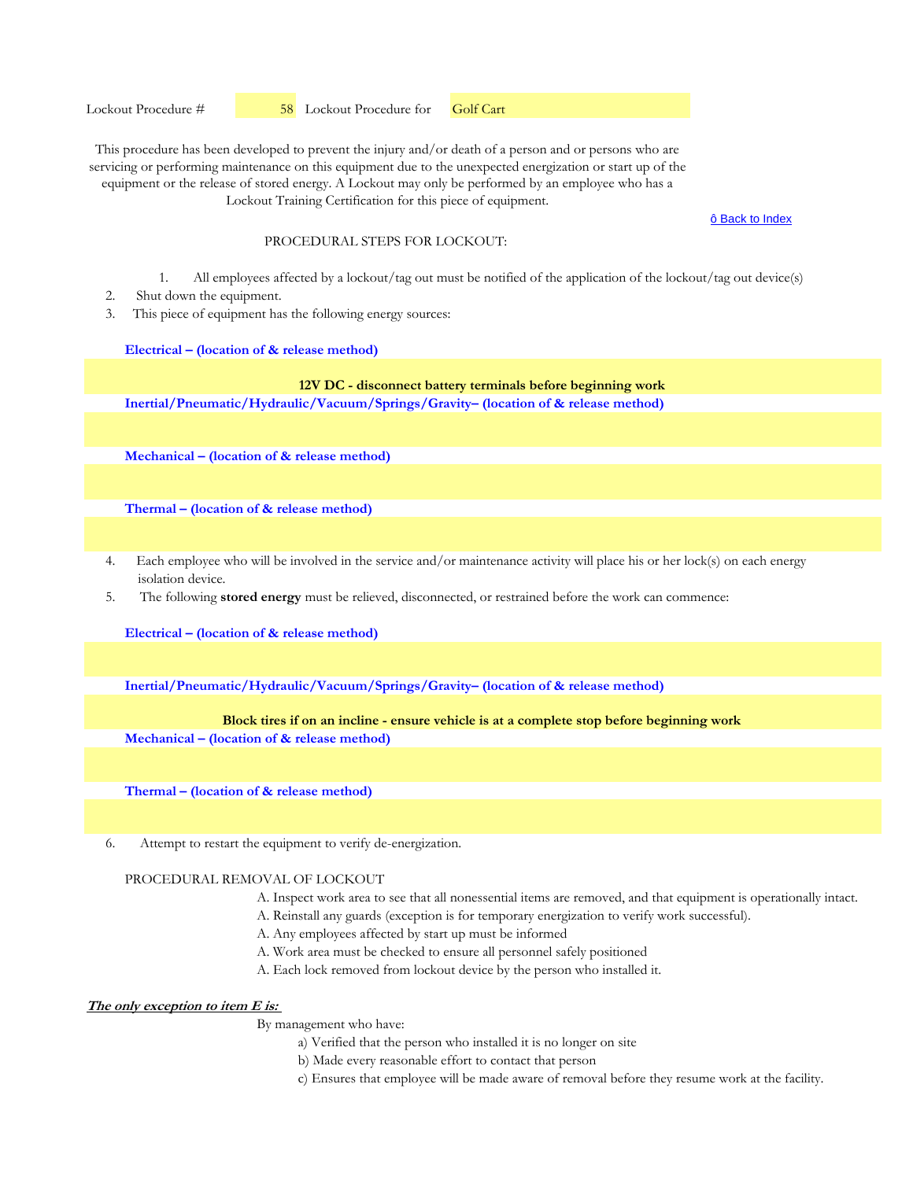Lockout Procedure # 58 Lockout Procedure for Golf Cart

This procedure has been developed to prevent the injury and/or death of a person and or persons who are servicing or performing maintenance on this equipment due to the unexpected energization or start up of the equipment or the release of stored energy. A Lockout may only be performed by an employee who has a Lockout Training Certification for this piece of equipment.

ô Back to Index

PROCEDURAL STEPS FOR LOCKOUT:

1. All employees affected by a lockout/tag out must be notified of the application of the lockout/tag out device(s)
2. Shut down the equipment.
3. This piece of equipment has the following energy sources:

**Electrical – (location of & release method)**

**12V DC - disconnect battery terminals before beginning work**

**Inertial/Pneumatic/Hydraulic/Vacuum/Springs/Gravity– (location of & release method)**

**Mechanical – (location of & release method)**

**Thermal – (location of & release method)**

4. Each employee who will be involved in the service and/or maintenance activity will place his or her lock(s) on each energy isolation device.
5. The following **stored energy** must be relieved, disconnected, or restrained before the work can commence:

**Electrical – (location of & release method)**

**Inertial/Pneumatic/Hydraulic/Vacuum/Springs/Gravity– (location of & release method)**

**Block tires if on an incline - ensure vehicle is at a complete stop before beginning work**

**Mechanical – (location of & release method)**

**Thermal – (location of & release method)**

6. Attempt to restart the equipment to verify de-energization.

PROCEDURAL REMOVAL OF LOCKOUT

A. Inspect work area to see that all nonessential items are removed, and that equipment is operationally intact.
A. Reinstall any guards (exception is for temporary energization to verify work successful).
A. Any employees affected by start up must be informed
A. Work area must be checked to ensure all personnel safely positioned
A. Each lock removed from lockout device by the person who installed it.

***The only exception to item E is:***

By management who have:

a) Verified that the person who installed it is no longer on site
b) Made every reasonable effort to contact that person
c) Ensures that employee will be made aware of removal before they resume work at the facility.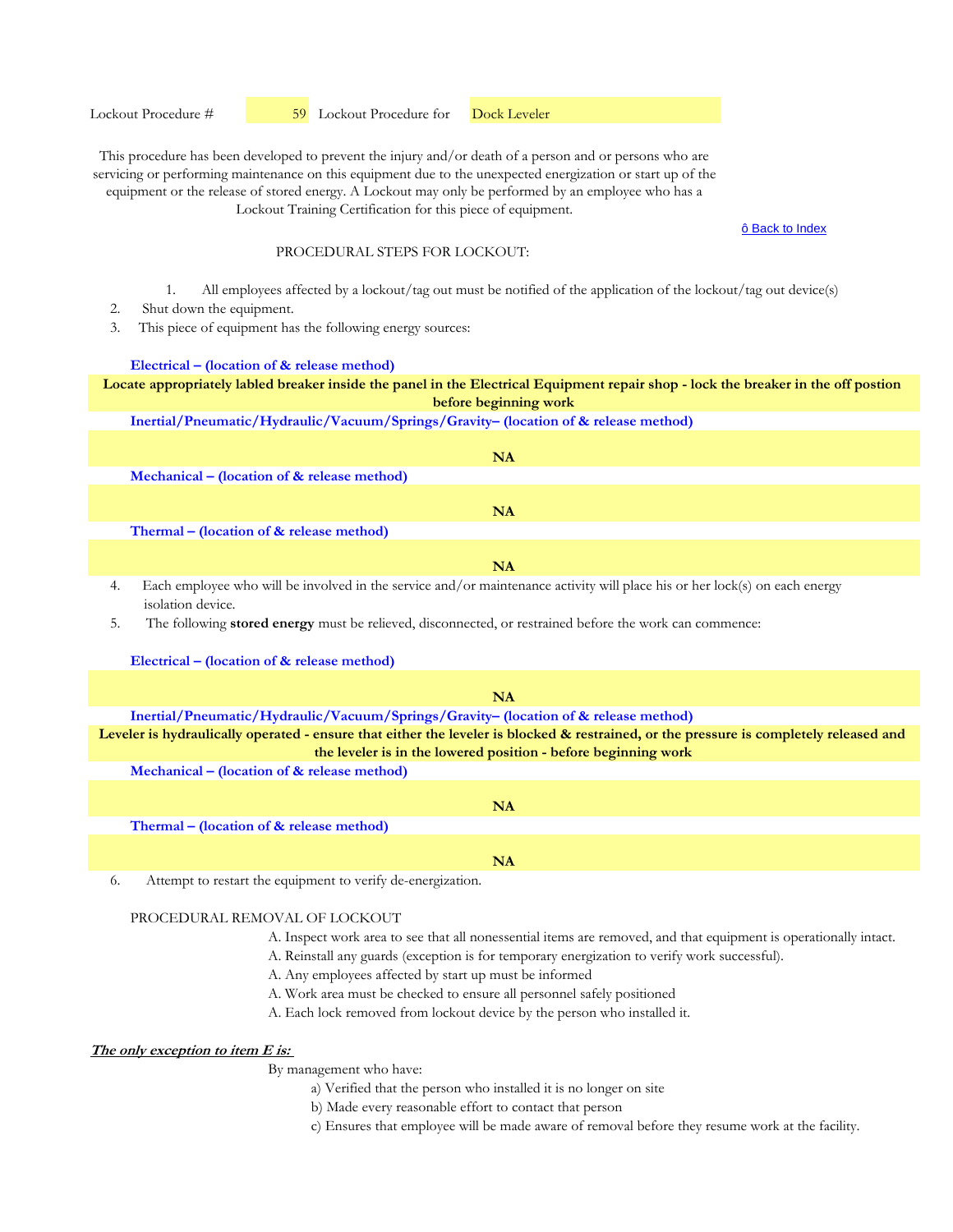Lockout Procedure # 59 Lockout Procedure for Dock Leveler

This procedure has been developed to prevent the injury and/or death of a person and or persons who are servicing or performing maintenance on this equipment due to the unexpected energization or start up of the equipment or the release of stored energy. A Lockout may only be performed by an employee who has a Lockout Training Certification for this piece of equipment.

ô Back to Index

PROCEDURAL STEPS FOR LOCKOUT:

1. All employees affected by a lockout/tag out must be notified of the application of the lockout/tag out device(s)
2. Shut down the equipment.
3. This piece of equipment has the following energy sources:

**Electrical – (location of & release method)**

**Locate appropriately labled breaker inside the panel in the Electrical Equipment repair shop - lock the breaker in the off postion before beginning work**

**Inertial/Pneumatic/Hydraulic/Vacuum/Springs/Gravity– (location of & release method)**

**NA**

**Mechanical – (location of & release method)**

**NA**

**Thermal – (location of & release method)**

**NA**

4. Each employee who will be involved in the service and/or maintenance activity will place his or her lock(s) on each energy isolation device.
5. The following **stored energy** must be relieved, disconnected, or restrained before the work can commence:

**Electrical – (location of & release method)**

**NA**

**Inertial/Pneumatic/Hydraulic/Vacuum/Springs/Gravity– (location of & release method)**

**Leveler is hydraulically operated - ensure that either the leveler is blocked & restrained, or the pressure is completely released and the leveler is in the lowered position - before beginning work**

**Mechanical – (location of & release method)**

**NA**

**Thermal – (location of & release method)**

**NA**

6. Attempt to restart the equipment to verify de-energization.

PROCEDURAL REMOVAL OF LOCKOUT

A. Inspect work area to see that all nonessential items are removed, and that equipment is operationally intact.
A. Reinstall any guards (exception is for temporary energization to verify work successful).
A. Any employees affected by start up must be informed
A. Work area must be checked to ensure all personnel safely positioned
A. Each lock removed from lockout device by the person who installed it.

***The only exception to item E is:***

By management who have:

a) Verified that the person who installed it is no longer on site
b) Made every reasonable effort to contact that person
c) Ensures that employee will be made aware of removal before they resume work at the facility.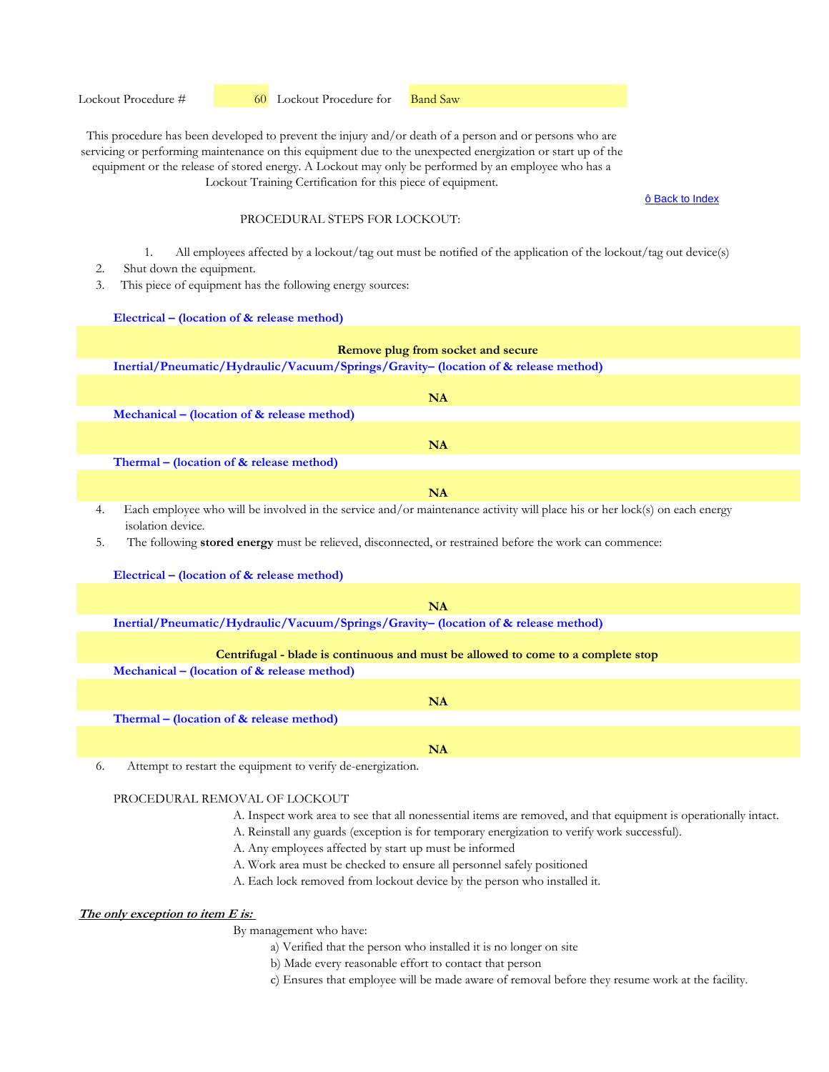Lockout Procedure # 60 Lockout Procedure for Band Saw

This procedure has been developed to prevent the injury and/or death of a person and or persons who are servicing or performing maintenance on this equipment due to the unexpected energization or start up of the equipment or the release of stored energy. A Lockout may only be performed by an employee who has a Lockout Training Certification for this piece of equipment.

ô Back to Index

PROCEDURAL STEPS FOR LOCKOUT:

1. All employees affected by a lockout/tag out must be notified of the application of the lockout/tag out device(s)
2. Shut down the equipment.
3. This piece of equipment has the following energy sources:

**Electrical – (location of & release method)**

**Remove plug from socket and secure**

**Inertial/Pneumatic/Hydraulic/Vacuum/Springs/Gravity– (location of & release method)**

**NA**

**Mechanical – (location of & release method)**

**NA**

**Thermal – (location of & release method)**

**NA**

4. Each employee who will be involved in the service and/or maintenance activity will place his or her lock(s) on each energy isolation device.
5. The following **stored energy** must be relieved, disconnected, or restrained before the work can commence:

**Electrical – (location of & release method)**

**NA**

**Inertial/Pneumatic/Hydraulic/Vacuum/Springs/Gravity– (location of & release method)**

**Centrifugal - blade is continuous and must be allowed to come to a complete stop**

**Mechanical – (location of & release method)**

**NA**

**Thermal – (location of & release method)**

**NA**

6. Attempt to restart the equipment to verify de-energization.

PROCEDURAL REMOVAL OF LOCKOUT

A. Inspect work area to see that all nonessential items are removed, and that equipment is operationally intact.
A. Reinstall any guards (exception is for temporary energization to verify work successful).
A. Any employees affected by start up must be informed
A. Work area must be checked to ensure all personnel safely positioned
A. Each lock removed from lockout device by the person who installed it.

***The only exception to item E is:***

By management who have:

a) Verified that the person who installed it is no longer on site
b) Made every reasonable effort to contact that person
c) Ensures that employee will be made aware of removal before they resume work at the facility.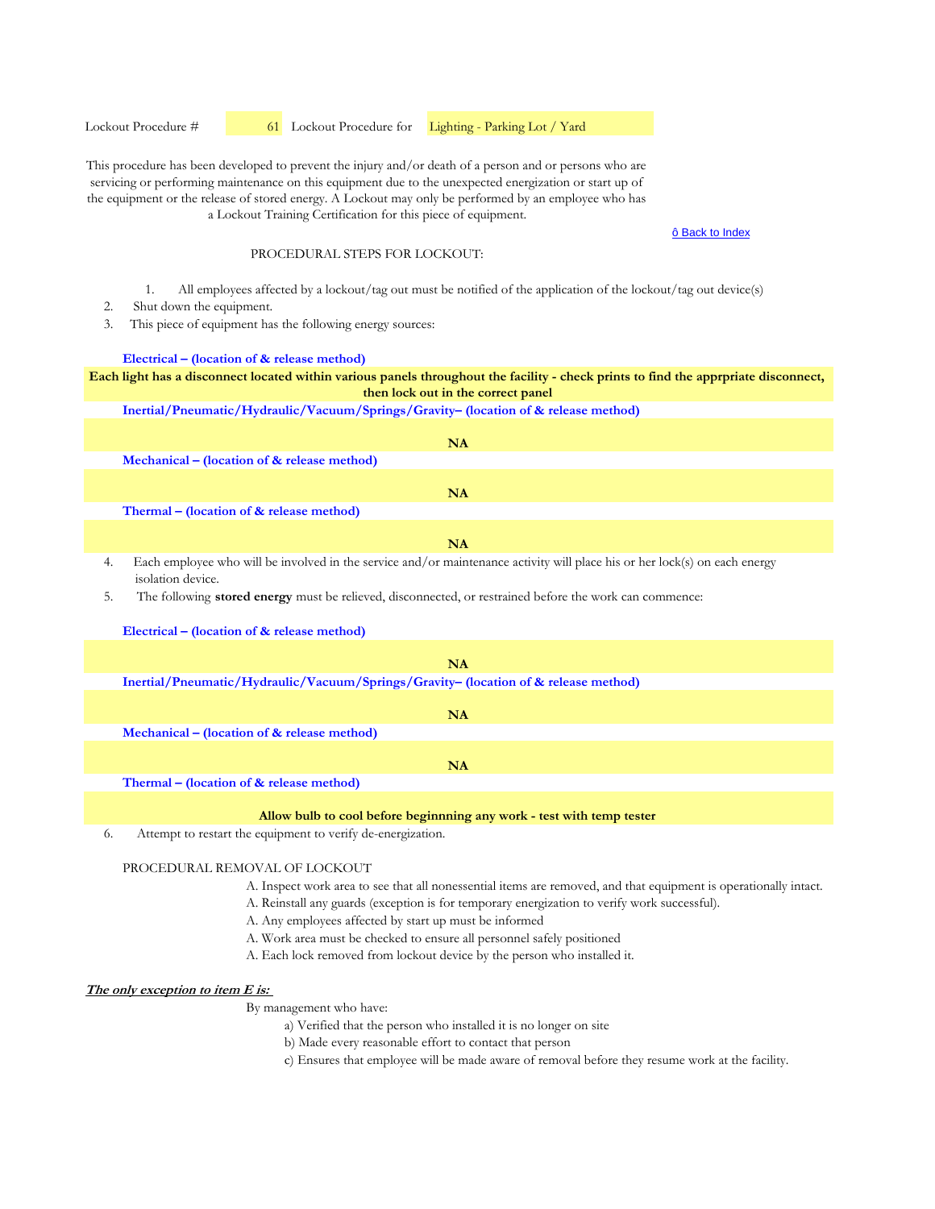Lockout Procedure # 61 Lockout Procedure for Lighting - Parking Lot / Yard

This procedure has been developed to prevent the injury and/or death of a person and or persons who are servicing or performing maintenance on this equipment due to the unexpected energization or start up of the equipment or the release of stored energy. A Lockout may only be performed by an employee who has a Lockout Training Certification for this piece of equipment.

ô Back to Index

PROCEDURAL STEPS FOR LOCKOUT:

1. All employees affected by a lockout/tag out must be notified of the application of the lockout/tag out device(s)
2. Shut down the equipment.
3. This piece of equipment has the following energy sources:

**Electrical – (location of & release method)**

**Each light has a disconnect located within various panels throughout the facility - check prints to find the apprpriate disconnect, then lock out in the correct panel**

**Inertial/Pneumatic/Hydraulic/Vacuum/Springs/Gravity– (location of & release method)**

**NA**

**Mechanical – (location of & release method)**

**NA**

**Thermal – (location of & release method)**

**NA**

4. Each employee who will be involved in the service and/or maintenance activity will place his or her lock(s) on each energy isolation device.
5. The following **stored energy** must be relieved, disconnected, or restrained before the work can commence:

**Electrical – (location of & release method)**

**NA**

**Inertial/Pneumatic/Hydraulic/Vacuum/Springs/Gravity– (location of & release method)**

**NA**

**Mechanical – (location of & release method)**

**NA**

**Thermal – (location of & release method)**

**Allow bulb to cool before beginnning any work - test with temp tester**

6. Attempt to restart the equipment to verify de-energization.

PROCEDURAL REMOVAL OF LOCKOUT

A. Inspect work area to see that all nonessential items are removed, and that equipment is operationally intact.
A. Reinstall any guards (exception is for temporary energization to verify work successful).
A. Any employees affected by start up must be informed
A. Work area must be checked to ensure all personnel safely positioned
A. Each lock removed from lockout device by the person who installed it.

***The only exception to item E is:***

By management who have:

a) Verified that the person who installed it is no longer on site
b) Made every reasonable effort to contact that person
c) Ensures that employee will be made aware of removal before they resume work at the facility.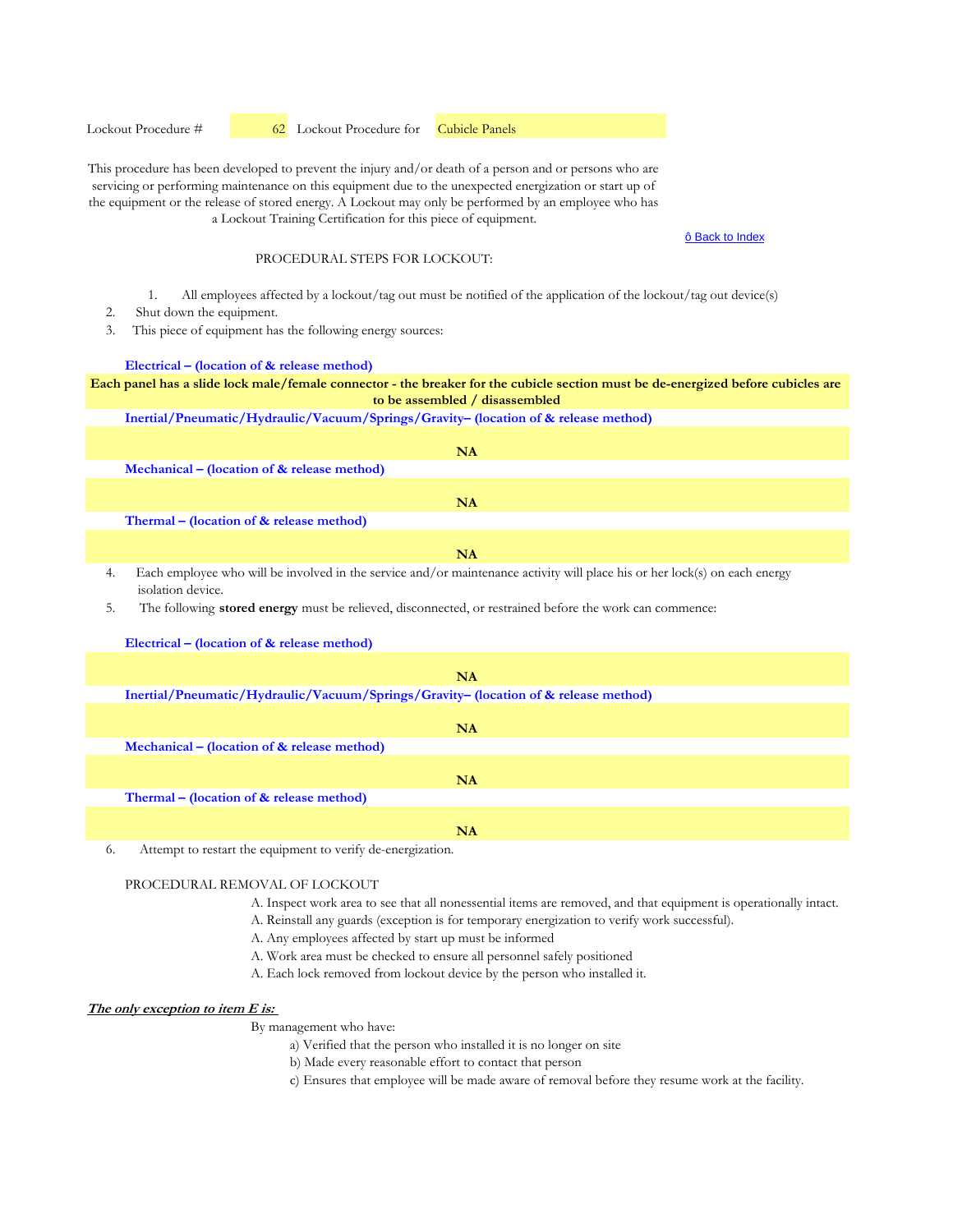Lockout Procedure # 62 Lockout Procedure for Cubicle Panels

This procedure has been developed to prevent the injury and/or death of a person and or persons who are servicing or performing maintenance on this equipment due to the unexpected energization or start up of the equipment or the release of stored energy. A Lockout may only be performed by an employee who has a Lockout Training Certification for this piece of equipment.

ô Back to Index

PROCEDURAL STEPS FOR LOCKOUT:

1. All employees affected by a lockout/tag out must be notified of the application of the lockout/tag out device(s)
2. Shut down the equipment.
3. This piece of equipment has the following energy sources:

**Electrical – (location of & release method)**

**Each panel has a slide lock male/female connector - the breaker for the cubicle section must be de-energized before cubicles are to be assembled / disassembled**

**Inertial/Pneumatic/Hydraulic/Vacuum/Springs/Gravity– (location of & release method)**

**NA**

**Mechanical – (location of & release method)**

**NA**

**Thermal – (location of & release method)**

**NA**

4. Each employee who will be involved in the service and/or maintenance activity will place his or her lock(s) on each energy isolation device.
5. The following **stored energy** must be relieved, disconnected, or restrained before the work can commence:

**Electrical – (location of & release method)**

**NA**

**Inertial/Pneumatic/Hydraulic/Vacuum/Springs/Gravity– (location of & release method)**

**NA**

**Mechanical – (location of & release method)**

**NA**

**Thermal – (location of & release method)**

**NA**

6. Attempt to restart the equipment to verify de-energization.

PROCEDURAL REMOVAL OF LOCKOUT

A. Inspect work area to see that all nonessential items are removed, and that equipment is operationally intact.
A. Reinstall any guards (exception is for temporary energization to verify work successful).
A. Any employees affected by start up must be informed
A. Work area must be checked to ensure all personnel safely positioned
A. Each lock removed from lockout device by the person who installed it.

***The only exception to item E is:***

By management who have:

a) Verified that the person who installed it is no longer on site
b) Made every reasonable effort to contact that person
c) Ensures that employee will be made aware of removal before they resume work at the facility.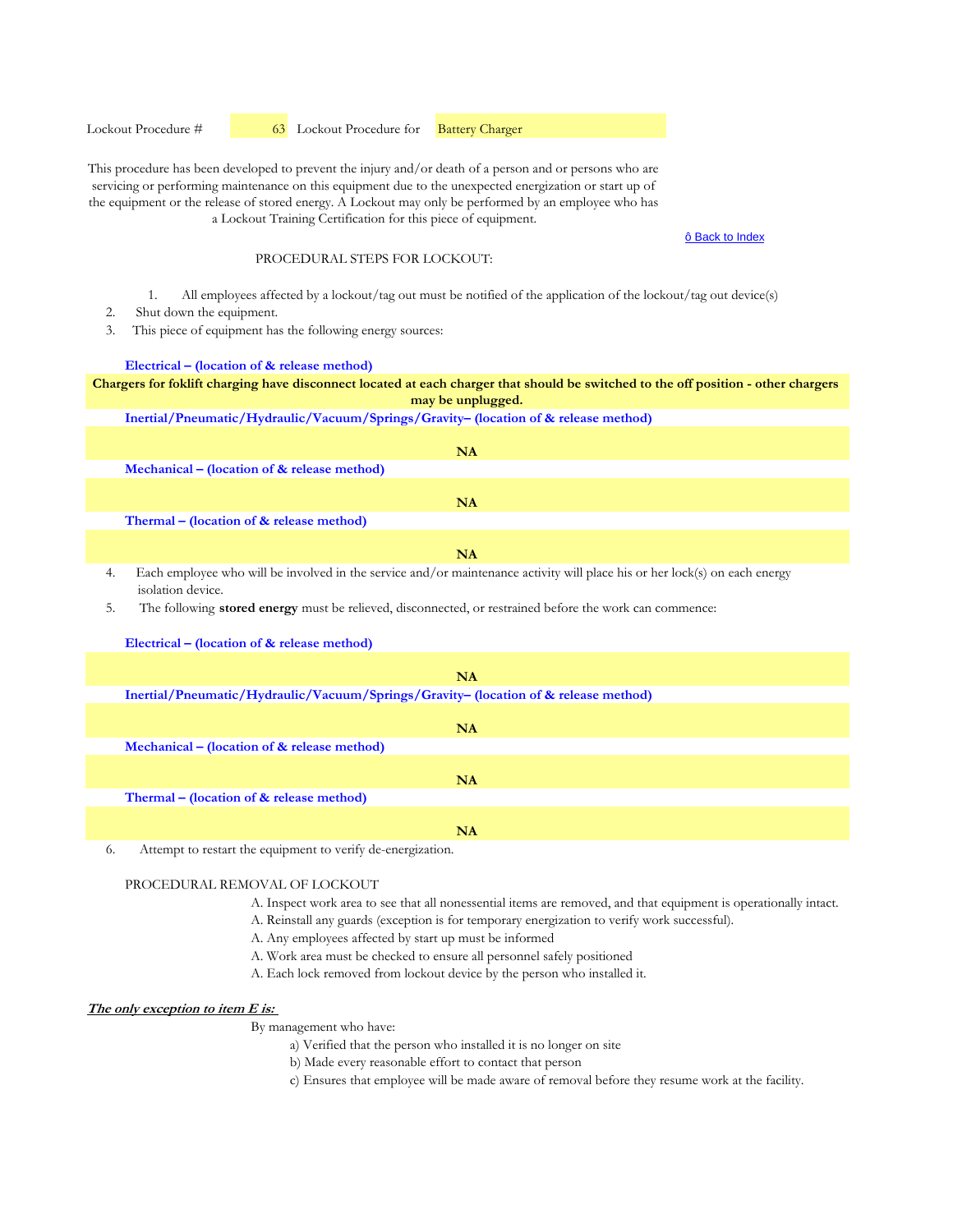Lockout Procedure # 63 Lockout Procedure for Battery Charger

This procedure has been developed to prevent the injury and/or death of a person and or persons who are servicing or performing maintenance on this equipment due to the unexpected energization or start up of the equipment or the release of stored energy. A Lockout may only be performed by an employee who has a Lockout Training Certification for this piece of equipment.

ô Back to Index

PROCEDURAL STEPS FOR LOCKOUT:

1. All employees affected by a lockout/tag out must be notified of the application of the lockout/tag out device(s)
2. Shut down the equipment.
3. This piece of equipment has the following energy sources:

**Electrical – (location of & release method)**

**Chargers for foklift charging have disconnect located at each charger that should be switched to the off position - other chargers may be unplugged.**

**Inertial/Pneumatic/Hydraulic/Vacuum/Springs/Gravity– (location of & release method)**

**NA**

**Mechanical – (location of & release method)**

**NA**

**Thermal – (location of & release method)**

**NA**

4. Each employee who will be involved in the service and/or maintenance activity will place his or her lock(s) on each energy isolation device.
5. The following **stored energy** must be relieved, disconnected, or restrained before the work can commence:

**Electrical – (location of & release method)**

**NA**

**Inertial/Pneumatic/Hydraulic/Vacuum/Springs/Gravity– (location of & release method)**

**NA**

**Mechanical – (location of & release method)**

**NA**

**Thermal – (location of & release method)**

**NA**

6. Attempt to restart the equipment to verify de-energization.

PROCEDURAL REMOVAL OF LOCKOUT

A. Inspect work area to see that all nonessential items are removed, and that equipment is operationally intact.
A. Reinstall any guards (exception is for temporary energization to verify work successful).
A. Any employees affected by start up must be informed
A. Work area must be checked to ensure all personnel safely positioned
A. Each lock removed from lockout device by the person who installed it.

***The only exception to item E is:***

By management who have:

a) Verified that the person who installed it is no longer on site
b) Made every reasonable effort to contact that person
c) Ensures that employee will be made aware of removal before they resume work at the facility.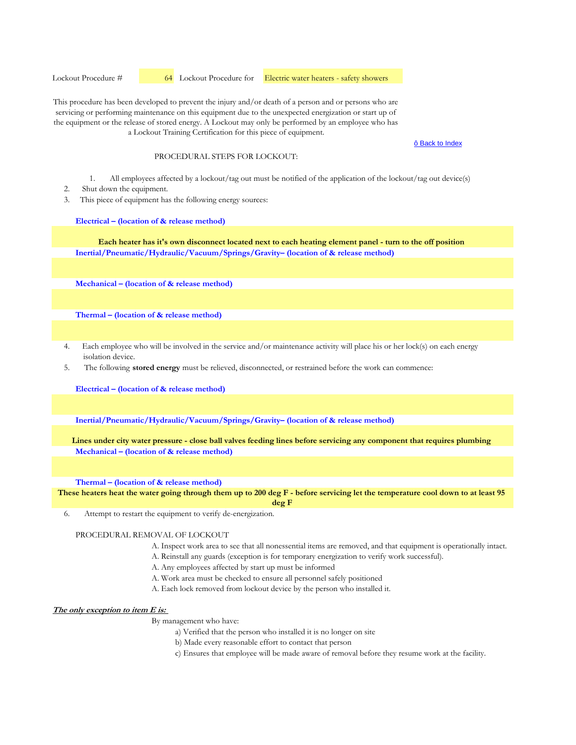Lockout Procedure # 64 Lockout Procedure for Electric water heaters - safety showers

This procedure has been developed to prevent the injury and/or death of a person and or persons who are servicing or performing maintenance on this equipment due to the unexpected energization or start up of the equipment or the release of stored energy. A Lockout may only be performed by an employee who has a Lockout Training Certification for this piece of equipment.

ô Back to Index

PROCEDURAL STEPS FOR LOCKOUT:

1. All employees affected by a lockout/tag out must be notified of the application of the lockout/tag out device(s)
2. Shut down the equipment.
3. This piece of equipment has the following energy sources:

**Electrical – (location of & release method)**

**Each heater has it's own disconnect located next to each heating element panel - turn to the off position**

**Inertial/Pneumatic/Hydraulic/Vacuum/Springs/Gravity– (location of & release method)**

**Mechanical – (location of & release method)**

**Thermal – (location of & release method)**

4. Each employee who will be involved in the service and/or maintenance activity will place his or her lock(s) on each energy isolation device.
5. The following **stored energy** must be relieved, disconnected, or restrained before the work can commence:

**Electrical – (location of & release method)**

**Inertial/Pneumatic/Hydraulic/Vacuum/Springs/Gravity– (location of & release method)**

**Lines under city water pressure - close ball valves feeding lines before servicing any component that requires plumbing**

**Mechanical – (location of & release method)**

**Thermal – (location of & release method)**

**These heaters heat the water going through them up to 200 deg F - before servicing let the temperature cool down to at least 95 deg F**

6. Attempt to restart the equipment to verify de-energization.

PROCEDURAL REMOVAL OF LOCKOUT

A. Inspect work area to see that all nonessential items are removed, and that equipment is operationally intact.
A. Reinstall any guards (exception is for temporary energization to verify work successful).
A. Any employees affected by start up must be informed
A. Work area must be checked to ensure all personnel safely positioned
A. Each lock removed from lockout device by the person who installed it.

***The only exception to item E is:***

By management who have:

a) Verified that the person who installed it is no longer on site
b) Made every reasonable effort to contact that person
c) Ensures that employee will be made aware of removal before they resume work at the facility.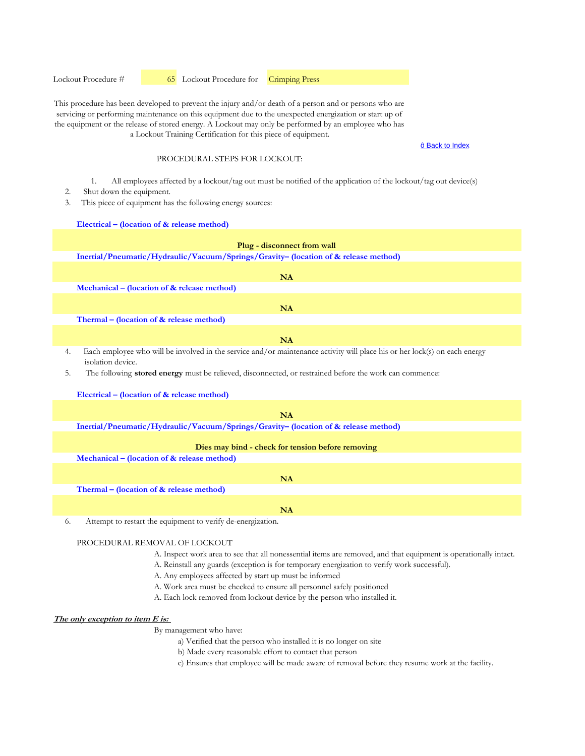Lockout Procedure # 65 Lockout Procedure for Crimping Press

This procedure has been developed to prevent the injury and/or death of a person and or persons who are servicing or performing maintenance on this equipment due to the unexpected energization or start up of the equipment or the release of stored energy. A Lockout may only be performed by an employee who has a Lockout Training Certification for this piece of equipment.

ô Back to Index

PROCEDURAL STEPS FOR LOCKOUT:

1. All employees affected by a lockout/tag out must be notified of the application of the lockout/tag out device(s)
2. Shut down the equipment.
3. This piece of equipment has the following energy sources:

**Electrical – (location of & release method)**

**Plug - disconnect from wall**

**Inertial/Pneumatic/Hydraulic/Vacuum/Springs/Gravity– (location of & release method)**

**NA**

**Mechanical – (location of & release method)**

**NA**

**Thermal – (location of & release method)**

**NA**

4. Each employee who will be involved in the service and/or maintenance activity will place his or her lock(s) on each energy isolation device.
5. The following **stored energy** must be relieved, disconnected, or restrained before the work can commence:

**Electrical – (location of & release method)**

**NA**

**Inertial/Pneumatic/Hydraulic/Vacuum/Springs/Gravity– (location of & release method)**

**Dies may bind - check for tension before removing**

**Mechanical – (location of & release method)**

**NA**

**Thermal – (location of & release method)**

**NA**

6. Attempt to restart the equipment to verify de-energization.

PROCEDURAL REMOVAL OF LOCKOUT

A. Inspect work area to see that all nonessential items are removed, and that equipment is operationally intact.
A. Reinstall any guards (exception is for temporary energization to verify work successful).
A. Any employees affected by start up must be informed
A. Work area must be checked to ensure all personnel safely positioned
A. Each lock removed from lockout device by the person who installed it.

***The only exception to item E is:***

By management who have:

a) Verified that the person who installed it is no longer on site
b) Made every reasonable effort to contact that person
c) Ensures that employee will be made aware of removal before they resume work at the facility.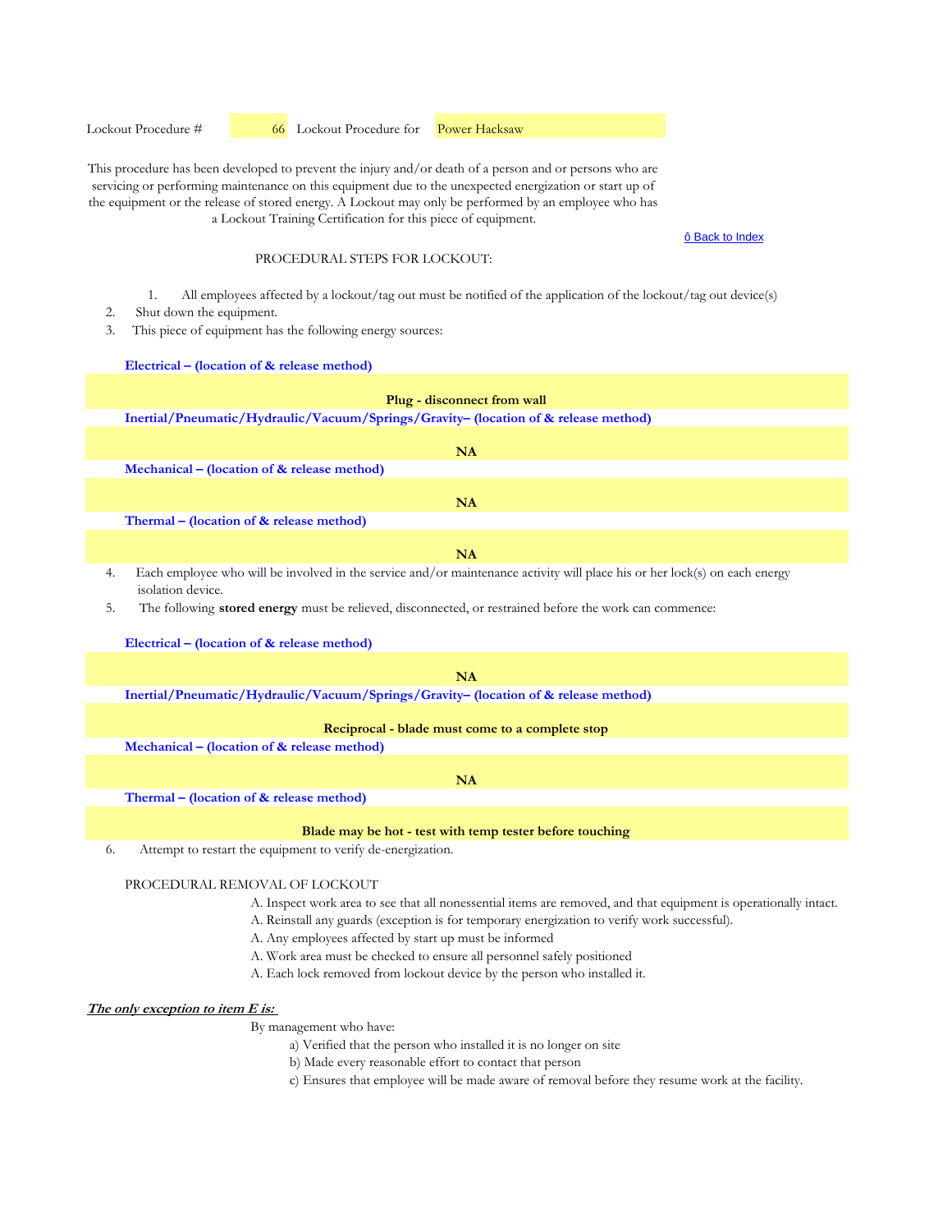Lockout Procedure # 66 Lockout Procedure for Power Hacksaw

This procedure has been developed to prevent the injury and/or death of a person and or persons who are servicing or performing maintenance on this equipment due to the unexpected energization or start up of the equipment or the release of stored energy. A Lockout may only be performed by an employee who has a Lockout Training Certification for this piece of equipment.

ô Back to Index

PROCEDURAL STEPS FOR LOCKOUT:

1. All employees affected by a lockout/tag out must be notified of the application of the lockout/tag out device(s)
2. Shut down the equipment.
3. This piece of equipment has the following energy sources:

**Electrical – (location of & release method)**

**Plug - disconnect from wall**

**Inertial/Pneumatic/Hydraulic/Vacuum/Springs/Gravity– (location of & release method)**

**NA**

**Mechanical – (location of & release method)**

**NA**

**Thermal – (location of & release method)**

**NA**

4. Each employee who will be involved in the service and/or maintenance activity will place his or her lock(s) on each energy isolation device.
5. The following **stored energy** must be relieved, disconnected, or restrained before the work can commence:

**Electrical – (location of & release method)**

**NA**

**Inertial/Pneumatic/Hydraulic/Vacuum/Springs/Gravity– (location of & release method)**

**Reciprocal - blade must come to a complete stop**

**Mechanical – (location of & release method)**

**NA**

**Thermal – (location of & release method)**

**Blade may be hot - test with temp tester before touching**

6. Attempt to restart the equipment to verify de-energization.

PROCEDURAL REMOVAL OF LOCKOUT

A. Inspect work area to see that all nonessential items are removed, and that equipment is operationally intact.
A. Reinstall any guards (exception is for temporary energization to verify work successful).
A. Any employees affected by start up must be informed
A. Work area must be checked to ensure all personnel safely positioned
A. Each lock removed from lockout device by the person who installed it.

***The only exception to item E is:***

By management who have:

a) Verified that the person who installed it is no longer on site
b) Made every reasonable effort to contact that person
c) Ensures that employee will be made aware of removal before they resume work at the facility.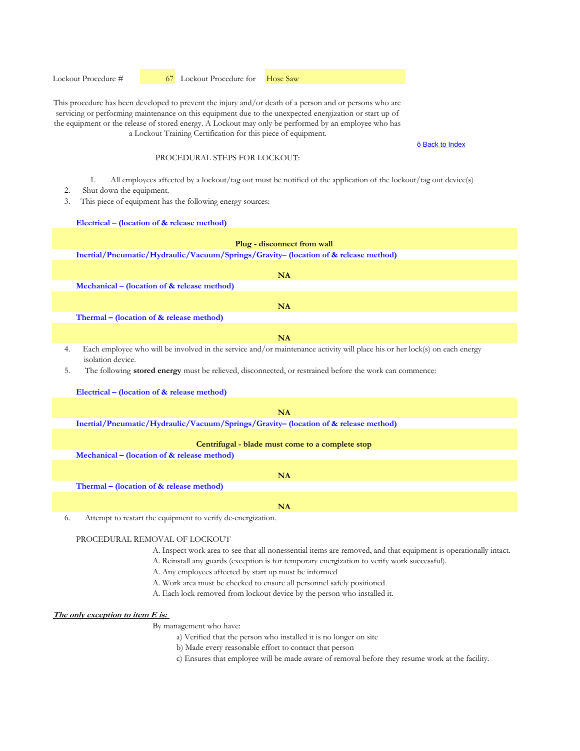Lockout Procedure # 67 Lockout Procedure for Hose Saw

This procedure has been developed to prevent the injury and/or death of a person and or persons who are servicing or performing maintenance on this equipment due to the unexpected energization or start up of the equipment or the release of stored energy. A Lockout may only be performed by an employee who has a Lockout Training Certification for this piece of equipment.

ô Back to Index

PROCEDURAL STEPS FOR LOCKOUT:

1. All employees affected by a lockout/tag out must be notified of the application of the lockout/tag out device(s)
2. Shut down the equipment.
3. This piece of equipment has the following energy sources:

**Electrical – (location of & release method)**

**Plug - disconnect from wall**

**Inertial/Pneumatic/Hydraulic/Vacuum/Springs/Gravity– (location of & release method)**

**NA**

**Mechanical – (location of & release method)**

**NA**

**Thermal – (location of & release method)**

**NA**

4. Each employee who will be involved in the service and/or maintenance activity will place his or her lock(s) on each energy isolation device.
5. The following **stored energy** must be relieved, disconnected, or restrained before the work can commence:

**Electrical – (location of & release method)**

**NA**

**Inertial/Pneumatic/Hydraulic/Vacuum/Springs/Gravity– (location of & release method)**

**Centrifugal - blade must come to a complete stop**

**Mechanical – (location of & release method)**

**NA**

**Thermal – (location of & release method)**

**NA**

6. Attempt to restart the equipment to verify de-energization.

PROCEDURAL REMOVAL OF LOCKOUT

A. Inspect work area to see that all nonessential items are removed, and that equipment is operationally intact.
A. Reinstall any guards (exception is for temporary energization to verify work successful).
A. Any employees affected by start up must be informed
A. Work area must be checked to ensure all personnel safely positioned
A. Each lock removed from lockout device by the person who installed it.

***The only exception to item E is:***

By management who have:

a) Verified that the person who installed it is no longer on site
b) Made every reasonable effort to contact that person
c) Ensures that employee will be made aware of removal before they resume work at the facility.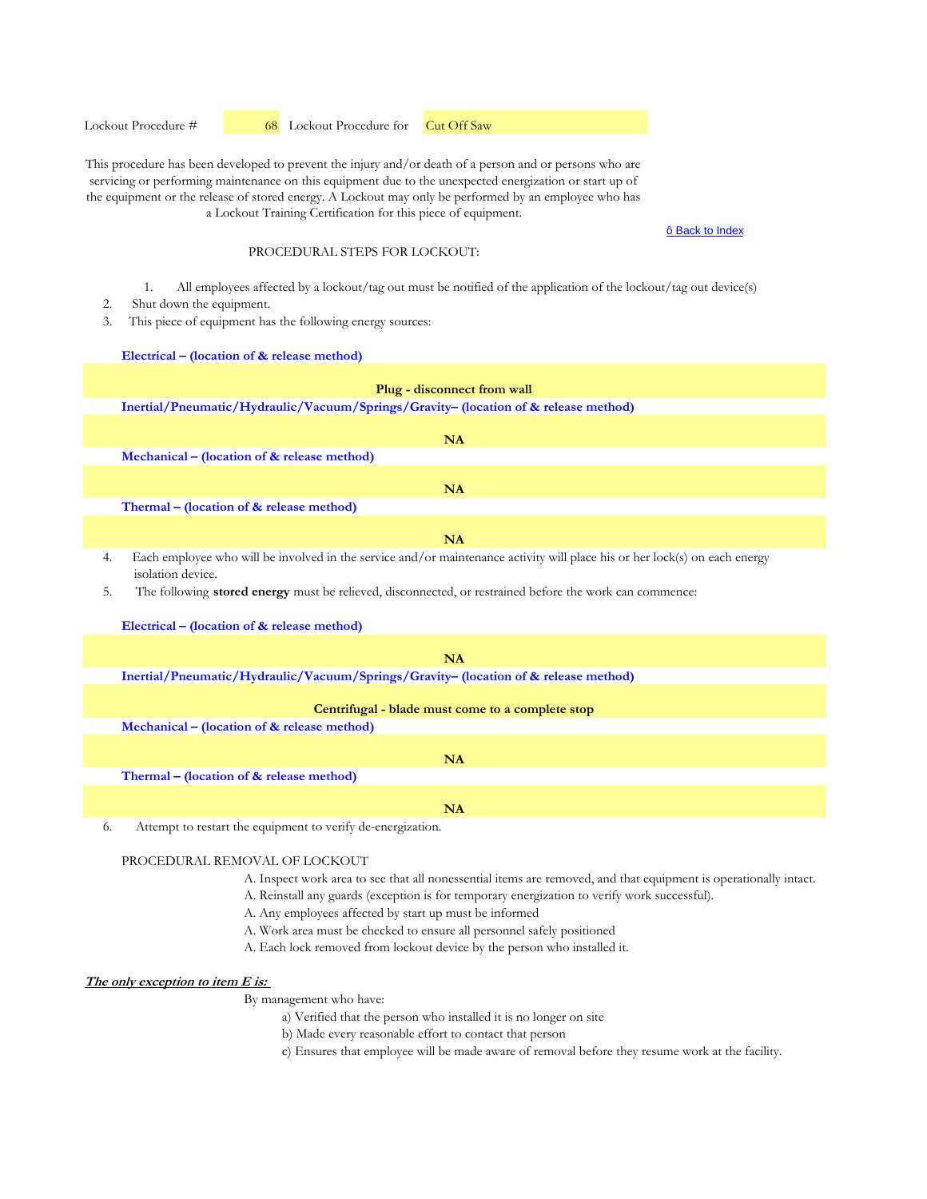Lockout Procedure # 68 Lockout Procedure for Cut Off Saw

This procedure has been developed to prevent the injury and/or death of a person and or persons who are servicing or performing maintenance on this equipment due to the unexpected energization or start up of the equipment or the release of stored energy. A Lockout may only be performed by an employee who has a Lockout Training Certification for this piece of equipment.

ô Back to Index

PROCEDURAL STEPS FOR LOCKOUT:

1. All employees affected by a lockout/tag out must be notified of the application of the lockout/tag out device(s)
2. Shut down the equipment.
3. This piece of equipment has the following energy sources:

**Electrical – (location of & release method)**

**Plug - disconnect from wall**

**Inertial/Pneumatic/Hydraulic/Vacuum/Springs/Gravity– (location of & release method)**

**NA**

**Mechanical – (location of & release method)**

**NA**

**Thermal – (location of & release method)**

**NA**

4. Each employee who will be involved in the service and/or maintenance activity will place his or her lock(s) on each energy isolation device.
5. The following **stored energy** must be relieved, disconnected, or restrained before the work can commence:

**Electrical – (location of & release method)**

**NA**

**Inertial/Pneumatic/Hydraulic/Vacuum/Springs/Gravity– (location of & release method)**

**Centrifugal - blade must come to a complete stop**

**Mechanical – (location of & release method)**

**NA**

**Thermal – (location of & release method)**

**NA**

6. Attempt to restart the equipment to verify de-energization.

PROCEDURAL REMOVAL OF LOCKOUT

A. Inspect work area to see that all nonessential items are removed, and that equipment is operationally intact.
A. Reinstall any guards (exception is for temporary energization to verify work successful).
A. Any employees affected by start up must be informed
A. Work area must be checked to ensure all personnel safely positioned
A. Each lock removed from lockout device by the person who installed it.

***The only exception to item E is:***

By management who have:

a) Verified that the person who installed it is no longer on site
b) Made every reasonable effort to contact that person
c) Ensures that employee will be made aware of removal before they resume work at the facility.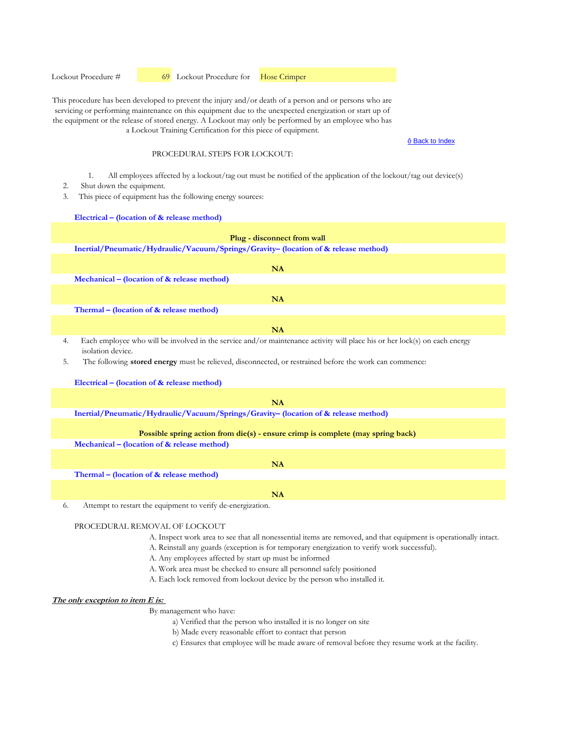Lockout Procedure # 69 Lockout Procedure for Hose Crimper

This procedure has been developed to prevent the injury and/or death of a person and or persons who are servicing or performing maintenance on this equipment due to the unexpected energization or start up of the equipment or the release of stored energy. A Lockout may only be performed by an employee who has a Lockout Training Certification for this piece of equipment.

ô Back to Index

PROCEDURAL STEPS FOR LOCKOUT:

1. All employees affected by a lockout/tag out must be notified of the application of the lockout/tag out device(s)
2. Shut down the equipment.
3. This piece of equipment has the following energy sources:

**Electrical – (location of & release method)**

**Plug - disconnect from wall**

**Inertial/Pneumatic/Hydraulic/Vacuum/Springs/Gravity– (location of & release method)**

**NA**

**Mechanical – (location of & release method)**

**NA**

**Thermal – (location of & release method)**

**NA**

4. Each employee who will be involved in the service and/or maintenance activity will place his or her lock(s) on each energy isolation device.
5. The following **stored energy** must be relieved, disconnected, or restrained before the work can commence:

**Electrical – (location of & release method)**

**NA**

**Inertial/Pneumatic/Hydraulic/Vacuum/Springs/Gravity– (location of & release method)**

**Possible spring action from die(s) - ensure crimp is complete (may spring back)**

**Mechanical – (location of & release method)**

**NA**

**Thermal – (location of & release method)**

**NA**

6. Attempt to restart the equipment to verify de-energization.

PROCEDURAL REMOVAL OF LOCKOUT

A. Inspect work area to see that all nonessential items are removed, and that equipment is operationally intact.
A. Reinstall any guards (exception is for temporary energization to verify work successful).
A. Any employees affected by start up must be informed
A. Work area must be checked to ensure all personnel safely positioned
A. Each lock removed from lockout device by the person who installed it.

***The only exception to item E is:***

By management who have:

a) Verified that the person who installed it is no longer on site
b) Made every reasonable effort to contact that person
c) Ensures that employee will be made aware of removal before they resume work at the facility.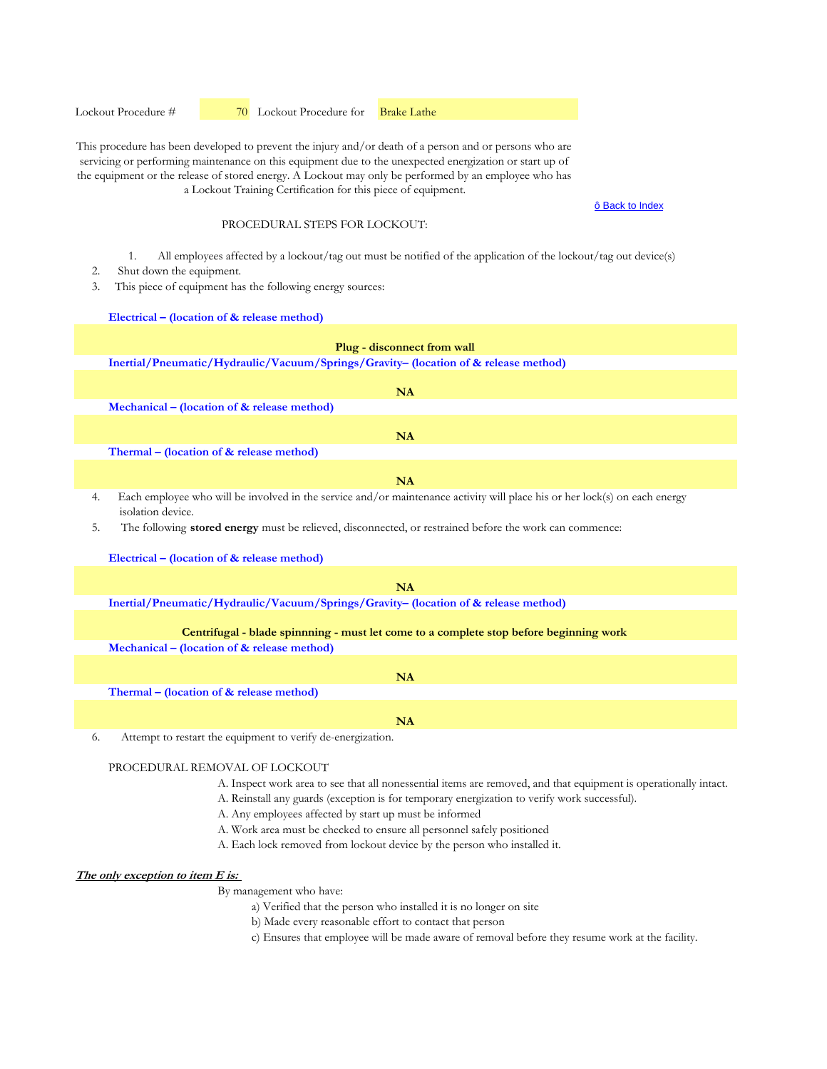Lockout Procedure # 70 Lockout Procedure for Brake Lathe

This procedure has been developed to prevent the injury and/or death of a person and or persons who are servicing or performing maintenance on this equipment due to the unexpected energization or start up of the equipment or the release of stored energy. A Lockout may only be performed by an employee who has a Lockout Training Certification for this piece of equipment.

ô Back to Index

PROCEDURAL STEPS FOR LOCKOUT:

1. All employees affected by a lockout/tag out must be notified of the application of the lockout/tag out device(s)
2. Shut down the equipment.
3. This piece of equipment has the following energy sources:

**Electrical – (location of & release method)**

**Plug - disconnect from wall**

**Inertial/Pneumatic/Hydraulic/Vacuum/Springs/Gravity– (location of & release method)**

**NA**

**Mechanical – (location of & release method)**

**NA**

**Thermal – (location of & release method)**

**NA**

4. Each employee who will be involved in the service and/or maintenance activity will place his or her lock(s) on each energy isolation device.
5. The following **stored energy** must be relieved, disconnected, or restrained before the work can commence:

**Electrical – (location of & release method)**

**NA**

**Inertial/Pneumatic/Hydraulic/Vacuum/Springs/Gravity– (location of & release method)**

**Centrifugal - blade spinnning - must let come to a complete stop before beginning work**

**Mechanical – (location of & release method)**

**NA**

**Thermal – (location of & release method)**

**NA**

6. Attempt to restart the equipment to verify de-energization.

PROCEDURAL REMOVAL OF LOCKOUT

A. Inspect work area to see that all nonessential items are removed, and that equipment is operationally intact.
A. Reinstall any guards (exception is for temporary energization to verify work successful).
A. Any employees affected by start up must be informed
A. Work area must be checked to ensure all personnel safely positioned
A. Each lock removed from lockout device by the person who installed it.

***The only exception to item E is:***

By management who have:

a) Verified that the person who installed it is no longer on site
b) Made every reasonable effort to contact that person
c) Ensures that employee will be made aware of removal before they resume work at the facility.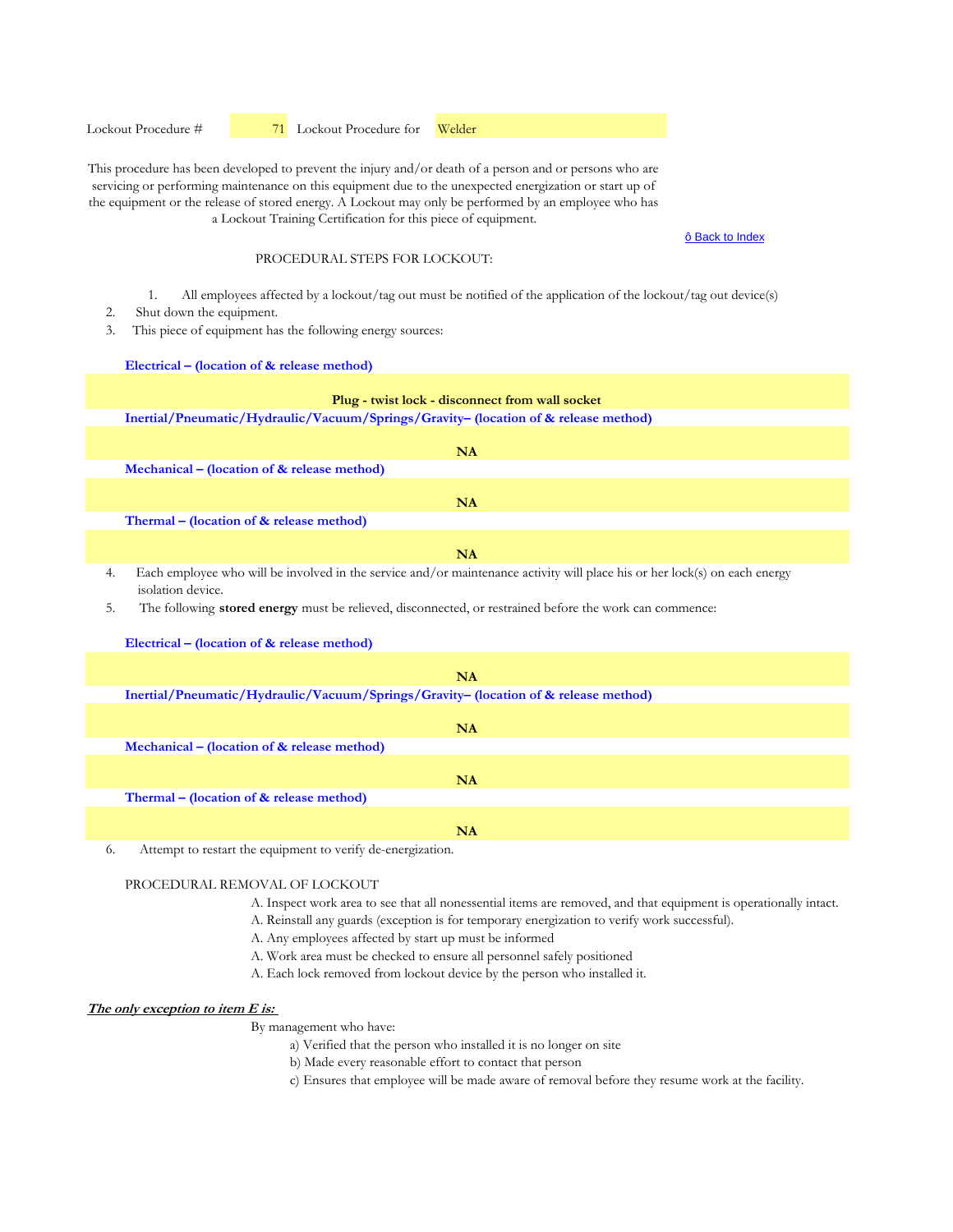Lockout Procedure # 71 Lockout Procedure for Welder

This procedure has been developed to prevent the injury and/or death of a person and or persons who are servicing or performing maintenance on this equipment due to the unexpected energization or start up of the equipment or the release of stored energy. A Lockout may only be performed by an employee who has a Lockout Training Certification for this piece of equipment.

ô Back to Index

PROCEDURAL STEPS FOR LOCKOUT:

1. All employees affected by a lockout/tag out must be notified of the application of the lockout/tag out device(s)
2. Shut down the equipment.
3. This piece of equipment has the following energy sources:

**Electrical – (location of & release method)**

**Plug - twist lock - disconnect from wall socket**

**Inertial/Pneumatic/Hydraulic/Vacuum/Springs/Gravity– (location of & release method)**

**NA**

**Mechanical – (location of & release method)**

**NA**

**Thermal – (location of & release method)**

**NA**

4. Each employee who will be involved in the service and/or maintenance activity will place his or her lock(s) on each energy isolation device.
5. The following **stored energy** must be relieved, disconnected, or restrained before the work can commence:

**Electrical – (location of & release method)**

**NA**

**Inertial/Pneumatic/Hydraulic/Vacuum/Springs/Gravity– (location of & release method)**

**NA**

**Mechanical – (location of & release method)**

**NA**

**Thermal – (location of & release method)**

**NA**

6. Attempt to restart the equipment to verify de-energization.

PROCEDURAL REMOVAL OF LOCKOUT

A. Inspect work area to see that all nonessential items are removed, and that equipment is operationally intact.
A. Reinstall any guards (exception is for temporary energization to verify work successful).
A. Any employees affected by start up must be informed
A. Work area must be checked to ensure all personnel safely positioned
A. Each lock removed from lockout device by the person who installed it.

***The only exception to item E is:***

By management who have:

a) Verified that the person who installed it is no longer on site
b) Made every reasonable effort to contact that person
c) Ensures that employee will be made aware of removal before they resume work at the facility.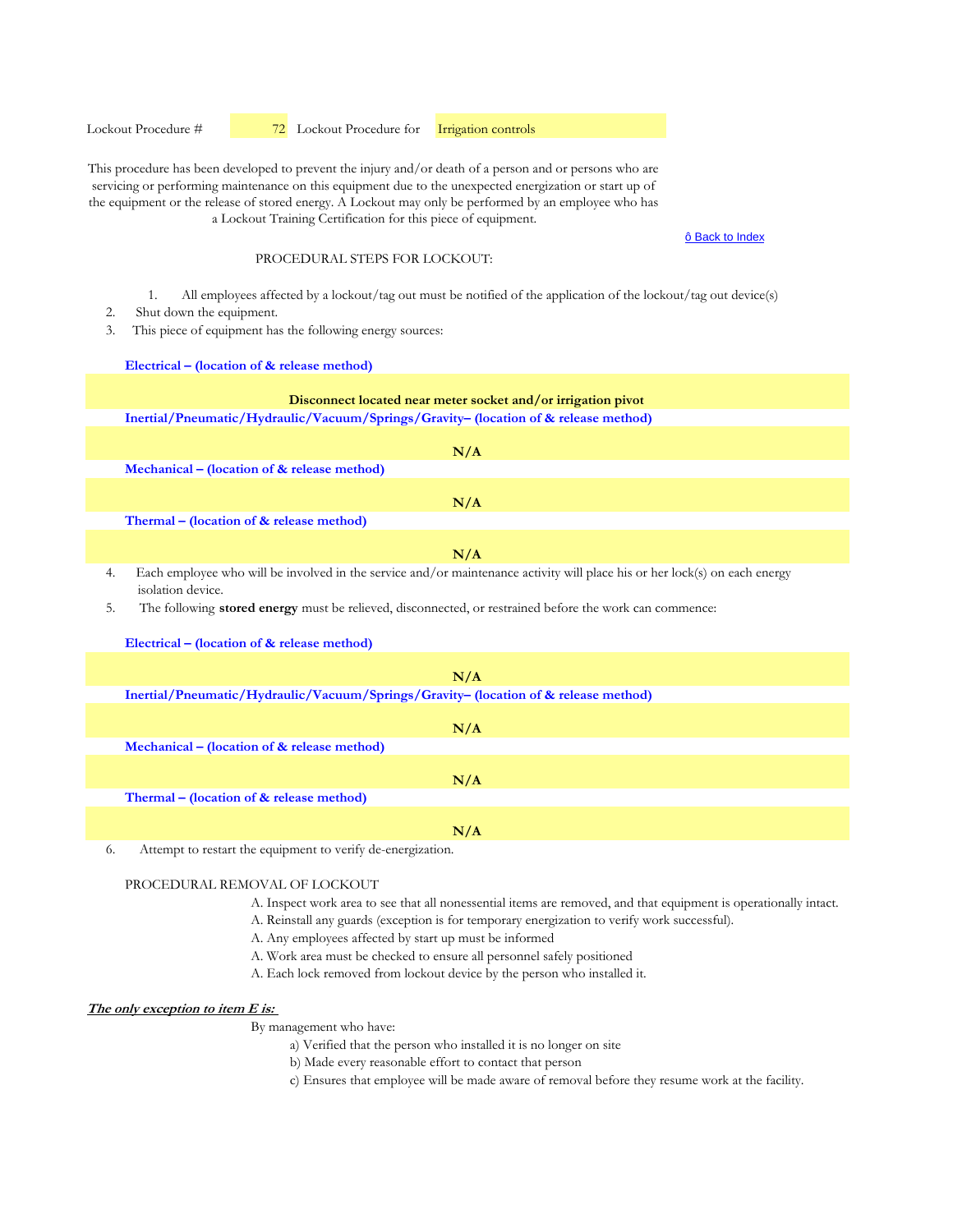Lockout Procedure # 72 Lockout Procedure for Irrigation controls

This procedure has been developed to prevent the injury and/or death of a person and or persons who are servicing or performing maintenance on this equipment due to the unexpected energization or start up of the equipment or the release of stored energy. A Lockout may only be performed by an employee who has a Lockout Training Certification for this piece of equipment.

ô Back to Index

PROCEDURAL STEPS FOR LOCKOUT:

1. All employees affected by a lockout/tag out must be notified of the application of the lockout/tag out device(s)
2. Shut down the equipment.
3. This piece of equipment has the following energy sources:

**Electrical – (location of & release method)**

**Disconnect located near meter socket and/or irrigation pivot**

**Inertial/Pneumatic/Hydraulic/Vacuum/Springs/Gravity– (location of & release method)**

**N/A**

**Mechanical – (location of & release method)**

**N/A**

**Thermal – (location of & release method)**

**N/A**

4. Each employee who will be involved in the service and/or maintenance activity will place his or her lock(s) on each energy isolation device.
5. The following **stored energy** must be relieved, disconnected, or restrained before the work can commence:

**Electrical – (location of & release method)**

**N/A**

**Inertial/Pneumatic/Hydraulic/Vacuum/Springs/Gravity– (location of & release method)**

**N/A**

**Mechanical – (location of & release method)**

**N/A**

**Thermal – (location of & release method)**

**N/A**

6. Attempt to restart the equipment to verify de-energization.

PROCEDURAL REMOVAL OF LOCKOUT

A. Inspect work area to see that all nonessential items are removed, and that equipment is operationally intact.
A. Reinstall any guards (exception is for temporary energization to verify work successful).
A. Any employees affected by start up must be informed
A. Work area must be checked to ensure all personnel safely positioned
A. Each lock removed from lockout device by the person who installed it.

***The only exception to item E is:***

By management who have:

a) Verified that the person who installed it is no longer on site
b) Made every reasonable effort to contact that person
c) Ensures that employee will be made aware of removal before they resume work at the facility.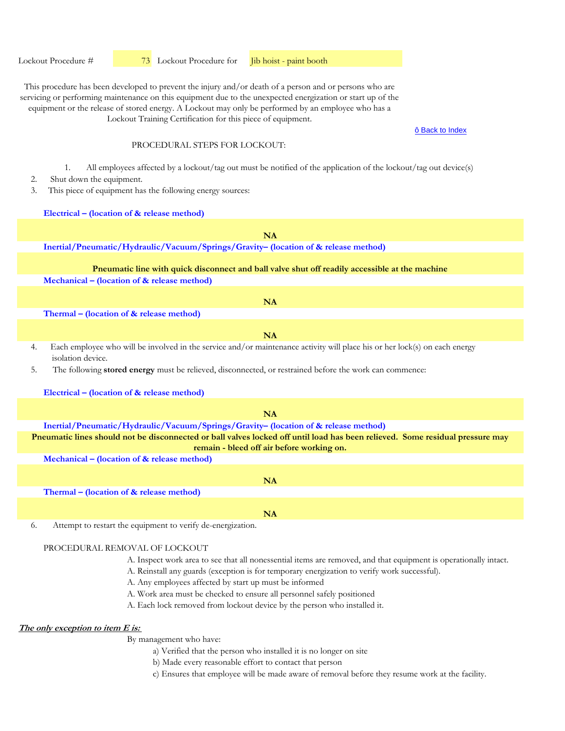Lockout Procedure # 73 Lockout Procedure for Jib hoist - paint booth

This procedure has been developed to prevent the injury and/or death of a person and or persons who are servicing or performing maintenance on this equipment due to the unexpected energization or start up of the equipment or the release of stored energy. A Lockout may only be performed by an employee who has a Lockout Training Certification for this piece of equipment.

ô Back to Index

PROCEDURAL STEPS FOR LOCKOUT:

1. All employees affected by a lockout/tag out must be notified of the application of the lockout/tag out device(s)
2. Shut down the equipment.
3. This piece of equipment has the following energy sources:

**Electrical – (location of & release method)**

**NA**

**Inertial/Pneumatic/Hydraulic/Vacuum/Springs/Gravity– (location of & release method)**

**Pneumatic line with quick disconnect and ball valve shut off readily accessible at the machine**

**Mechanical – (location of & release method)**

**NA**

**Thermal – (location of & release method)**

**NA**

4. Each employee who will be involved in the service and/or maintenance activity will place his or her lock(s) on each energy isolation device.
5. The following **stored energy** must be relieved, disconnected, or restrained before the work can commence:

**Electrical – (location of & release method)**

**NA**

**Inertial/Pneumatic/Hydraulic/Vacuum/Springs/Gravity– (location of & release method)**

**Pneumatic lines should not be disconnected or ball valves locked off until load has been relieved. Some residual pressure may remain - bleed off air before working on.**

**Mechanical – (location of & release method)**

**NA**

**Thermal – (location of & release method)**

**NA**

6. Attempt to restart the equipment to verify de-energization.

PROCEDURAL REMOVAL OF LOCKOUT

A. Inspect work area to see that all nonessential items are removed, and that equipment is operationally intact.
A. Reinstall any guards (exception is for temporary energization to verify work successful).
A. Any employees affected by start up must be informed
A. Work area must be checked to ensure all personnel safely positioned
A. Each lock removed from lockout device by the person who installed it.

***The only exception to item E is:***

By management who have:

a) Verified that the person who installed it is no longer on site
b) Made every reasonable effort to contact that person
c) Ensures that employee will be made aware of removal before they resume work at the facility.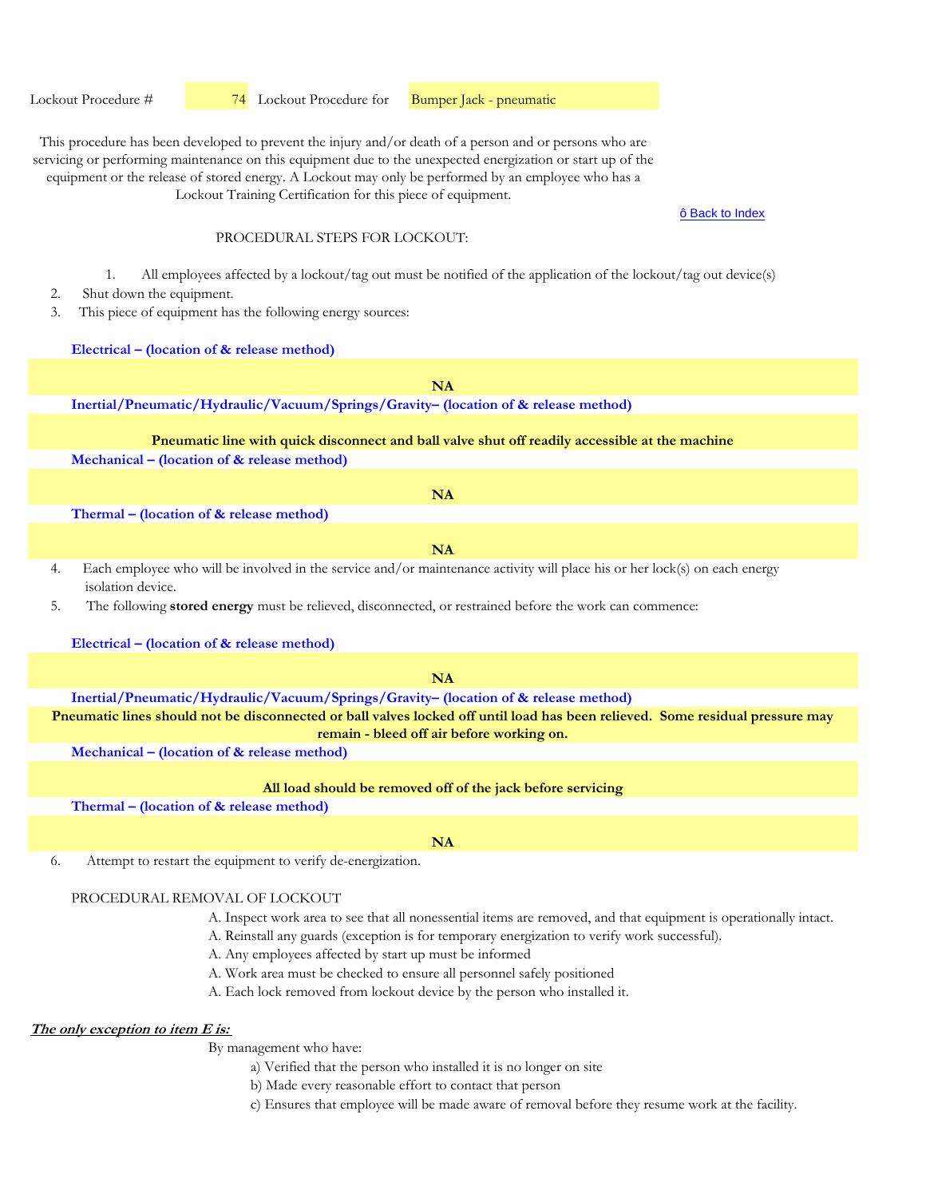Lockout Procedure # 74 Lockout Procedure for Bumper Jack - pneumatic

This procedure has been developed to prevent the injury and/or death of a person and or persons who are servicing or performing maintenance on this equipment due to the unexpected energization or start up of the equipment or the release of stored energy. A Lockout may only be performed by an employee who has a Lockout Training Certification for this piece of equipment.

ô Back to Index

PROCEDURAL STEPS FOR LOCKOUT:

1. All employees affected by a lockout/tag out must be notified of the application of the lockout/tag out device(s)
2. Shut down the equipment.
3. This piece of equipment has the following energy sources:

**Electrical – (location of & release method)**

**NA**

**Inertial/Pneumatic/Hydraulic/Vacuum/Springs/Gravity– (location of & release method)**

**Pneumatic line with quick disconnect and ball valve shut off readily accessible at the machine**

**Mechanical – (location of & release method)**

**NA**

**Thermal – (location of & release method)**

**NA**

4. Each employee who will be involved in the service and/or maintenance activity will place his or her lock(s) on each energy isolation device.
5. The following **stored energy** must be relieved, disconnected, or restrained before the work can commence:

**Electrical – (location of & release method)**

**NA**

**Inertial/Pneumatic/Hydraulic/Vacuum/Springs/Gravity– (location of & release method)**

**Pneumatic lines should not be disconnected or ball valves locked off until load has been relieved. Some residual pressure may remain - bleed off air before working on.**

**Mechanical – (location of & release method)**

**All load should be removed off of the jack before servicing**

**Thermal – (location of & release method)**

**NA**

6. Attempt to restart the equipment to verify de-energization.

PROCEDURAL REMOVAL OF LOCKOUT

A. Inspect work area to see that all nonessential items are removed, and that equipment is operationally intact.
A. Reinstall any guards (exception is for temporary energization to verify work successful).
A. Any employees affected by start up must be informed
A. Work area must be checked to ensure all personnel safely positioned
A. Each lock removed from lockout device by the person who installed it.

***The only exception to item E is:***

By management who have:

a) Verified that the person who installed it is no longer on site
b) Made every reasonable effort to contact that person
c) Ensures that employee will be made aware of removal before they resume work at the facility.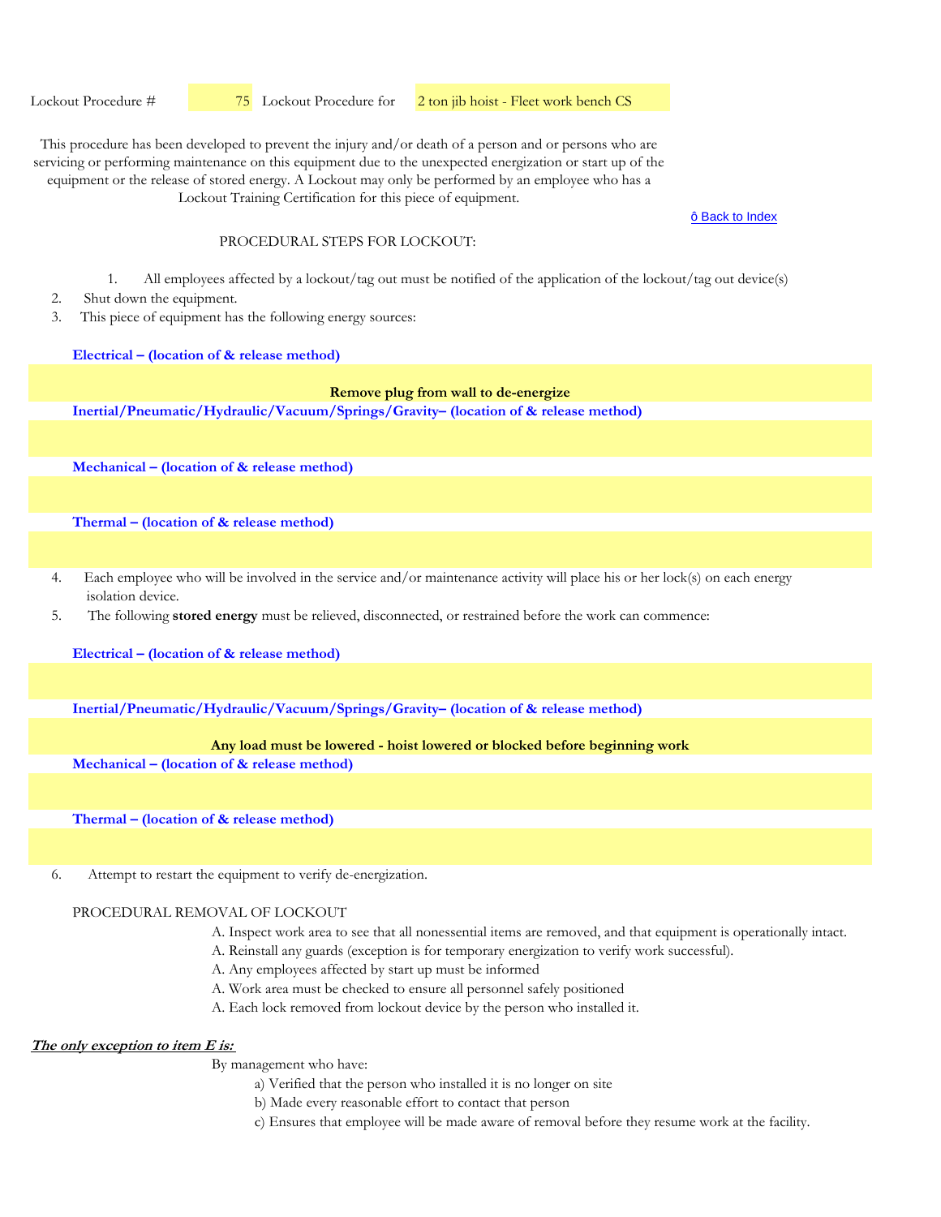Lockout Procedure # 75 Lockout Procedure for 2 ton jib hoist - Fleet work bench CS

This procedure has been developed to prevent the injury and/or death of a person and or persons who are servicing or performing maintenance on this equipment due to the unexpected energization or start up of the equipment or the release of stored energy. A Lockout may only be performed by an employee who has a Lockout Training Certification for this piece of equipment.

ô Back to Index

PROCEDURAL STEPS FOR LOCKOUT:

1. All employees affected by a lockout/tag out must be notified of the application of the lockout/tag out device(s)
2. Shut down the equipment.
3. This piece of equipment has the following energy sources:

**Electrical – (location of & release method)**

**Remove plug from wall to de-energize**

**Inertial/Pneumatic/Hydraulic/Vacuum/Springs/Gravity– (location of & release method)**

**Mechanical – (location of & release method)**

**Thermal – (location of & release method)**

4. Each employee who will be involved in the service and/or maintenance activity will place his or her lock(s) on each energy isolation device.
5. The following **stored energy** must be relieved, disconnected, or restrained before the work can commence:

**Electrical – (location of & release method)**

**Inertial/Pneumatic/Hydraulic/Vacuum/Springs/Gravity– (location of & release method)**

**Any load must be lowered - hoist lowered or blocked before beginning work**

**Mechanical – (location of & release method)**

**Thermal – (location of & release method)**

6. Attempt to restart the equipment to verify de-energization.

PROCEDURAL REMOVAL OF LOCKOUT

A. Inspect work area to see that all nonessential items are removed, and that equipment is operationally intact.
A. Reinstall any guards (exception is for temporary energization to verify work successful).
A. Any employees affected by start up must be informed
A. Work area must be checked to ensure all personnel safely positioned
A. Each lock removed from lockout device by the person who installed it.

***The only exception to item E is:***

By management who have:

a) Verified that the person who installed it is no longer on site
b) Made every reasonable effort to contact that person
c) Ensures that employee will be made aware of removal before they resume work at the facility.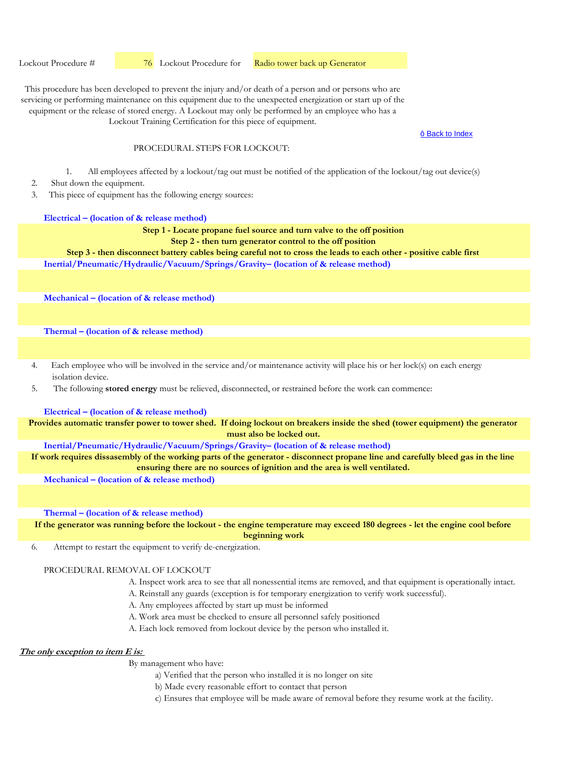Lockout Procedure # 76 Lockout Procedure for Radio tower back up Generator

This procedure has been developed to prevent the injury and/or death of a person and or persons who are servicing or performing maintenance on this equipment due to the unexpected energization or start up of the equipment or the release of stored energy. A Lockout may only be performed by an employee who has a Lockout Training Certification for this piece of equipment.

ô Back to Index

PROCEDURAL STEPS FOR LOCKOUT:

1. All employees affected by a lockout/tag out must be notified of the application of the lockout/tag out device(s)
2. Shut down the equipment.
3. This piece of equipment has the following energy sources:

**Electrical – (location of & release method)**

**Step 1 - Locate propane fuel source and turn valve to the off position**
**Step 2 - then turn generator control to the off position**
**Step 3 - then disconnect battery cables being careful not to cross the leads to each other - positive cable first**

**Inertial/Pneumatic/Hydraulic/Vacuum/Springs/Gravity– (location of & release method)**

**Mechanical – (location of & release method)**

**Thermal – (location of & release method)**

4. Each employee who will be involved in the service and/or maintenance activity will place his or her lock(s) on each energy isolation device.
5. The following **stored energy** must be relieved, disconnected, or restrained before the work can commence:

**Electrical – (location of & release method)**

**Provides automatic transfer power to tower shed. If doing lockout on breakers inside the shed (tower equipment) the generator must also be locked out.**

**Inertial/Pneumatic/Hydraulic/Vacuum/Springs/Gravity– (location of & release method)**

**If work requires dissasembly of the working parts of the generator - disconnect propane line and carefully bleed gas in the line ensuring there are no sources of ignition and the area is well ventilated.**

**Mechanical – (location of & release method)**

**Thermal – (location of & release method)**

**If the generator was running before the lockout - the engine temperature may exceed 180 degrees - let the engine cool before beginning work**

6. Attempt to restart the equipment to verify de-energization.

PROCEDURAL REMOVAL OF LOCKOUT

A. Inspect work area to see that all nonessential items are removed, and that equipment is operationally intact.
A. Reinstall any guards (exception is for temporary energization to verify work successful).
A. Any employees affected by start up must be informed
A. Work area must be checked to ensure all personnel safely positioned
A. Each lock removed from lockout device by the person who installed it.

***The only exception to item E is:***

By management who have:

a) Verified that the person who installed it is no longer on site
b) Made every reasonable effort to contact that person
c) Ensures that employee will be made aware of removal before they resume work at the facility.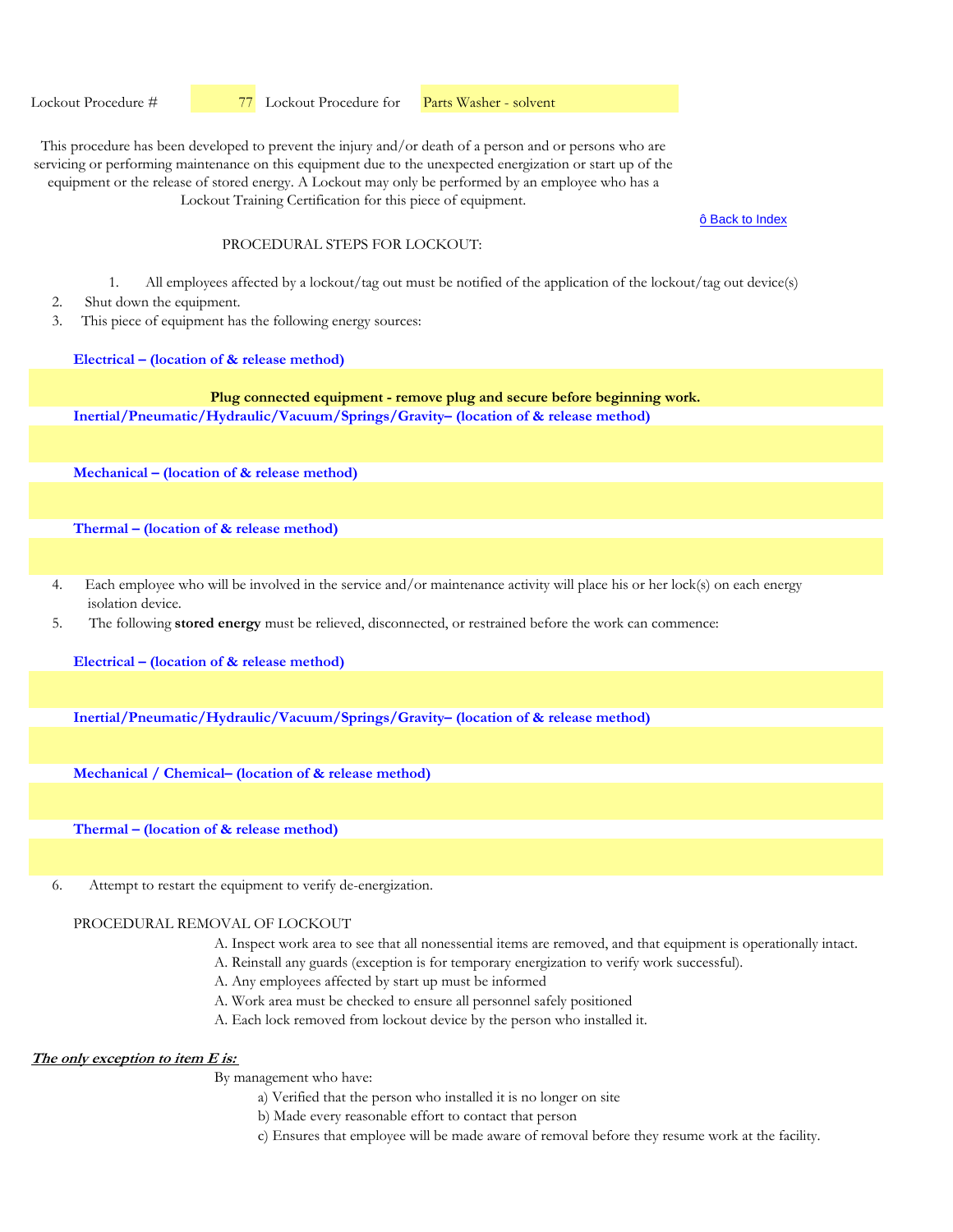Lockout Procedure # 77 Lockout Procedure for Parts Washer - solvent

This procedure has been developed to prevent the injury and/or death of a person and or persons who are servicing or performing maintenance on this equipment due to the unexpected energization or start up of the equipment or the release of stored energy. A Lockout may only be performed by an employee who has a Lockout Training Certification for this piece of equipment.

ô Back to Index

PROCEDURAL STEPS FOR LOCKOUT:

1. All employees affected by a lockout/tag out must be notified of the application of the lockout/tag out device(s)
2. Shut down the equipment.
3. This piece of equipment has the following energy sources:

**Electrical – (location of & release method)**

**Plug connected equipment - remove plug and secure before beginning work.**

**Inertial/Pneumatic/Hydraulic/Vacuum/Springs/Gravity– (location of & release method)**

**Mechanical – (location of & release method)**

**Thermal – (location of & release method)**

4. Each employee who will be involved in the service and/or maintenance activity will place his or her lock(s) on each energy isolation device.
5. The following **stored energy** must be relieved, disconnected, or restrained before the work can commence:

**Electrical – (location of & release method)**

**Inertial/Pneumatic/Hydraulic/Vacuum/Springs/Gravity– (location of & release method)**

**Mechanical / Chemical– (location of & release method)**

**Thermal – (location of & release method)**

6. Attempt to restart the equipment to verify de-energization.

PROCEDURAL REMOVAL OF LOCKOUT

A. Inspect work area to see that all nonessential items are removed, and that equipment is operationally intact.
A. Reinstall any guards (exception is for temporary energization to verify work successful).
A. Any employees affected by start up must be informed
A. Work area must be checked to ensure all personnel safely positioned
A. Each lock removed from lockout device by the person who installed it.

***The only exception to item E is:***

By management who have:

a) Verified that the person who installed it is no longer on site
b) Made every reasonable effort to contact that person
c) Ensures that employee will be made aware of removal before they resume work at the facility.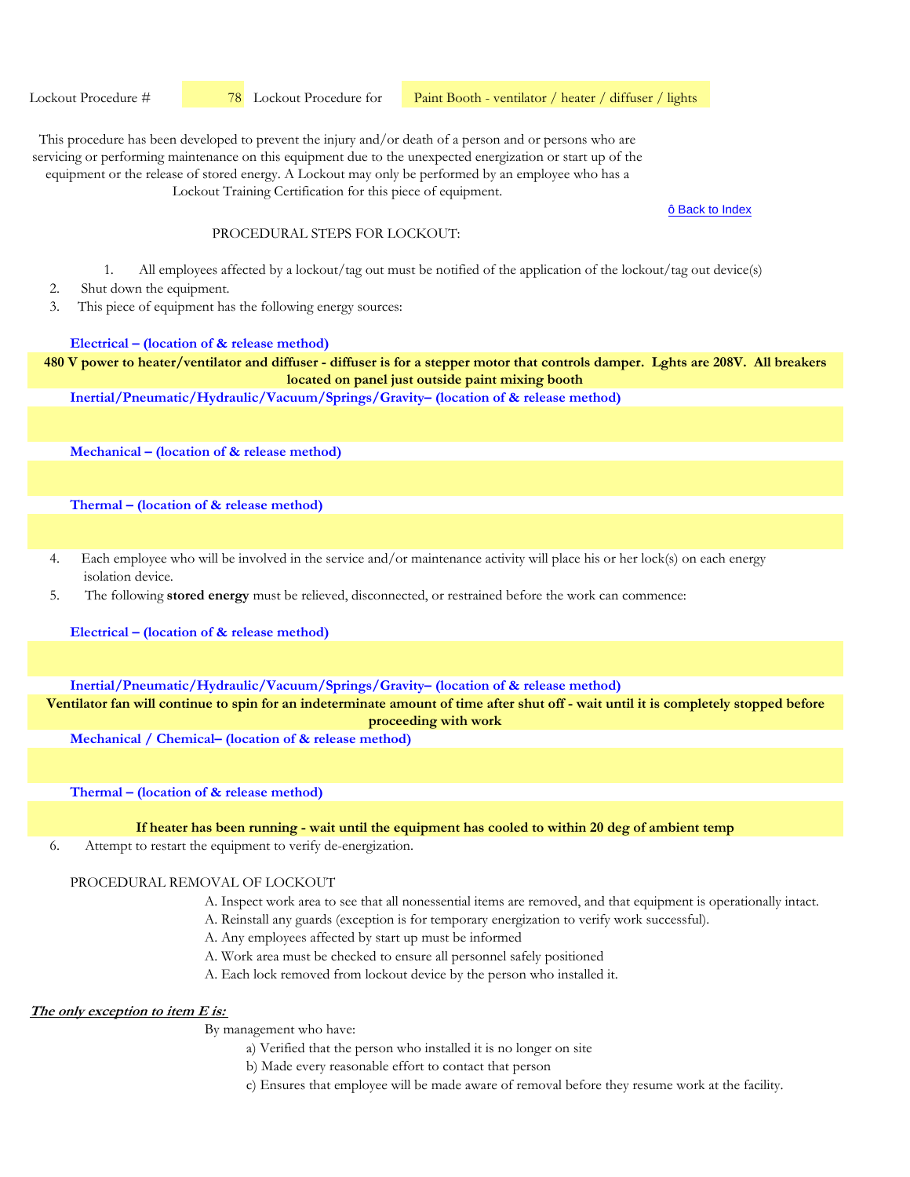Lockout Procedure # 78 Lockout Procedure for Paint Booth - ventilator / heater / diffuser / lights

This procedure has been developed to prevent the injury and/or death of a person and or persons who are servicing or performing maintenance on this equipment due to the unexpected energization or start up of the equipment or the release of stored energy. A Lockout may only be performed by an employee who has a Lockout Training Certification for this piece of equipment.

ô Back to Index

PROCEDURAL STEPS FOR LOCKOUT:

1. All employees affected by a lockout/tag out must be notified of the application of the lockout/tag out device(s)
2. Shut down the equipment.
3. This piece of equipment has the following energy sources:

**Electrical – (location of & release method)**

**480 V power to heater/ventilator and diffuser - diffuser is for a stepper motor that controls damper. Lghts are 208V. All breakers located on panel just outside paint mixing booth**

**Inertial/Pneumatic/Hydraulic/Vacuum/Springs/Gravity– (location of & release method)**

**Mechanical – (location of & release method)**

**Thermal – (location of & release method)**

4. Each employee who will be involved in the service and/or maintenance activity will place his or her lock(s) on each energy isolation device.
5. The following **stored energy** must be relieved, disconnected, or restrained before the work can commence:

**Electrical – (location of & release method)**

**Inertial/Pneumatic/Hydraulic/Vacuum/Springs/Gravity– (location of & release method)**

**Ventilator fan will continue to spin for an indeterminate amount of time after shut off - wait until it is completely stopped before proceeding with work**

**Mechanical / Chemical– (location of & release method)**

**Thermal – (location of & release method)**

**If heater has been running - wait until the equipment has cooled to within 20 deg of ambient temp**

6. Attempt to restart the equipment to verify de-energization.

PROCEDURAL REMOVAL OF LOCKOUT

A. Inspect work area to see that all nonessential items are removed, and that equipment is operationally intact.
A. Reinstall any guards (exception is for temporary energization to verify work successful).
A. Any employees affected by start up must be informed
A. Work area must be checked to ensure all personnel safely positioned
A. Each lock removed from lockout device by the person who installed it.

***The only exception to item E is:***

By management who have:

a) Verified that the person who installed it is no longer on site
b) Made every reasonable effort to contact that person
c) Ensures that employee will be made aware of removal before they resume work at the facility.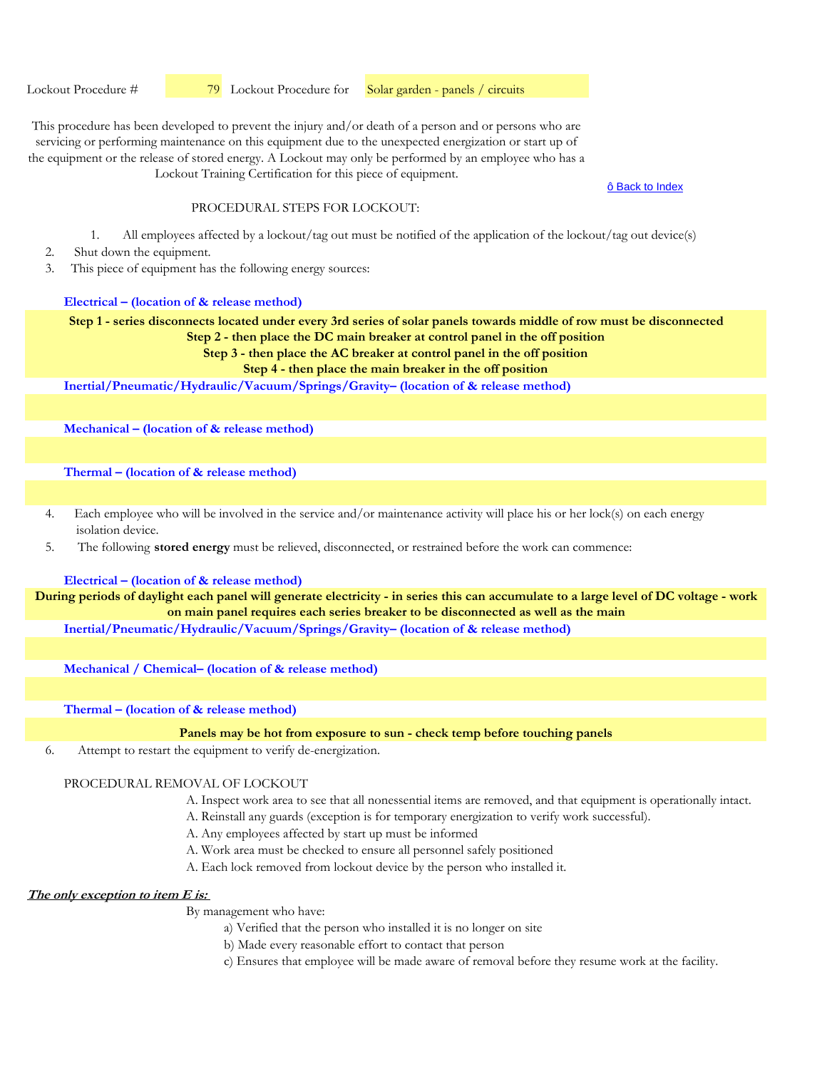Lockout Procedure # 79 Lockout Procedure for Solar garden - panels / circuits

This procedure has been developed to prevent the injury and/or death of a person and or persons who are servicing or performing maintenance on this equipment due to the unexpected energization or start up of the equipment or the release of stored energy. A Lockout may only be performed by an employee who has a Lockout Training Certification for this piece of equipment.

ô Back to Index

PROCEDURAL STEPS FOR LOCKOUT:

1. All employees affected by a lockout/tag out must be notified of the application of the lockout/tag out device(s)
2. Shut down the equipment.
3. This piece of equipment has the following energy sources:

**Electrical – (location of & release method)**

**Step 1 - series disconnects located under every 3rd series of solar panels towards middle of row must be disconnected**
**Step 2 - then place the DC main breaker at control panel in the off position**
**Step 3 - then place the AC breaker at control panel in the off position**
**Step 4 - then place the main breaker in the off position**

**Inertial/Pneumatic/Hydraulic/Vacuum/Springs/Gravity– (location of & release method)**

**Mechanical – (location of & release method)**

**Thermal – (location of & release method)**

4. Each employee who will be involved in the service and/or maintenance activity will place his or her lock(s) on each energy isolation device.
5. The following **stored energy** must be relieved, disconnected, or restrained before the work can commence:

**Electrical – (location of & release method)**

**During periods of daylight each panel will generate electricity - in series this can accumulate to a large level of DC voltage - work on main panel requires each series breaker to be disconnected as well as the main**

**Inertial/Pneumatic/Hydraulic/Vacuum/Springs/Gravity– (location of & release method)**

**Mechanical / Chemical– (location of & release method)**

**Thermal – (location of & release method)**

**Panels may be hot from exposure to sun - check temp before touching panels**

6. Attempt to restart the equipment to verify de-energization.

PROCEDURAL REMOVAL OF LOCKOUT

A. Inspect work area to see that all nonessential items are removed, and that equipment is operationally intact.
A. Reinstall any guards (exception is for temporary energization to verify work successful).
A. Any employees affected by start up must be informed
A. Work area must be checked to ensure all personnel safely positioned
A. Each lock removed from lockout device by the person who installed it.

***The only exception to item E is:***

By management who have:

a) Verified that the person who installed it is no longer on site
b) Made every reasonable effort to contact that person
c) Ensures that employee will be made aware of removal before they resume work at the facility.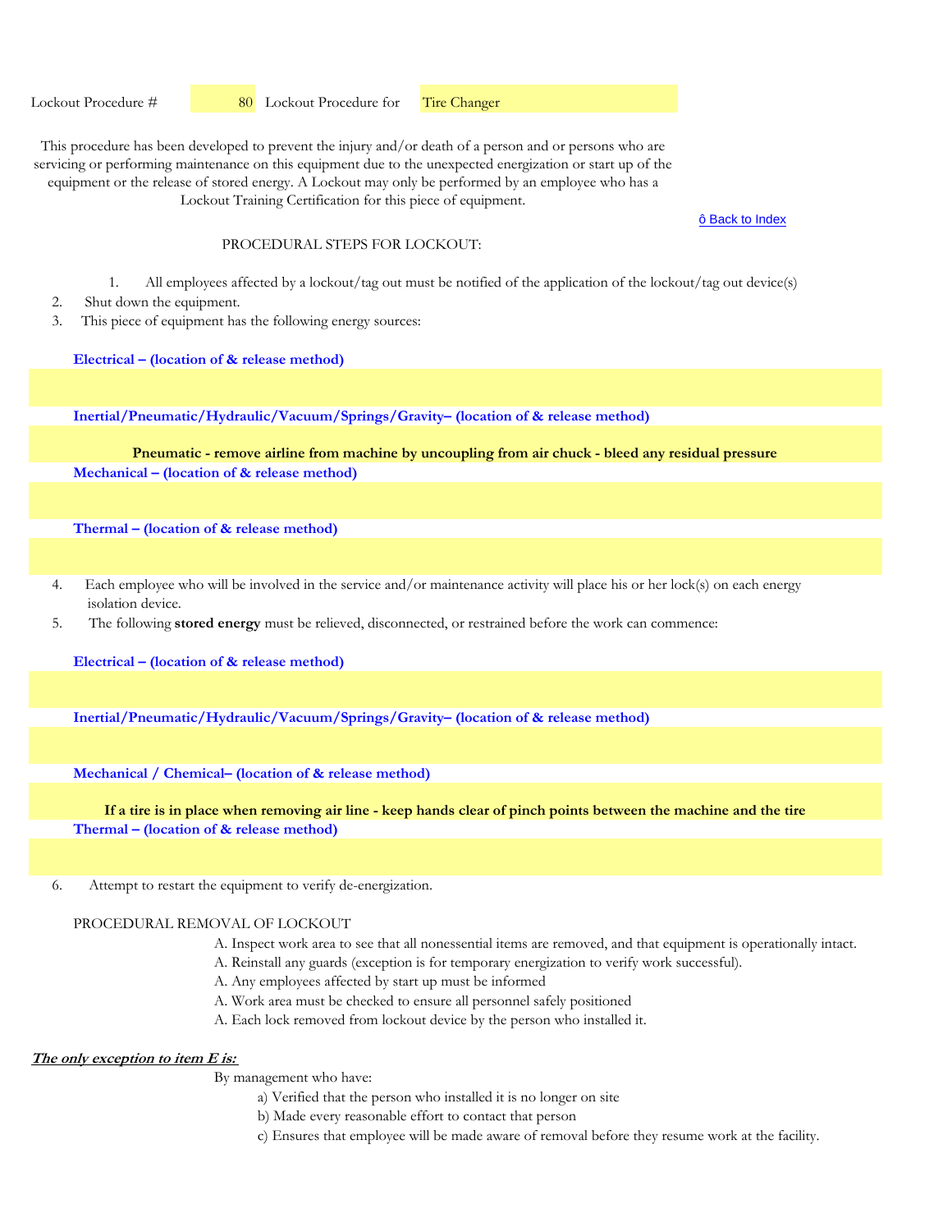Lockout Procedure # 80 Lockout Procedure for Tire Changer

This procedure has been developed to prevent the injury and/or death of a person and or persons who are servicing or performing maintenance on this equipment due to the unexpected energization or start up of the equipment or the release of stored energy. A Lockout may only be performed by an employee who has a Lockout Training Certification for this piece of equipment.

ô Back to Index

PROCEDURAL STEPS FOR LOCKOUT:

1. All employees affected by a lockout/tag out must be notified of the application of the lockout/tag out device(s)
2. Shut down the equipment.
3. This piece of equipment has the following energy sources:

**Electrical – (location of & release method)**

**Inertial/Pneumatic/Hydraulic/Vacuum/Springs/Gravity– (location of & release method)**

**Pneumatic - remove airline from machine by uncoupling from air chuck - bleed any residual pressure**

**Mechanical – (location of & release method)**

**Thermal – (location of & release method)**

4. Each employee who will be involved in the service and/or maintenance activity will place his or her lock(s) on each energy isolation device.
5. The following **stored energy** must be relieved, disconnected, or restrained before the work can commence:

**Electrical – (location of & release method)**

**Inertial/Pneumatic/Hydraulic/Vacuum/Springs/Gravity– (location of & release method)**

**Mechanical / Chemical– (location of & release method)**

**If a tire is in place when removing air line - keep hands clear of pinch points between the machine and the tire**

**Thermal – (location of & release method)**

6. Attempt to restart the equipment to verify de-energization.

PROCEDURAL REMOVAL OF LOCKOUT

A. Inspect work area to see that all nonessential items are removed, and that equipment is operationally intact.
A. Reinstall any guards (exception is for temporary energization to verify work successful).
A. Any employees affected by start up must be informed
A. Work area must be checked to ensure all personnel safely positioned
A. Each lock removed from lockout device by the person who installed it.

***<u>The only exception to item E is:</u>***

By management who have:

a) Verified that the person who installed it is no longer on site
b) Made every reasonable effort to contact that person
c) Ensures that employee will be made aware of removal before they resume work at the facility.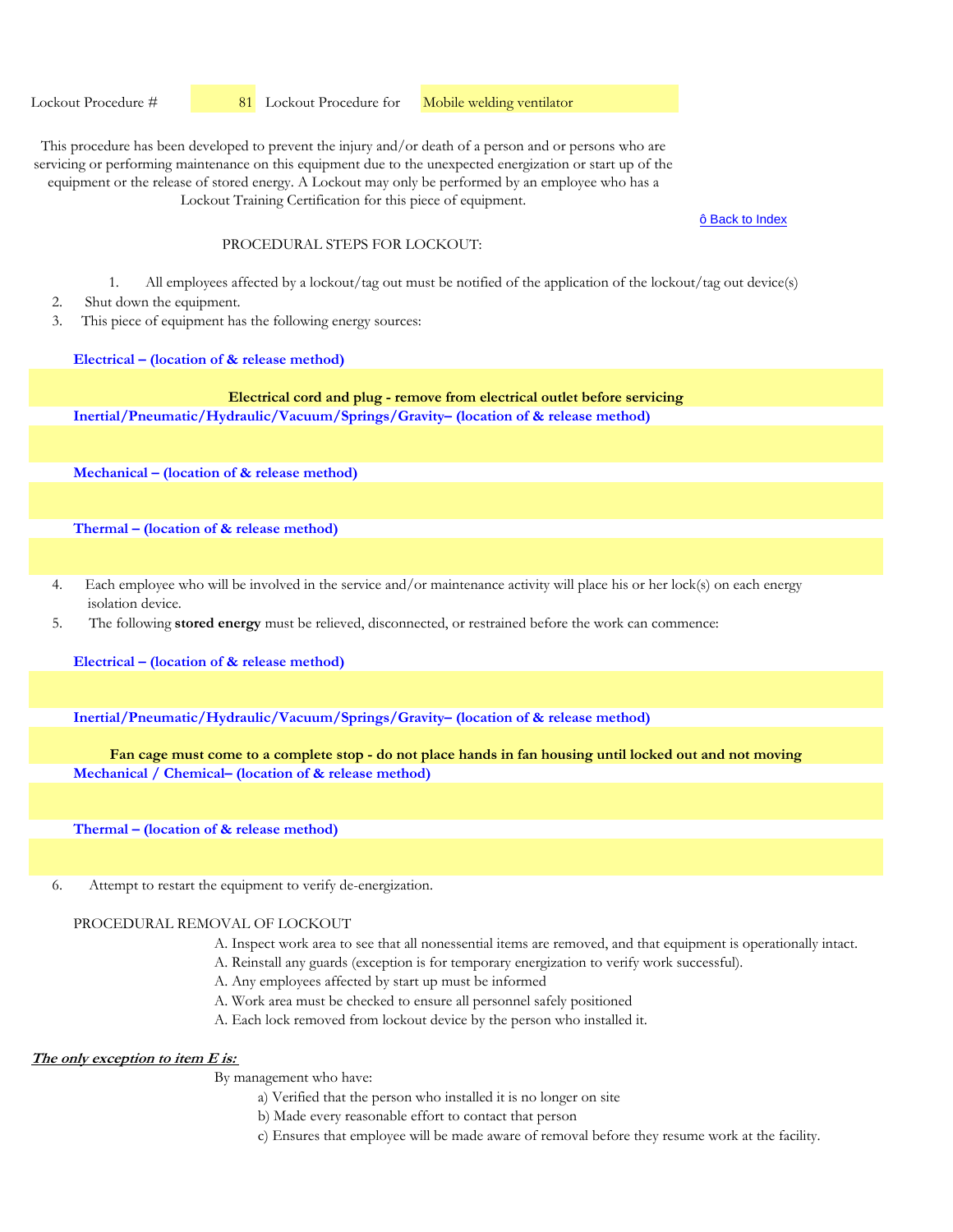Lockout Procedure # 81 Lockout Procedure for Mobile welding ventilator

This procedure has been developed to prevent the injury and/or death of a person and or persons who are servicing or performing maintenance on this equipment due to the unexpected energization or start up of the equipment or the release of stored energy. A Lockout may only be performed by an employee who has a Lockout Training Certification for this piece of equipment.

ô Back to Index

PROCEDURAL STEPS FOR LOCKOUT:

1. All employees affected by a lockout/tag out must be notified of the application of the lockout/tag out device(s)
2. Shut down the equipment.
3. This piece of equipment has the following energy sources:

**Electrical – (location of & release method)**

**Electrical cord and plug - remove from electrical outlet before servicing**

**Inertial/Pneumatic/Hydraulic/Vacuum/Springs/Gravity– (location of & release method)**

**Mechanical – (location of & release method)**

**Thermal – (location of & release method)**

4. Each employee who will be involved in the service and/or maintenance activity will place his or her lock(s) on each energy isolation device.
5. The following **stored energy** must be relieved, disconnected, or restrained before the work can commence:

**Electrical – (location of & release method)**

**Inertial/Pneumatic/Hydraulic/Vacuum/Springs/Gravity– (location of & release method)**

**Fan cage must come to a complete stop - do not place hands in fan housing until locked out and not moving**

**Mechanical / Chemical– (location of & release method)**

**Thermal – (location of & release method)**

6. Attempt to restart the equipment to verify de-energization.

PROCEDURAL REMOVAL OF LOCKOUT

A. Inspect work area to see that all nonessential items are removed, and that equipment is operationally intact.
A. Reinstall any guards (exception is for temporary energization to verify work successful).
A. Any employees affected by start up must be informed
A. Work area must be checked to ensure all personnel safely positioned
A. Each lock removed from lockout device by the person who installed it.

***The only exception to item E is:***

By management who have:

a) Verified that the person who installed it is no longer on site
b) Made every reasonable effort to contact that person
c) Ensures that employee will be made aware of removal before they resume work at the facility.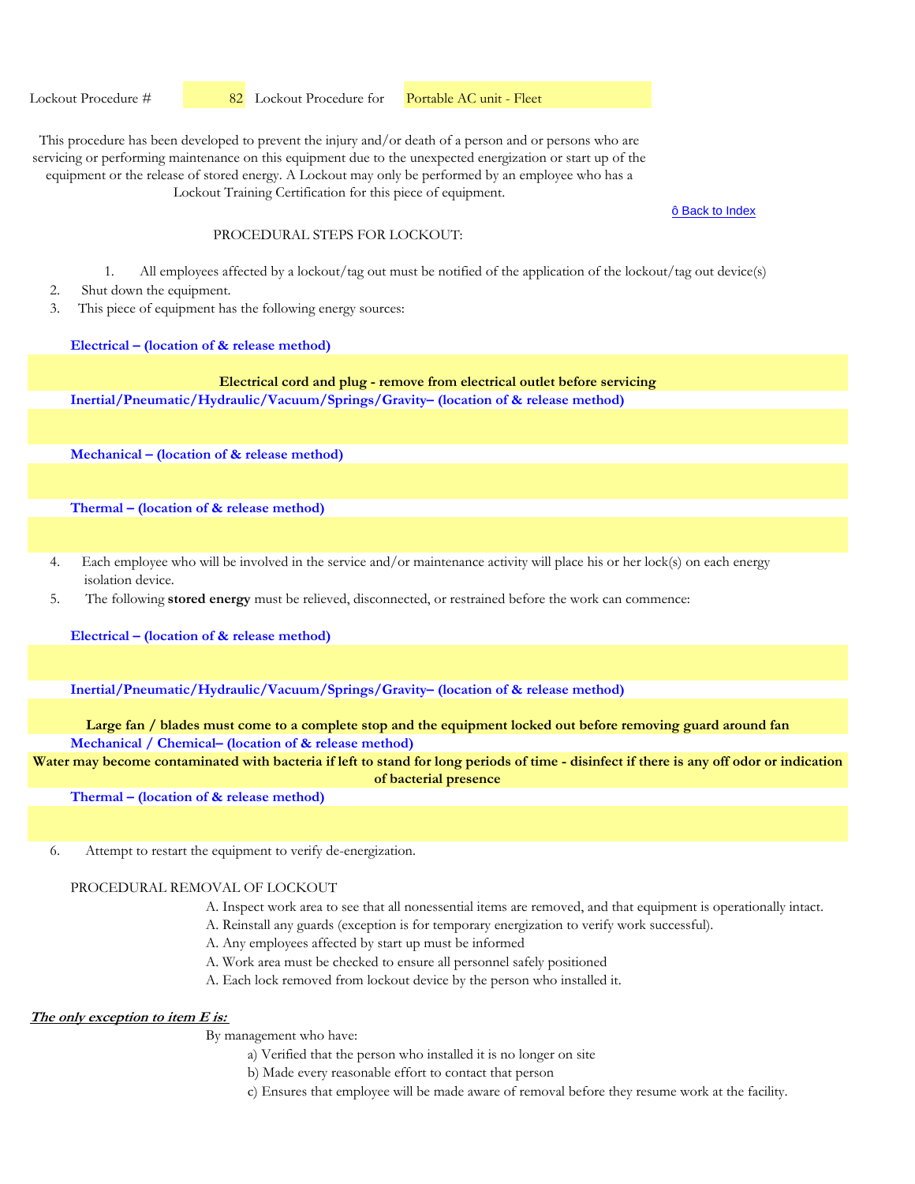Lockout Procedure # 82 Lockout Procedure for Portable AC unit - Fleet

This procedure has been developed to prevent the injury and/or death of a person and or persons who are servicing or performing maintenance on this equipment due to the unexpected energization or start up of the equipment or the release of stored energy. A Lockout may only be performed by an employee who has a Lockout Training Certification for this piece of equipment.

ô Back to Index

PROCEDURAL STEPS FOR LOCKOUT:

1. All employees affected by a lockout/tag out must be notified of the application of the lockout/tag out device(s)
2. Shut down the equipment.
3. This piece of equipment has the following energy sources:

**Electrical – (location of & release method)**

**Electrical cord and plug - remove from electrical outlet before servicing**

**Inertial/Pneumatic/Hydraulic/Vacuum/Springs/Gravity– (location of & release method)**

**Mechanical – (location of & release method)**

**Thermal – (location of & release method)**

4. Each employee who will be involved in the service and/or maintenance activity will place his or her lock(s) on each energy isolation device.
5. The following **stored energy** must be relieved, disconnected, or restrained before the work can commence:

**Electrical – (location of & release method)**

**Inertial/Pneumatic/Hydraulic/Vacuum/Springs/Gravity– (location of & release method)**

**Large fan / blades must come to a complete stop and the equipment locked out before removing guard around fan**

**Mechanical / Chemical– (location of & release method)**

**Water may become contaminated with bacteria if left to stand for long periods of time - disinfect if there is any off odor or indication of bacterial presence**

**Thermal – (location of & release method)**

6. Attempt to restart the equipment to verify de-energization.

PROCEDURAL REMOVAL OF LOCKOUT

A. Inspect work area to see that all nonessential items are removed, and that equipment is operationally intact.
A. Reinstall any guards (exception is for temporary energization to verify work successful).
A. Any employees affected by start up must be informed
A. Work area must be checked to ensure all personnel safely positioned
A. Each lock removed from lockout device by the person who installed it.

***The only exception to item E is:***

By management who have:

a) Verified that the person who installed it is no longer on site
b) Made every reasonable effort to contact that person
c) Ensures that employee will be made aware of removal before they resume work at the facility.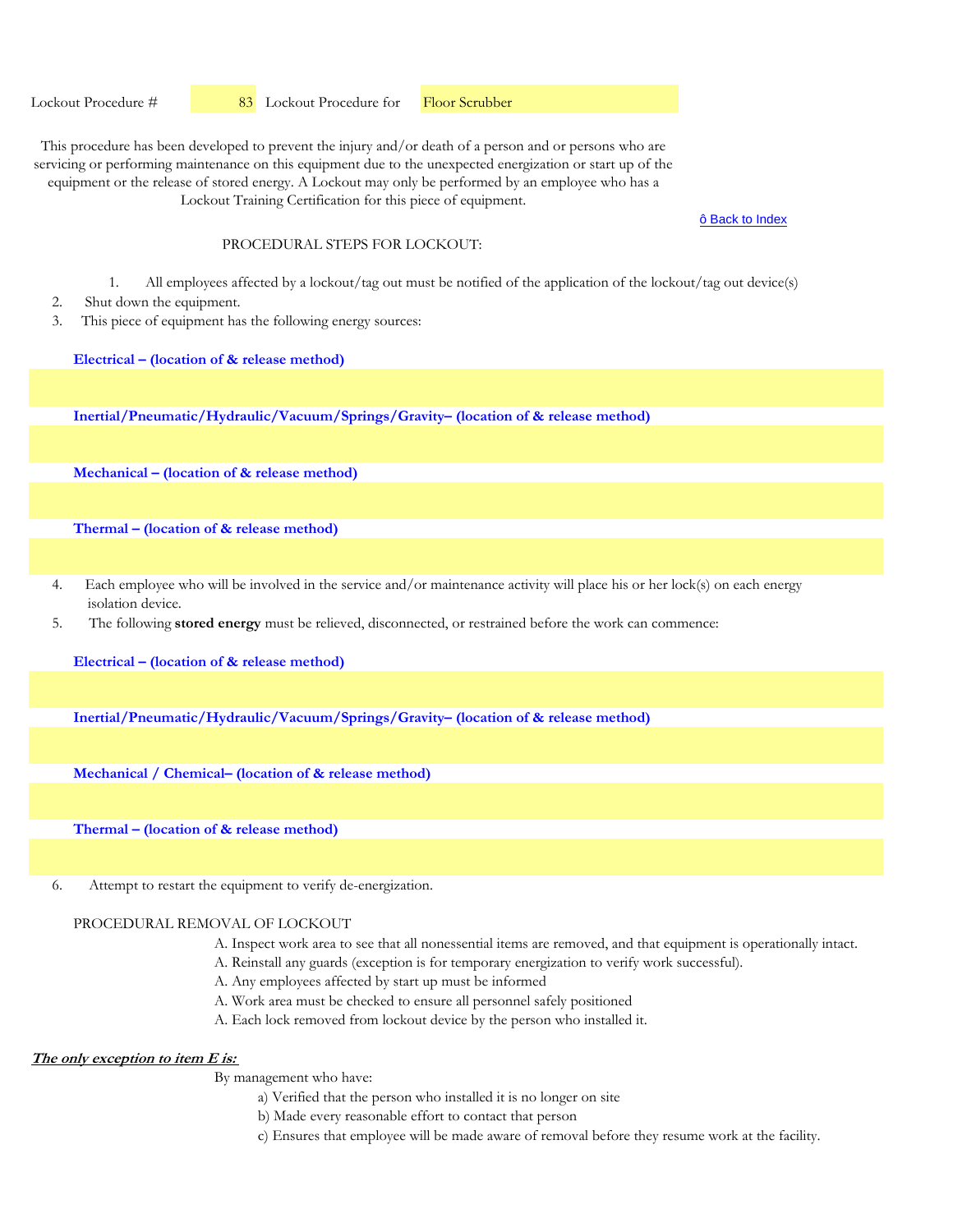Lockout Procedure # 83 Lockout Procedure for Floor Scrubber

This procedure has been developed to prevent the injury and/or death of a person and or persons who are servicing or performing maintenance on this equipment due to the unexpected energization or start up of the equipment or the release of stored energy. A Lockout may only be performed by an employee who has a Lockout Training Certification for this piece of equipment.

ô Back to Index

PROCEDURAL STEPS FOR LOCKOUT:

1. All employees affected by a lockout/tag out must be notified of the application of the lockout/tag out device(s)
2. Shut down the equipment.
3. This piece of equipment has the following energy sources:

**Electrical – (location of & release method)**

**Inertial/Pneumatic/Hydraulic/Vacuum/Springs/Gravity– (location of & release method)**

**Mechanical – (location of & release method)**

**Thermal – (location of & release method)**

4. Each employee who will be involved in the service and/or maintenance activity will place his or her lock(s) on each energy isolation device.
5. The following **stored energy** must be relieved, disconnected, or restrained before the work can commence:

**Electrical – (location of & release method)**

**Inertial/Pneumatic/Hydraulic/Vacuum/Springs/Gravity– (location of & release method)**

**Mechanical / Chemical– (location of & release method)**

**Thermal – (location of & release method)**

6. Attempt to restart the equipment to verify de-energization.

PROCEDURAL REMOVAL OF LOCKOUT

A. Inspect work area to see that all nonessential items are removed, and that equipment is operationally intact.
A. Reinstall any guards (exception is for temporary energization to verify work successful).
A. Any employees affected by start up must be informed
A. Work area must be checked to ensure all personnel safely positioned
A. Each lock removed from lockout device by the person who installed it.

***The only exception to item E is:***

By management who have:

a) Verified that the person who installed it is no longer on site
b) Made every reasonable effort to contact that person
c) Ensures that employee will be made aware of removal before they resume work at the facility.